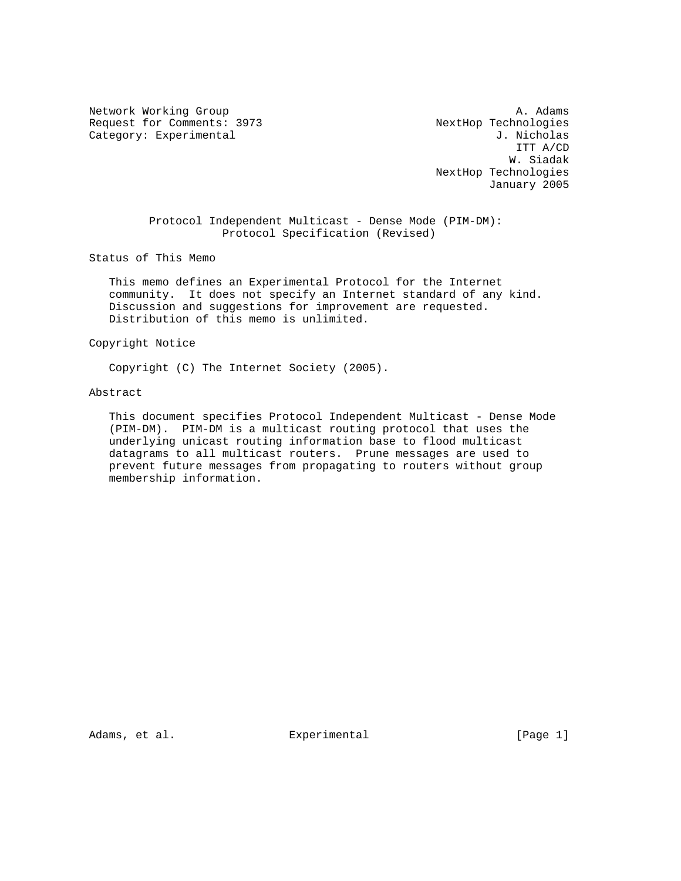Network Working Group A. Adams
Request for Comments: 3973 NextHop Technologies
Category: Experimental J. Nicholas
ITT A/CD
W. Siadak
NextHop Technologies
January 2005

# Protocol Independent Multicast - Dense Mode (PIM-DM): Protocol Specification (Revised)

## Status of This Memo

This memo defines an Experimental Protocol for the Internet community. It does not specify an Internet standard of any kind. Discussion and suggestions for improvement are requested. Distribution of this memo is unlimited.

## Copyright Notice

Copyright (C) The Internet Society (2005).

## Abstract

This document specifies Protocol Independent Multicast - Dense Mode (PIM-DM). PIM-DM is a multicast routing protocol that uses the underlying unicast routing information base to flood multicast datagrams to all multicast routers. Prune messages are used to prevent future messages from propagating to routers without group membership information.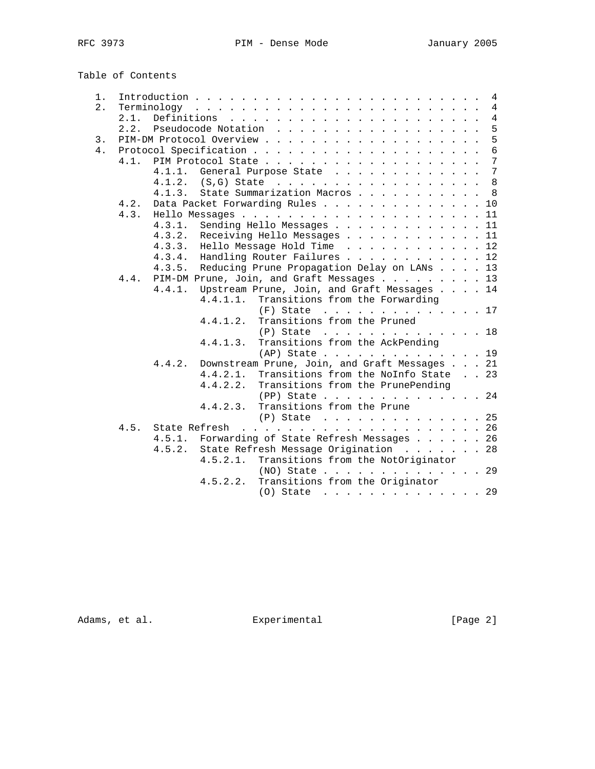Table of Contents

```
   1.  Introduction . . . . . . . . . . . . . . . . . . . . . . . . .  4
   2.  Terminology  . . . . . . . . . . . . . . . . . . . . . . . . .  4
       2.1.  Definitions  . . . . . . . . . . . . . . . . . . . . . .  4
       2.2.  Pseudocode Notation  . . . . . . . . . . . . . . . . . .  5
   3.  PIM-DM Protocol Overview . . . . . . . . . . . . . . . . . . .  5
   4.  Protocol Specification . . . . . . . . . . . . . . . . . . . .  6
       4.1.  PIM Protocol State . . . . . . . . . . . . . . . . . . .  7
             4.1.1.  General Purpose State  . . . . . . . . . . . . .  7
             4.1.2.  (S,G) State  . . . . . . . . . . . . . . . . . .  8
             4.1.3.  State Summarization Macros . . . . . . . . . . .  8
       4.2.  Data Packet Forwarding Rules . . . . . . . . . . . . . . 10
       4.3.  Hello Messages . . . . . . . . . . . . . . . . . . . . . 11
             4.3.1.  Sending Hello Messages . . . . . . . . . . . . . 11
             4.3.2.  Receiving Hello Messages . . . . . . . . . . . . 11
             4.3.3.  Hello Message Hold Time  . . . . . . . . . . . . 12
             4.3.4.  Handling Router Failures . . . . . . . . . . . . 12
             4.3.5.  Reducing Prune Propagation Delay on LANs . . . . 13
       4.4.  PIM-DM Prune, Join, and Graft Messages . . . . . . . . . 13
             4.4.1.  Upstream Prune, Join, and Graft Messages . . . . 14
                     4.4.1.1.  Transitions from the Forwarding
                               (F) State  . . . . . . . . . . . . . . 17
                     4.4.1.2.  Transitions from the Pruned
                               (P) State  . . . . . . . . . . . . . . 18
                     4.4.1.3.  Transitions from the AckPending
                               (AP) State . . . . . . . . . . . . . . 19
             4.4.2.  Downstream Prune, Join, and Graft Messages . . . 21
                     4.4.2.1.  Transitions from the NoInfo State  . . 23
                     4.4.2.2.  Transitions from the PrunePending
                               (PP) State . . . . . . . . . . . . . . 24
                     4.4.2.3.  Transitions from the Prune
                               (P) State  . . . . . . . . . . . . . . 25
       4.5.  State Refresh  . . . . . . . . . . . . . . . . . . . . . 26
             4.5.1.  Forwarding of State Refresh Messages . . . . . . 26
             4.5.2.  State Refresh Message Origination  . . . . . . . 28
                     4.5.2.1.  Transitions from the NotOriginator
                               (NO) State . . . . . . . . . . . . . . 29
                     4.5.2.2.  Transitions from the Originator
                               (O) State  . . . . . . . . . . . . . . 29
```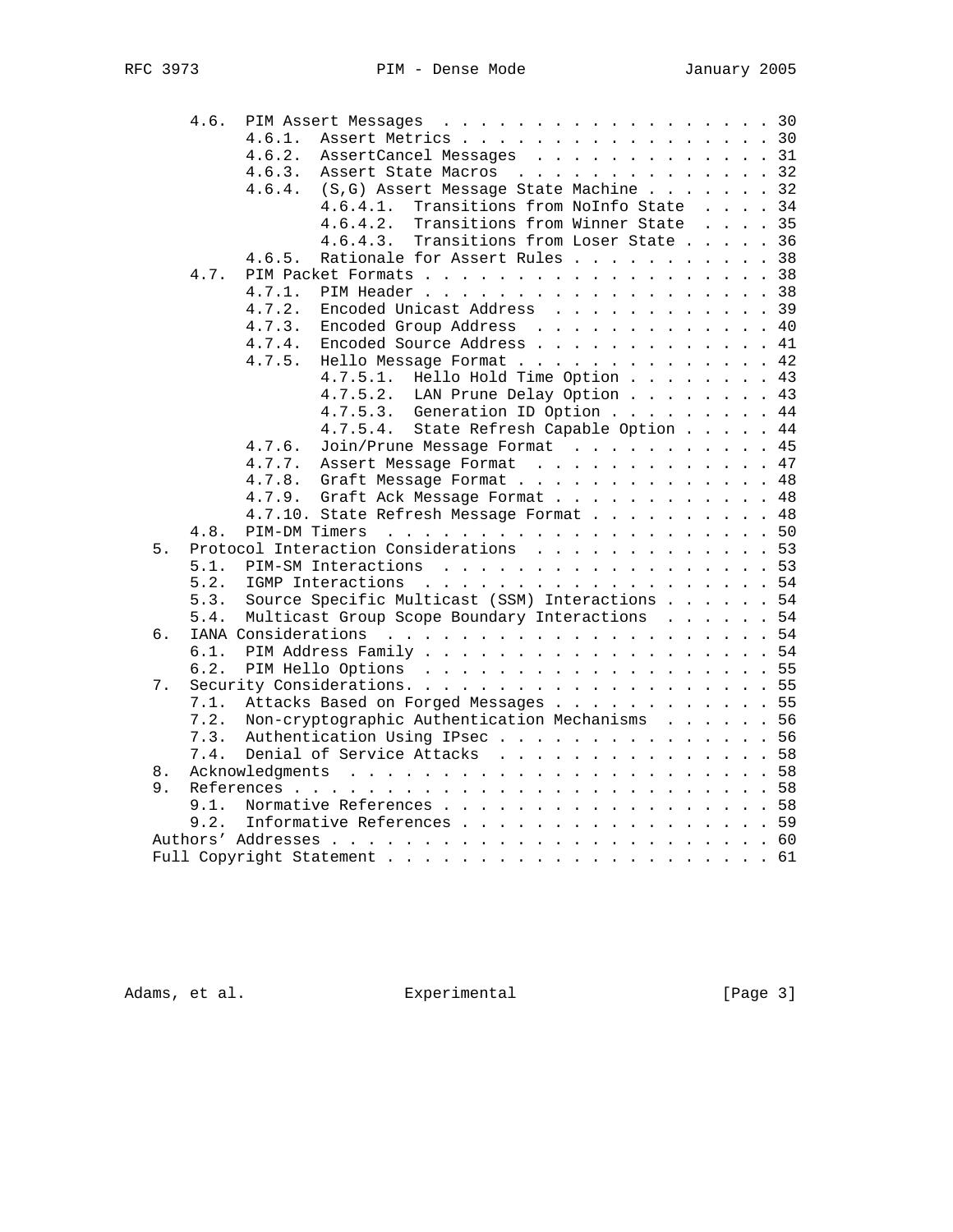```
      4.6.  PIM Assert Messages . . . . . . . . . . . . . . . . . . . 30
            4.6.1.  Assert Metrics . . . . . . . . . . . . . . . . . . 30
            4.6.2.  AssertCancel Messages  . . . . . . . . . . . . . . 31
            4.6.3.  Assert State Macros  . . . . . . . . . . . . . . . 32
            4.6.4.  (S,G) Assert Message State Machine . . . . . . . . 32
                    4.6.4.1.  Transitions from NoInfo State  . . . . 34
                    4.6.4.2.  Transitions from Winner State  . . . . 35
                    4.6.4.3.  Transitions from Loser State . . . . . 36
            4.6.5.  Rationale for Assert Rules . . . . . . . . . . . . 38
      4.7.  PIM Packet Formats . . . . . . . . . . . . . . . . . . . . 38
            4.7.1.  PIM Header . . . . . . . . . . . . . . . . . . . . 38
            4.7.2.  Encoded Unicast Address  . . . . . . . . . . . . . 39
            4.7.3.  Encoded Group Address  . . . . . . . . . . . . . . 40
            4.7.4.  Encoded Source Address . . . . . . . . . . . . . . 41
            4.7.5.  Hello Message Format . . . . . . . . . . . . . . . 42
                    4.7.5.1.  Hello Hold Time Option . . . . . . . . 43
                    4.7.5.2.  LAN Prune Delay Option . . . . . . . . 43
                    4.7.5.3.  Generation ID Option . . . . . . . . . 44
                    4.7.5.4.  State Refresh Capable Option . . . . . 44
            4.7.6.  Join/Prune Message Format  . . . . . . . . . . . . 45
            4.7.7.  Assert Message Format  . . . . . . . . . . . . . . 47
            4.7.8.  Graft Message Format . . . . . . . . . . . . . . . 48
            4.7.9.  Graft Ack Message Format . . . . . . . . . . . . . 48
            4.7.10. State Refresh Message Format . . . . . . . . . . . 48
      4.8.  PIM-DM Timers  . . . . . . . . . . . . . . . . . . . . . . 50
   5.  Protocol Interaction Considerations  . . . . . . . . . . . . . 53
      5.1.  PIM-SM Interactions  . . . . . . . . . . . . . . . . . . . 53
      5.2.  IGMP Interactions  . . . . . . . . . . . . . . . . . . . . 54
      5.3.  Source Specific Multicast (SSM) Interactions . . . . . . . 54
      5.4.  Multicast Group Scope Boundary Interactions  . . . . . . . 54
   6.  IANA Considerations  . . . . . . . . . . . . . . . . . . . . . 54
      6.1.  PIM Address Family . . . . . . . . . . . . . . . . . . . . 54
      6.2.  PIM Hello Options  . . . . . . . . . . . . . . . . . . . . 55
   7.  Security Considerations. . . . . . . . . . . . . . . . . . . . 55
      7.1.  Attacks Based on Forged Messages . . . . . . . . . . . . . 55
      7.2.  Non-cryptographic Authentication Mechanisms  . . . . . . . 56
      7.3.  Authentication Using IPsec . . . . . . . . . . . . . . . . 56
      7.4.  Denial of Service Attacks  . . . . . . . . . . . . . . . . 58
   8.  Acknowledgments  . . . . . . . . . . . . . . . . . . . . . . . 58
   9.  References . . . . . . . . . . . . . . . . . . . . . . . . . . 58
      9.1.  Normative References . . . . . . . . . . . . . . . . . . . 58
      9.2.  Informative References . . . . . . . . . . . . . . . . . . 59
   Authors' Addresses . . . . . . . . . . . . . . . . . . . . . . . . 60
   Full Copyright Statement . . . . . . . . . . . . . . . . . . . . . 61
```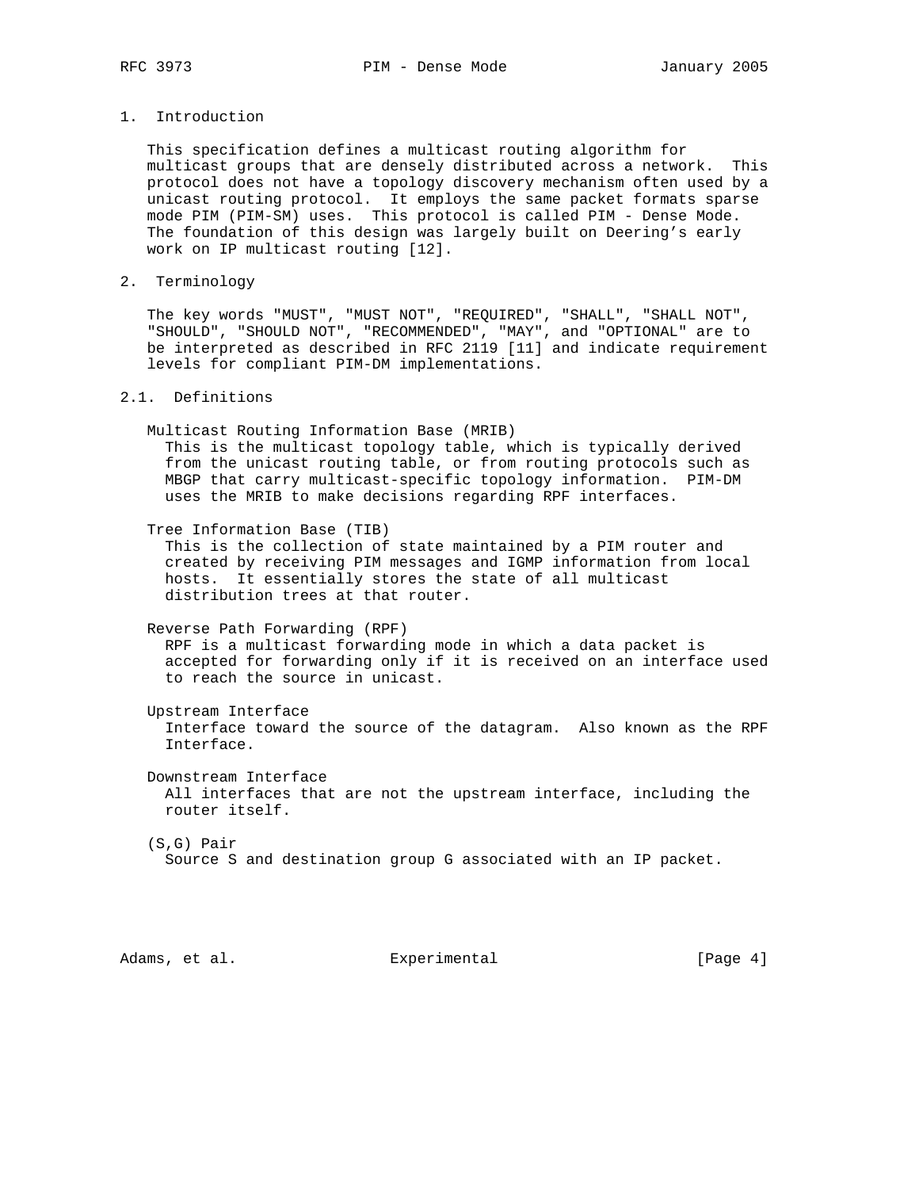## 1. Introduction

This specification defines a multicast routing algorithm for multicast groups that are densely distributed across a network. This protocol does not have a topology discovery mechanism often used by a unicast routing protocol. It employs the same packet formats sparse mode PIM (PIM-SM) uses. This protocol is called PIM - Dense Mode. The foundation of this design was largely built on Deering's early work on IP multicast routing [12].

## 2. Terminology

The key words "MUST", "MUST NOT", "REQUIRED", "SHALL", "SHALL NOT", "SHOULD", "SHOULD NOT", "RECOMMENDED", "MAY", and "OPTIONAL" are to be interpreted as described in RFC 2119 [11] and indicate requirement levels for compliant PIM-DM implementations.

### 2.1. Definitions

Multicast Routing Information Base (MRIB)
: This is the multicast topology table, which is typically derived from the unicast routing table, or from routing protocols such as MBGP that carry multicast-specific topology information. PIM-DM uses the MRIB to make decisions regarding RPF interfaces.

Tree Information Base (TIB)
: This is the collection of state maintained by a PIM router and created by receiving PIM messages and IGMP information from local hosts. It essentially stores the state of all multicast distribution trees at that router.

Reverse Path Forwarding (RPF)
: RPF is a multicast forwarding mode in which a data packet is accepted for forwarding only if it is received on an interface used to reach the source in unicast.

Upstream Interface
: Interface toward the source of the datagram. Also known as the RPF Interface.

Downstream Interface
: All interfaces that are not the upstream interface, including the router itself.

(S,G) Pair
: Source S and destination group G associated with an IP packet.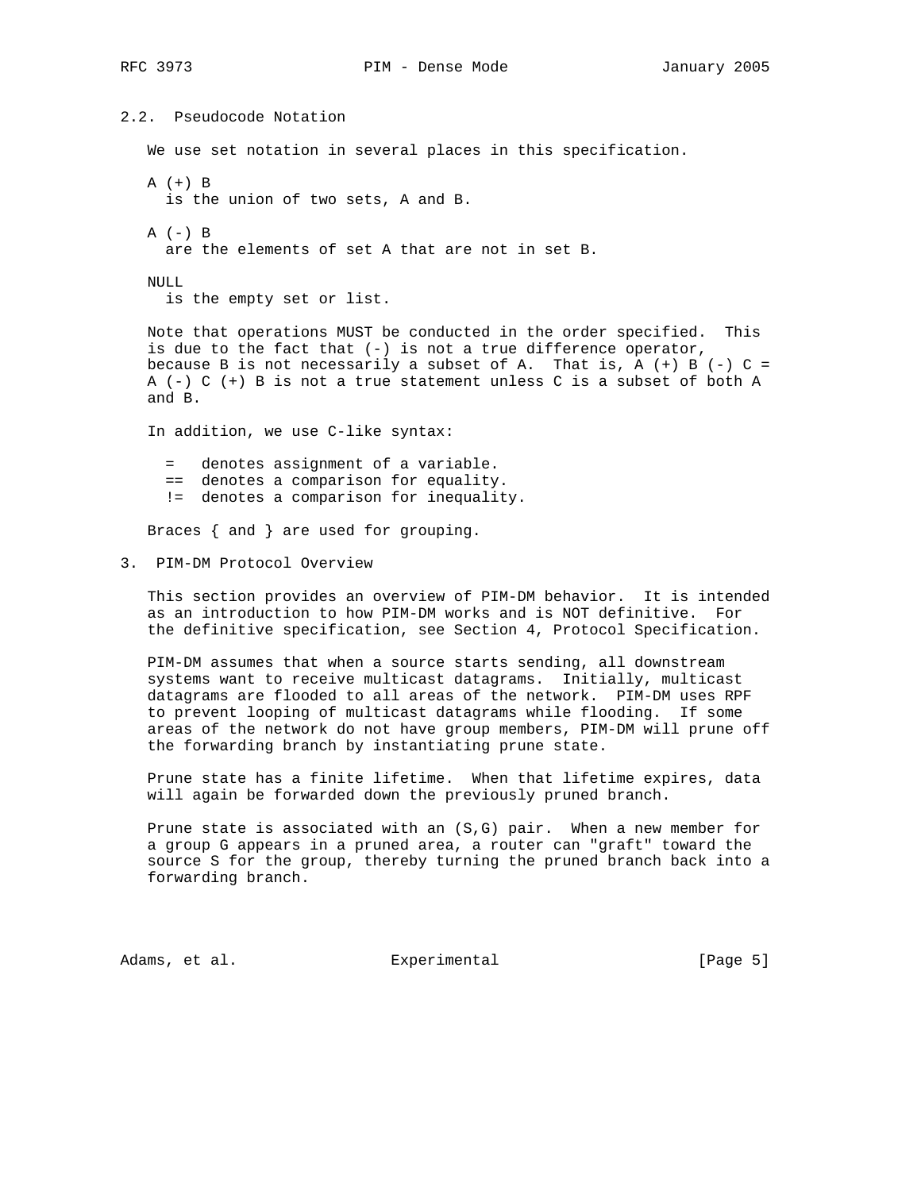## 2.2. Pseudocode Notation

We use set notation in several places in this specification.

A (+) B
: is the union of two sets, A and B.

A (-) B
: are the elements of set A that are not in set B.

NULL
: is the empty set or list.

Note that operations MUST be conducted in the order specified. This is due to the fact that (-) is not a true difference operator, because B is not necessarily a subset of A. That is, A (+) B (-) C = A (-) C (+) B is not a true statement unless C is a subset of both A and B.

In addition, we use C-like syntax:

- `=` denotes assignment of a variable.
- `==` denotes a comparison for equality.
- `!=` denotes a comparison for inequality.

Braces { and } are used for grouping.

# 3. PIM-DM Protocol Overview

This section provides an overview of PIM-DM behavior. It is intended as an introduction to how PIM-DM works and is NOT definitive. For the definitive specification, see Section 4, Protocol Specification.

PIM-DM assumes that when a source starts sending, all downstream systems want to receive multicast datagrams. Initially, multicast datagrams are flooded to all areas of the network. PIM-DM uses RPF to prevent looping of multicast datagrams while flooding. If some areas of the network do not have group members, PIM-DM will prune off the forwarding branch by instantiating prune state.

Prune state has a finite lifetime. When that lifetime expires, data will again be forwarded down the previously pruned branch.

Prune state is associated with an (S,G) pair. When a new member for a group G appears in a pruned area, a router can "graft" toward the source S for the group, thereby turning the pruned branch back into a forwarding branch.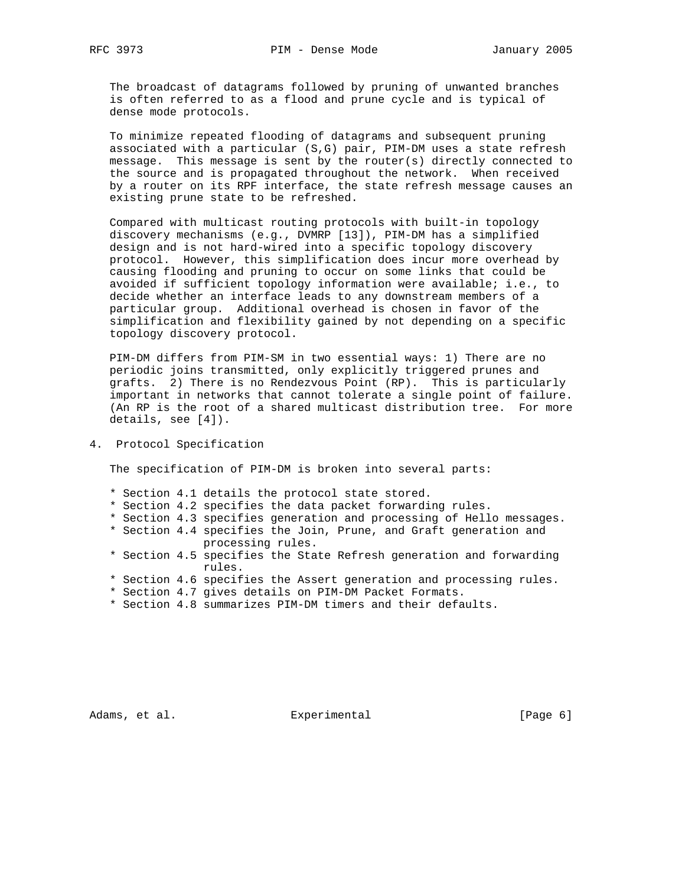The broadcast of datagrams followed by pruning of unwanted branches is often referred to as a flood and prune cycle and is typical of dense mode protocols.

To minimize repeated flooding of datagrams and subsequent pruning associated with a particular (S,G) pair, PIM-DM uses a state refresh message. This message is sent by the router(s) directly connected to the source and is propagated throughout the network. When received by a router on its RPF interface, the state refresh message causes an existing prune state to be refreshed.

Compared with multicast routing protocols with built-in topology discovery mechanisms (e.g., DVMRP [13]), PIM-DM has a simplified design and is not hard-wired into a specific topology discovery protocol. However, this simplification does incur more overhead by causing flooding and pruning to occur on some links that could be avoided if sufficient topology information were available; i.e., to decide whether an interface leads to any downstream members of a particular group. Additional overhead is chosen in favor of the simplification and flexibility gained by not depending on a specific topology discovery protocol.

PIM-DM differs from PIM-SM in two essential ways: 1) There are no periodic joins transmitted, only explicitly triggered prunes and grafts. 2) There is no Rendezvous Point (RP). This is particularly important in networks that cannot tolerate a single point of failure. (An RP is the root of a shared multicast distribution tree. For more details, see [4]).

## 4. Protocol Specification

The specification of PIM-DM is broken into several parts:

* Section 4.1 details the protocol state stored.
* Section 4.2 specifies the data packet forwarding rules.
* Section 4.3 specifies generation and processing of Hello messages.
* Section 4.4 specifies the Join, Prune, and Graft generation and processing rules.
* Section 4.5 specifies the State Refresh generation and forwarding rules.
* Section 4.6 specifies the Assert generation and processing rules.
* Section 4.7 gives details on PIM-DM Packet Formats.
* Section 4.8 summarizes PIM-DM timers and their defaults.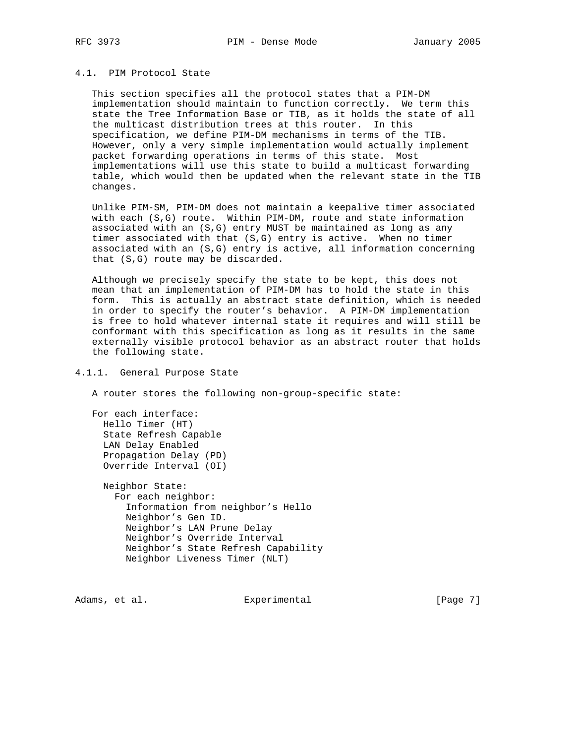### 4.1. PIM Protocol State

This section specifies all the protocol states that a PIM-DM implementation should maintain to function correctly. We term this state the Tree Information Base or TIB, as it holds the state of all the multicast distribution trees at this router. In this specification, we define PIM-DM mechanisms in terms of the TIB. However, only a very simple implementation would actually implement packet forwarding operations in terms of this state. Most implementations will use this state to build a multicast forwarding table, which would then be updated when the relevant state in the TIB changes.

Unlike PIM-SM, PIM-DM does not maintain a keepalive timer associated with each (S,G) route. Within PIM-DM, route and state information associated with an (S,G) entry MUST be maintained as long as any timer associated with that (S,G) entry is active. When no timer associated with an (S,G) entry is active, all information concerning that (S,G) route may be discarded.

Although we precisely specify the state to be kept, this does not mean that an implementation of PIM-DM has to hold the state in this form. This is actually an abstract state definition, which is needed in order to specify the router's behavior. A PIM-DM implementation is free to hold whatever internal state it requires and will still be conformant with this specification as long as it results in the same externally visible protocol behavior as an abstract router that holds the following state.

#### 4.1.1. General Purpose State

A router stores the following non-group-specific state:

```
For each interface:
  Hello Timer (HT)
  State Refresh Capable
  LAN Delay Enabled
  Propagation Delay (PD)
  Override Interval (OI)

  Neighbor State:
    For each neighbor:
      Information from neighbor's Hello
      Neighbor's Gen ID.
      Neighbor's LAN Prune Delay
      Neighbor's Override Interval
      Neighbor's State Refresh Capability
      Neighbor Liveness Timer (NLT)
```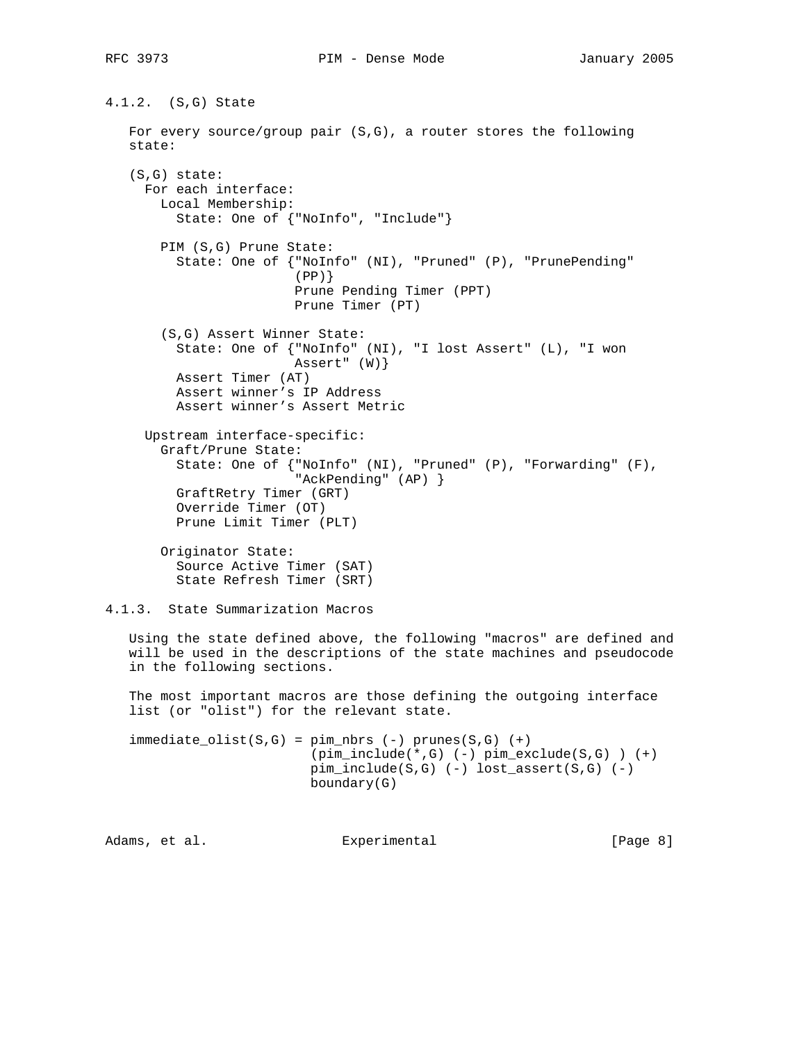### 4.1.2. (S,G) State

For every source/group pair (S,G), a router stores the following state:

```
(S,G) state:
  For each interface:
    Local Membership:
      State: One of {"NoInfo", "Include"}

    PIM (S,G) Prune State:
      State: One of {"NoInfo" (NI), "Pruned" (P), "PrunePending"
                     (PP)}
                     Prune Pending Timer (PPT)
                     Prune Timer (PT)

    (S,G) Assert Winner State:
      State: One of {"NoInfo" (NI), "I lost Assert" (L), "I won
                     Assert" (W)}
      Assert Timer (AT)
      Assert winner's IP Address
      Assert winner's Assert Metric

  Upstream interface-specific:
    Graft/Prune State:
      State: One of {"NoInfo" (NI), "Pruned" (P), "Forwarding" (F),
                     "AckPending" (AP) }
      GraftRetry Timer (GRT)
      Override Timer (OT)
      Prune Limit Timer (PLT)

    Originator State:
      Source Active Timer (SAT)
      State Refresh Timer (SRT)
```

### 4.1.3. State Summarization Macros

Using the state defined above, the following "macros" are defined and will be used in the descriptions of the state machines and pseudocode in the following sections.

The most important macros are those defining the outgoing interface list (or "olist") for the relevant state.

```
immediate_olist(S,G) = pim_nbrs (-) prunes(S,G) (+)
                       (pim_include(*,G) (-) pim_exclude(S,G) ) (+)
                       pim_include(S,G) (-) lost_assert(S,G) (-)
                       boundary(G)
```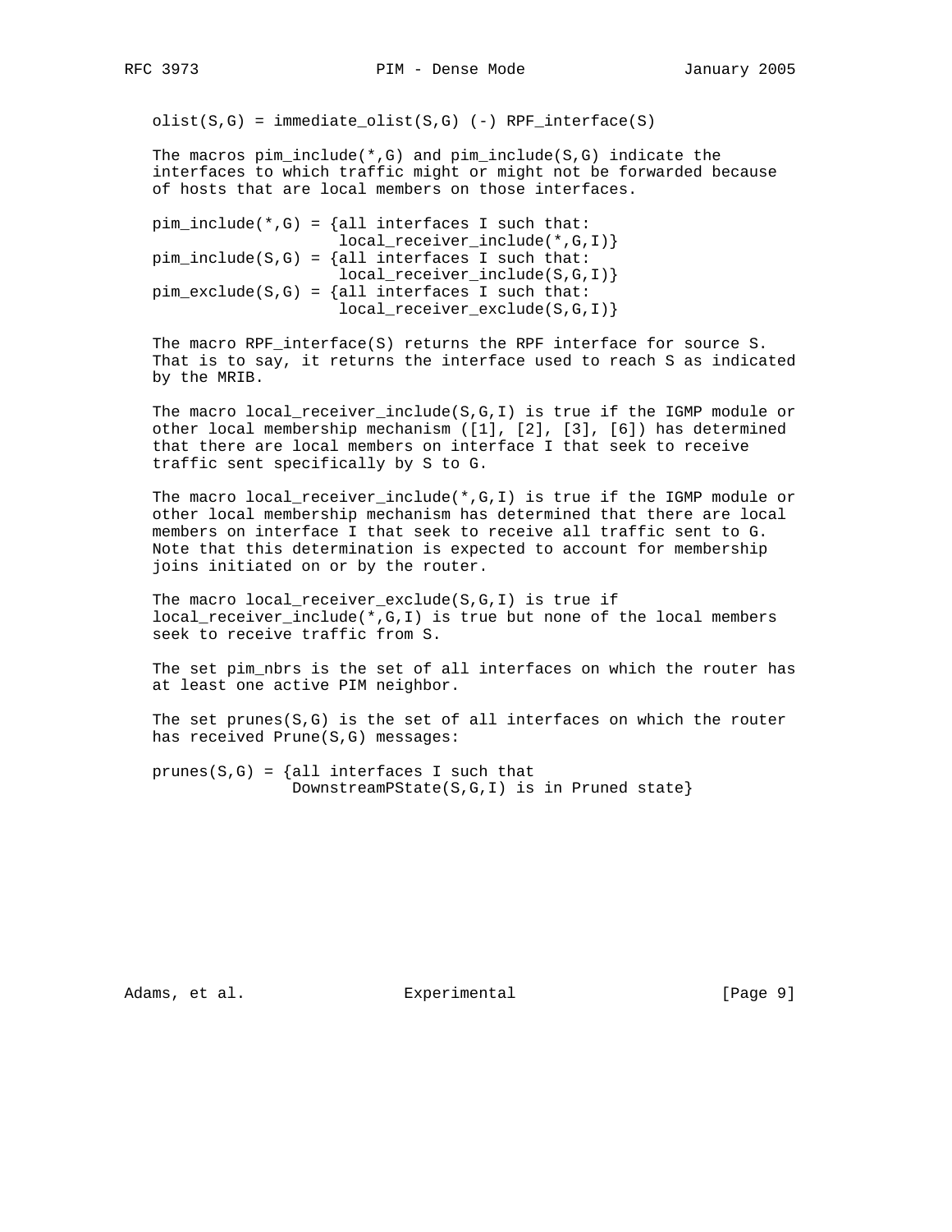```
olist(S,G) = immediate_olist(S,G) (-) RPF_interface(S)
```

The macros pim_include(*,G) and pim_include(S,G) indicate the interfaces to which traffic might or might not be forwarded because of hosts that are local members on those interfaces.

```
pim_include(*,G) = {all interfaces I such that:
                    local_receiver_include(*,G,I)}
pim_include(S,G) = {all interfaces I such that:
                    local_receiver_include(S,G,I)}
pim_exclude(S,G) = {all interfaces I such that:
                    local_receiver_exclude(S,G,I)}
```

The macro RPF_interface(S) returns the RPF interface for source S. That is to say, it returns the interface used to reach S as indicated by the MRIB.

The macro local_receiver_include(S,G,I) is true if the IGMP module or other local membership mechanism ([1], [2], [3], [6]) has determined that there are local members on interface I that seek to receive traffic sent specifically by S to G.

The macro local_receiver_include(*,G,I) is true if the IGMP module or other local membership mechanism has determined that there are local members on interface I that seek to receive all traffic sent to G. Note that this determination is expected to account for membership joins initiated on or by the router.

The macro local_receiver_exclude(S,G,I) is true if local_receiver_include(*,G,I) is true but none of the local members seek to receive traffic from S.

The set pim_nbrs is the set of all interfaces on which the router has at least one active PIM neighbor.

The set prunes(S,G) is the set of all interfaces on which the router has received Prune(S,G) messages:

```
prunes(S,G) = {all interfaces I such that
               DownstreamPState(S,G,I) is in Pruned state}
```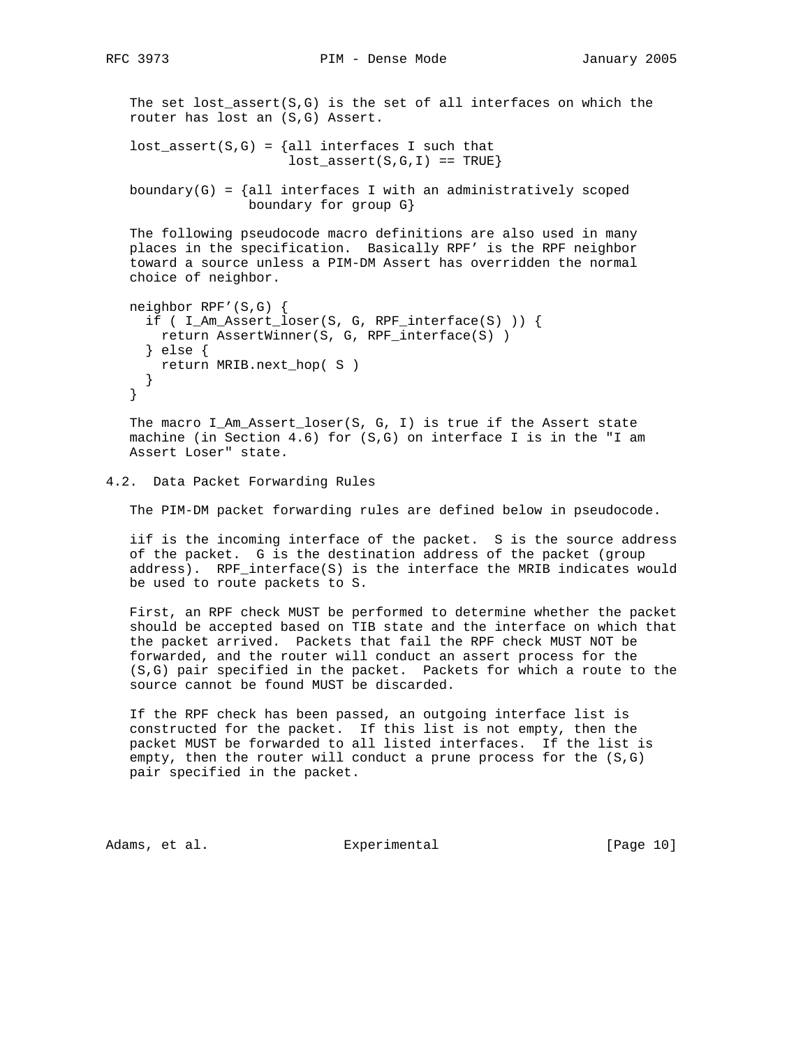The set lost_assert(S,G) is the set of all interfaces on which the router has lost an (S,G) Assert.

```
lost_assert(S,G) = {all interfaces I such that
                    lost_assert(S,G,I) == TRUE}

boundary(G) = {all interfaces I with an administratively scoped
               boundary for group G}
```

The following pseudocode macro definitions are also used in many places in the specification. Basically RPF' is the RPF neighbor toward a source unless a PIM-DM Assert has overridden the normal choice of neighbor.

```
neighbor RPF'(S,G) {
  if ( I_Am_Assert_loser(S, G, RPF_interface(S) )) {
    return AssertWinner(S, G, RPF_interface(S) )
  } else {
    return MRIB.next_hop( S )
  }
}
```

The macro I_Am_Assert_loser(S, G, I) is true if the Assert state machine (in Section 4.6) for (S,G) on interface I is in the "I am Assert Loser" state.

## 4.2. Data Packet Forwarding Rules

The PIM-DM packet forwarding rules are defined below in pseudocode.

iif is the incoming interface of the packet. S is the source address of the packet. G is the destination address of the packet (group address). RPF_interface(S) is the interface the MRIB indicates would be used to route packets to S.

First, an RPF check MUST be performed to determine whether the packet should be accepted based on TIB state and the interface on which that the packet arrived. Packets that fail the RPF check MUST NOT be forwarded, and the router will conduct an assert process for the (S,G) pair specified in the packet. Packets for which a route to the source cannot be found MUST be discarded.

If the RPF check has been passed, an outgoing interface list is constructed for the packet. If this list is not empty, then the packet MUST be forwarded to all listed interfaces. If the list is empty, then the router will conduct a prune process for the (S,G) pair specified in the packet.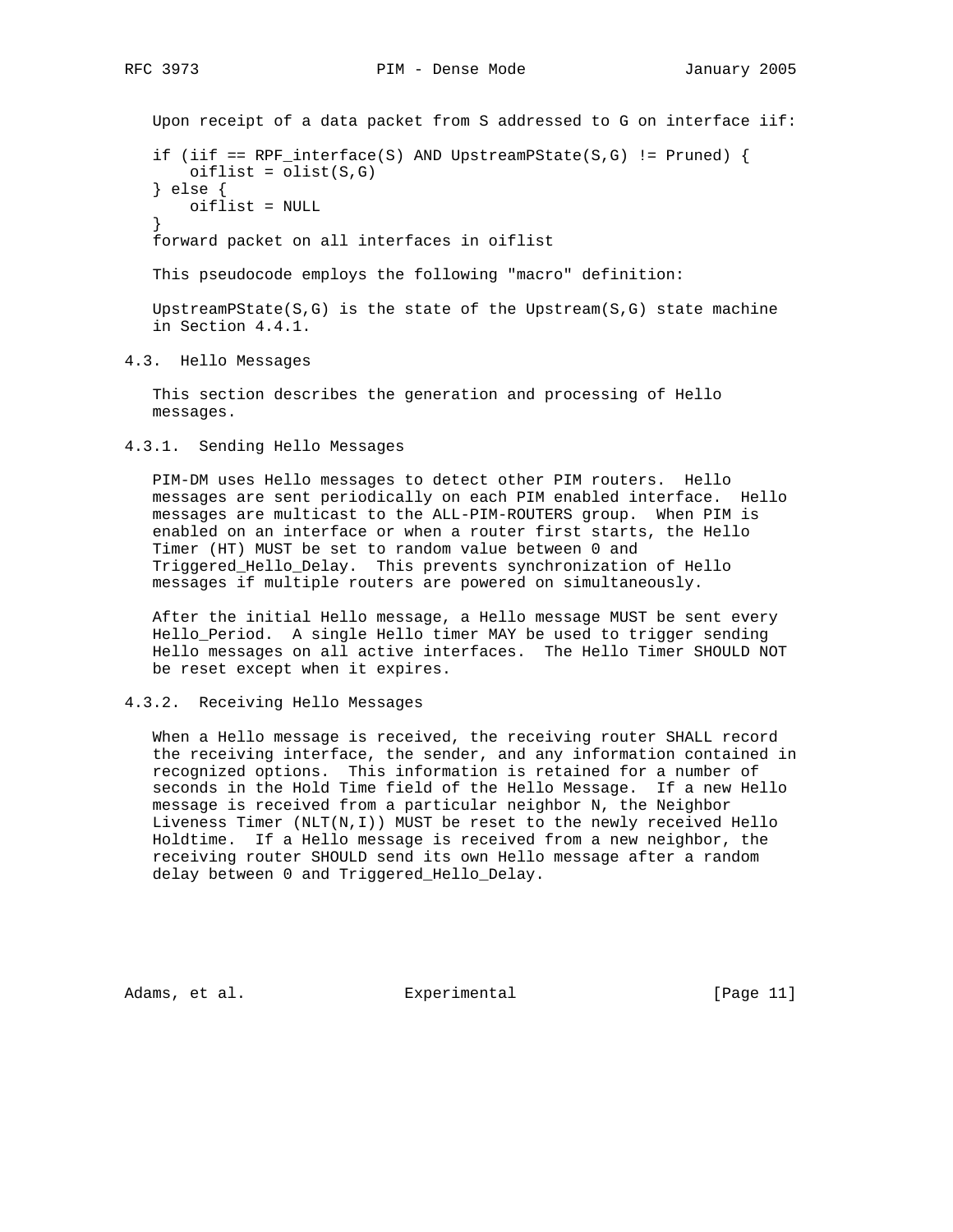Upon receipt of a data packet from S addressed to G on interface iif:

```
if (iif == RPF_interface(S) AND UpstreamPState(S,G) != Pruned) {
    oiflist = olist(S,G)
} else {
    oiflist = NULL
}
forward packet on all interfaces in oiflist
```

This pseudocode employs the following "macro" definition:

UpstreamPState(S,G) is the state of the Upstream(S,G) state machine in Section 4.4.1.

### 4.3. Hello Messages

This section describes the generation and processing of Hello messages.

#### 4.3.1. Sending Hello Messages

PIM-DM uses Hello messages to detect other PIM routers. Hello messages are sent periodically on each PIM enabled interface. Hello messages are multicast to the ALL-PIM-ROUTERS group. When PIM is enabled on an interface or when a router first starts, the Hello Timer (HT) MUST be set to random value between 0 and Triggered_Hello_Delay. This prevents synchronization of Hello messages if multiple routers are powered on simultaneously.

After the initial Hello message, a Hello message MUST be sent every Hello_Period. A single Hello timer MAY be used to trigger sending Hello messages on all active interfaces. The Hello Timer SHOULD NOT be reset except when it expires.

#### 4.3.2. Receiving Hello Messages

When a Hello message is received, the receiving router SHALL record the receiving interface, the sender, and any information contained in recognized options. This information is retained for a number of seconds in the Hold Time field of the Hello Message. If a new Hello message is received from a particular neighbor N, the Neighbor Liveness Timer (NLT(N,I)) MUST be reset to the newly received Hello Holdtime. If a Hello message is received from a new neighbor, the receiving router SHOULD send its own Hello message after a random delay between 0 and Triggered_Hello_Delay.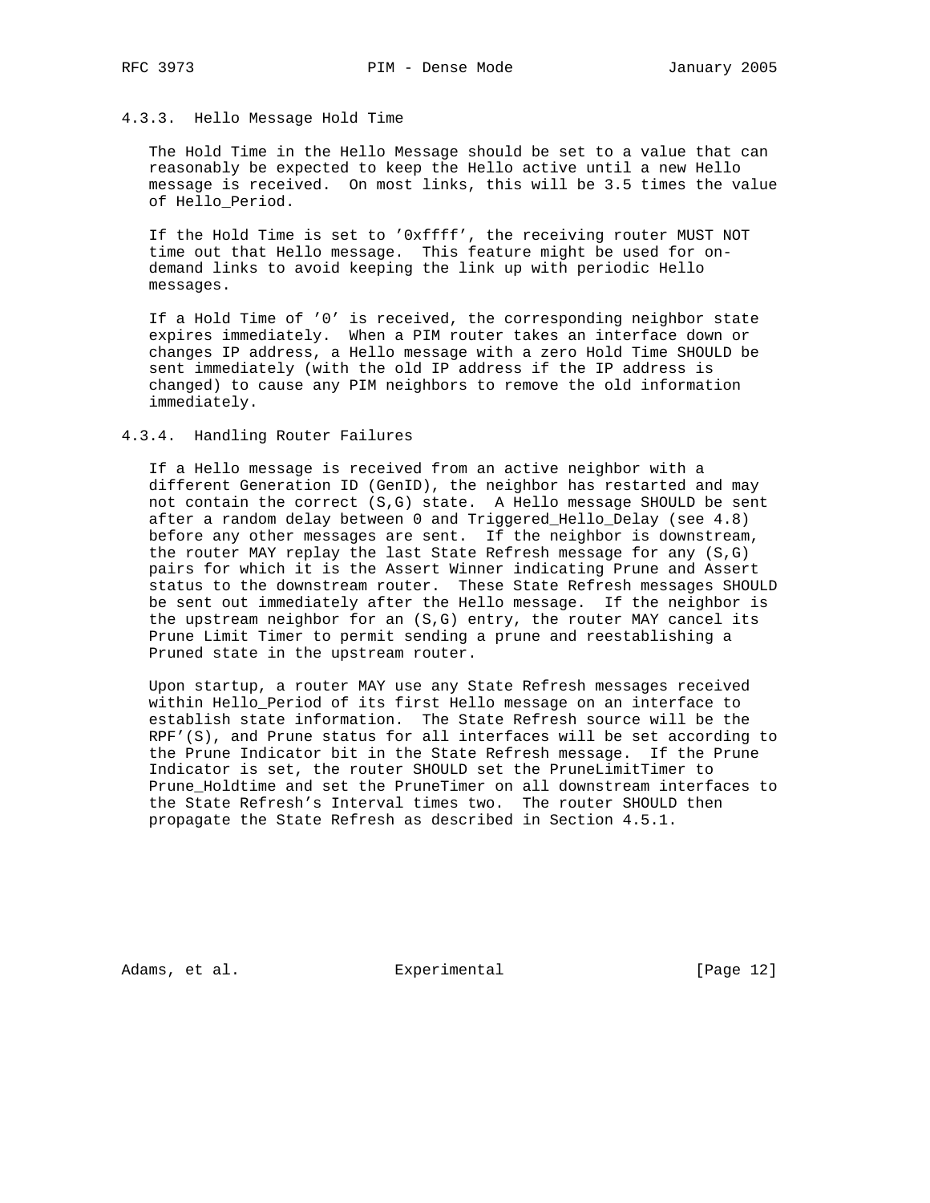### 4.3.3. Hello Message Hold Time

The Hold Time in the Hello Message should be set to a value that can reasonably be expected to keep the Hello active until a new Hello message is received. On most links, this will be 3.5 times the value of Hello_Period.

If the Hold Time is set to '0xffff', the receiving router MUST NOT time out that Hello message. This feature might be used for on-demand links to avoid keeping the link up with periodic Hello messages.

If a Hold Time of '0' is received, the corresponding neighbor state expires immediately. When a PIM router takes an interface down or changes IP address, a Hello message with a zero Hold Time SHOULD be sent immediately (with the old IP address if the IP address is changed) to cause any PIM neighbors to remove the old information immediately.

### 4.3.4. Handling Router Failures

If a Hello message is received from an active neighbor with a different Generation ID (GenID), the neighbor has restarted and may not contain the correct (S,G) state. A Hello message SHOULD be sent after a random delay between 0 and Triggered_Hello_Delay (see 4.8) before any other messages are sent. If the neighbor is downstream, the router MAY replay the last State Refresh message for any (S,G) pairs for which it is the Assert Winner indicating Prune and Assert status to the downstream router. These State Refresh messages SHOULD be sent out immediately after the Hello message. If the neighbor is the upstream neighbor for an (S,G) entry, the router MAY cancel its Prune Limit Timer to permit sending a prune and reestablishing a Pruned state in the upstream router.

Upon startup, a router MAY use any State Refresh messages received within Hello_Period of its first Hello message on an interface to establish state information. The State Refresh source will be the RPF'(S), and Prune status for all interfaces will be set according to the Prune Indicator bit in the State Refresh message. If the Prune Indicator is set, the router SHOULD set the PruneLimitTimer to Prune_Holdtime and set the PruneTimer on all downstream interfaces to the State Refresh's Interval times two. The router SHOULD then propagate the State Refresh as described in Section 4.5.1.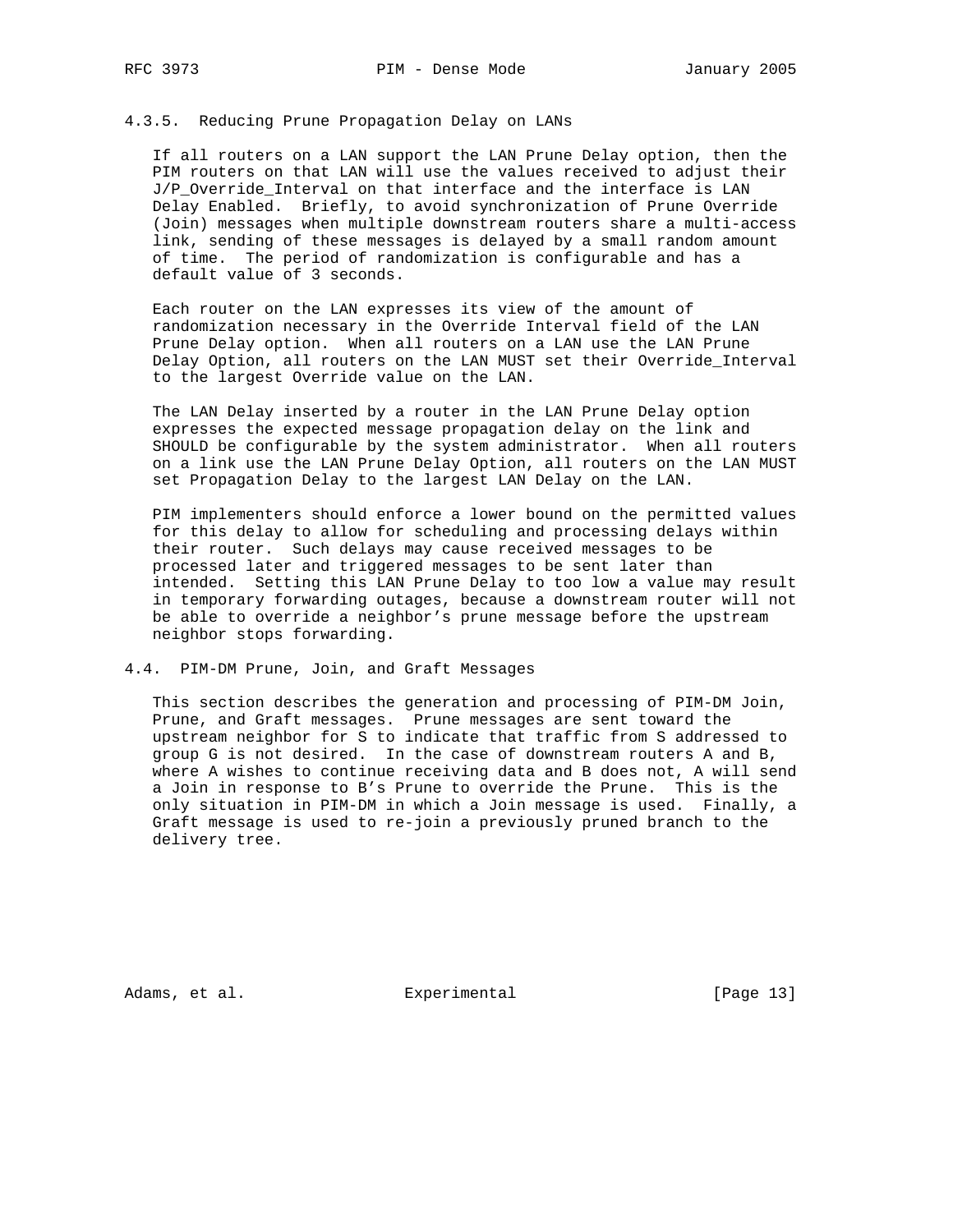### 4.3.5. Reducing Prune Propagation Delay on LANs

If all routers on a LAN support the LAN Prune Delay option, then the PIM routers on that LAN will use the values received to adjust their J/P_Override_Interval on that interface and the interface is LAN Delay Enabled. Briefly, to avoid synchronization of Prune Override (Join) messages when multiple downstream routers share a multi-access link, sending of these messages is delayed by a small random amount of time. The period of randomization is configurable and has a default value of 3 seconds.

Each router on the LAN expresses its view of the amount of randomization necessary in the Override Interval field of the LAN Prune Delay option. When all routers on a LAN use the LAN Prune Delay Option, all routers on the LAN MUST set their Override_Interval to the largest Override value on the LAN.

The LAN Delay inserted by a router in the LAN Prune Delay option expresses the expected message propagation delay on the link and SHOULD be configurable by the system administrator. When all routers on a link use the LAN Prune Delay Option, all routers on the LAN MUST set Propagation Delay to the largest LAN Delay on the LAN.

PIM implementers should enforce a lower bound on the permitted values for this delay to allow for scheduling and processing delays within their router. Such delays may cause received messages to be processed later and triggered messages to be sent later than intended. Setting this LAN Prune Delay to too low a value may result in temporary forwarding outages, because a downstream router will not be able to override a neighbor's prune message before the upstream neighbor stops forwarding.

## 4.4. PIM-DM Prune, Join, and Graft Messages

This section describes the generation and processing of PIM-DM Join, Prune, and Graft messages. Prune messages are sent toward the upstream neighbor for S to indicate that traffic from S addressed to group G is not desired. In the case of downstream routers A and B, where A wishes to continue receiving data and B does not, A will send a Join in response to B's Prune to override the Prune. This is the only situation in PIM-DM in which a Join message is used. Finally, a Graft message is used to re-join a previously pruned branch to the delivery tree.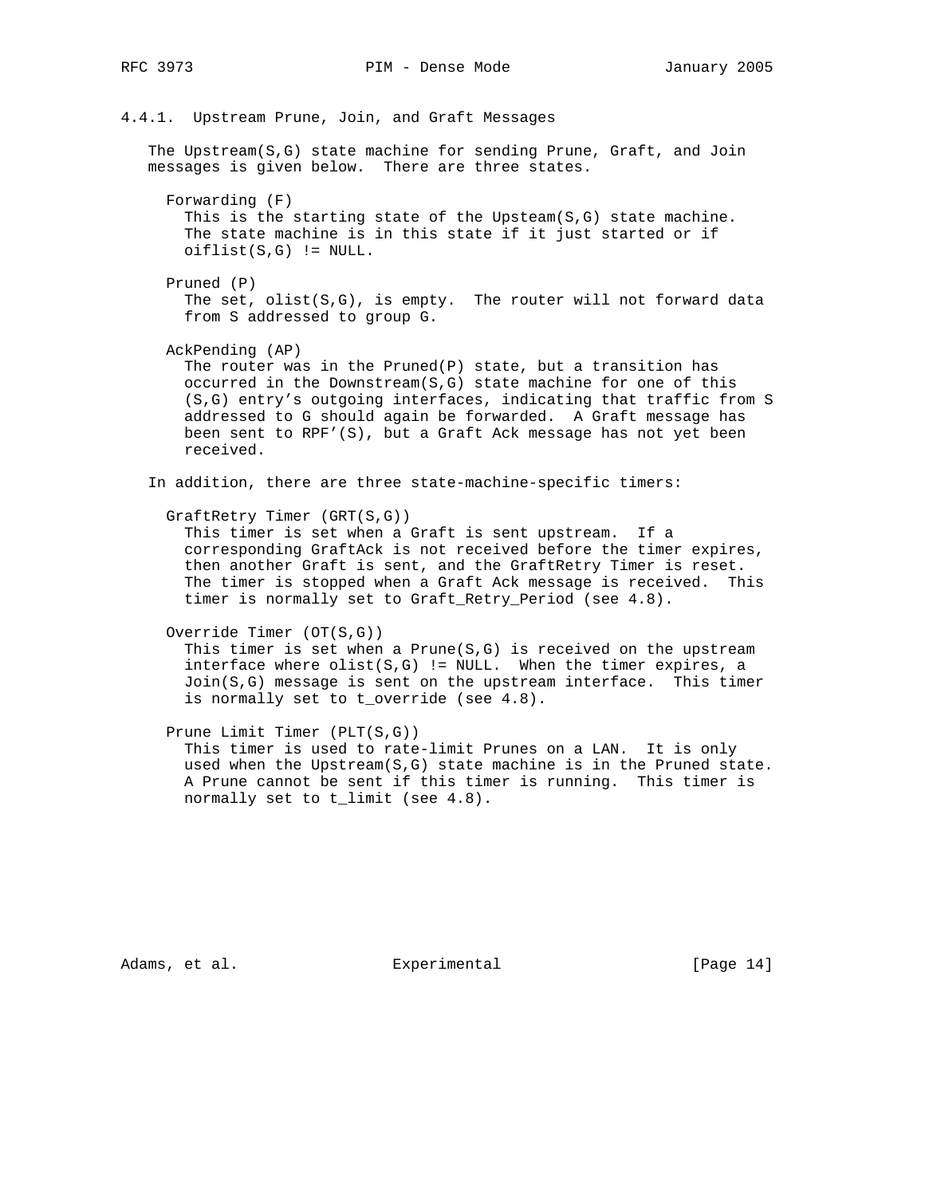### 4.4.1. Upstream Prune, Join, and Graft Messages

The Upstream(S,G) state machine for sending Prune, Graft, and Join messages is given below. There are three states.

Forwarding (F)
: This is the starting state of the Upsteam(S,G) state machine. The state machine is in this state if it just started or if oiflist(S,G) != NULL.

Pruned (P)
: The set, olist(S,G), is empty. The router will not forward data from S addressed to group G.

AckPending (AP)
: The router was in the Pruned(P) state, but a transition has occurred in the Downstream(S,G) state machine for one of this (S,G) entry's outgoing interfaces, indicating that traffic from S addressed to G should again be forwarded. A Graft message has been sent to RPF'(S), but a Graft Ack message has not yet been received.

In addition, there are three state-machine-specific timers:

GraftRetry Timer (GRT(S,G))
: This timer is set when a Graft is sent upstream. If a corresponding GraftAck is not received before the timer expires, then another Graft is sent, and the GraftRetry Timer is reset. The timer is stopped when a Graft Ack message is received. This timer is normally set to Graft_Retry_Period (see 4.8).

Override Timer (OT(S,G))
: This timer is set when a Prune(S,G) is received on the upstream interface where olist(S,G) != NULL. When the timer expires, a Join(S,G) message is sent on the upstream interface. This timer is normally set to t_override (see 4.8).

Prune Limit Timer (PLT(S,G))
: This timer is used to rate-limit Prunes on a LAN. It is only used when the Upstream(S,G) state machine is in the Pruned state. A Prune cannot be sent if this timer is running. This timer is normally set to t_limit (see 4.8).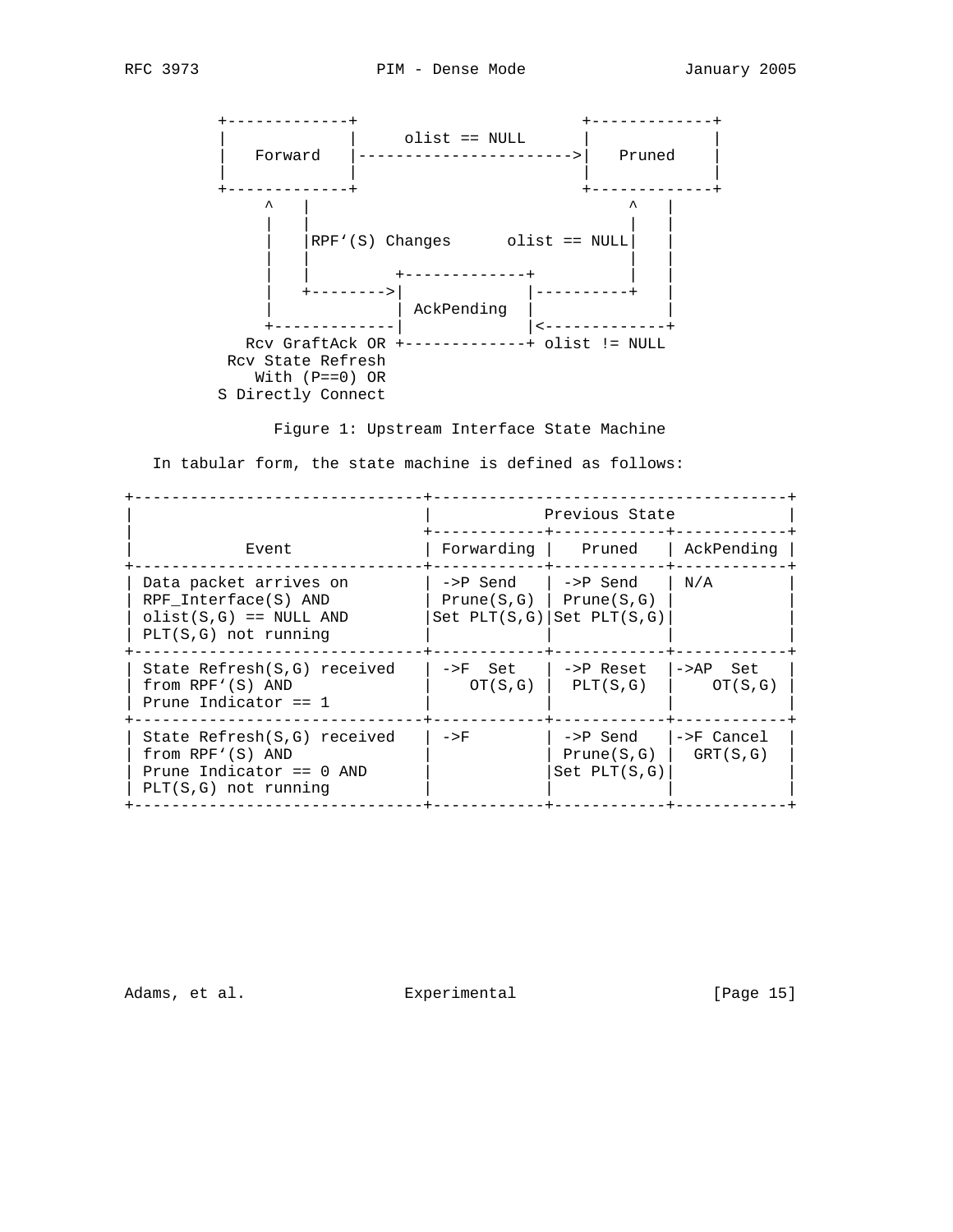```
+-------------+                        +-------------+
|             |     olist == NULL      |             |
|   Forward   |----------------------->|   Pruned    |
|             |                        |             |
+-------------+                        +-------------+
     ^   |                                   ^   |
     |   |                                   |   |
     |   |RPF'(S) Changes      olist == NULL|   |
     |   |                                   |   |
     |   |         +-------------+           |   |
     |   +-------->|             |-----------+   |
     |             | AckPending  |               |
     +-------------|             |<--------------+
   Rcv GraftAck OR +-------------+ olist != NULL
 Rcv State Refresh
    With (P==0) OR
S Directly Connect
```

Figure 1: Upstream Interface State Machine

In tabular form, the state machine is defined as follows:

| Event | Previous State | | |
|---|---|---|---|
| | Forwarding | Pruned | AckPending |
| Data packet arrives on RPF_Interface(S) AND olist(S,G) == NULL AND PLT(S,G) not running | ->P Send Prune(S,G) Set PLT(S,G) | ->P Send Prune(S,G) Set PLT(S,G) | N/A |
| State Refresh(S,G) received from RPF'(S) AND Prune Indicator == 1 | ->F Set OT(S,G) | ->P Reset PLT(S,G) | ->AP Set OT(S,G) |
| State Refresh(S,G) received from RPF'(S) AND Prune Indicator == 0 AND PLT(S,G) not running | ->F | ->P Send Prune(S,G) Set PLT(S,G) | ->F Cancel GRT(S,G) |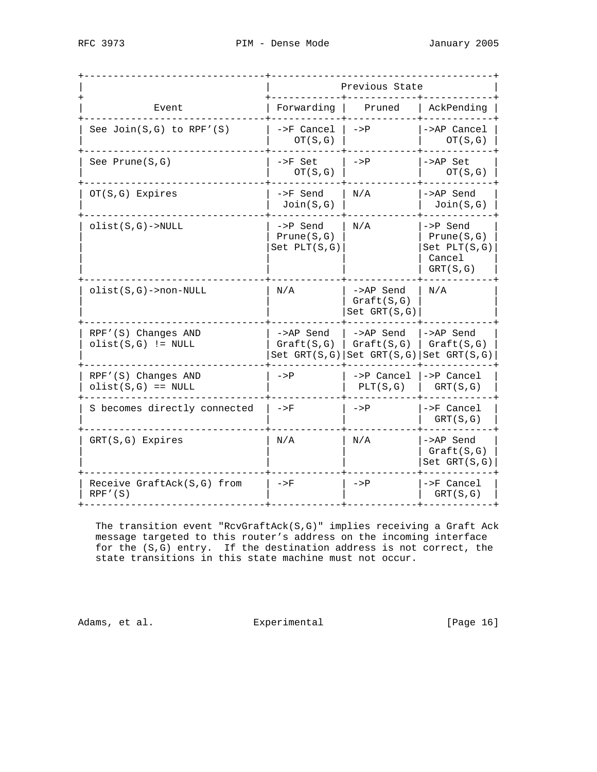| Event | Previous State | | |
|---|---|---|---|
| | Forwarding | Pruned | AckPending |
| See Join(S,G) to RPF’(S) | ->F Cancel OT(S,G) | ->P | ->AP Cancel OT(S,G) |
| See Prune(S,G) | ->F Set OT(S,G) | ->P | ->AP Set OT(S,G) |
| OT(S,G) Expires | ->F Send Join(S,G) | N/A | ->AP Send Join(S,G) |
| olist(S,G)->NULL | ->P Send Prune(S,G) Set PLT(S,G) | N/A | ->P Send Prune(S,G) Set PLT(S,G) Cancel GRT(S,G) |
| olist(S,G)->non-NULL | N/A | ->AP Send Graft(S,G) Set GRT(S,G) | N/A |
| RPF’(S) Changes AND olist(S,G) != NULL | ->AP Send Graft(S,G) Set GRT(S,G) | ->AP Send Graft(S,G) Set GRT(S,G) | ->AP Send Graft(S,G) Set GRT(S,G) |
| RPF’(S) Changes AND olist(S,G) == NULL | ->P | ->P Cancel PLT(S,G) | ->P Cancel GRT(S,G) |
| S becomes directly connected | ->F | ->P | ->F Cancel GRT(S,G) |
| GRT(S,G) Expires | N/A | N/A | ->AP Send Graft(S,G) Set GRT(S,G) |
| Receive GraftAck(S,G) from RPF’(S) | ->F | ->P | ->F Cancel GRT(S,G) |

The transition event "RcvGraftAck(S,G)" implies receiving a Graft Ack message targeted to this router’s address on the incoming interface for the (S,G) entry. If the destination address is not correct, the state transitions in this state machine must not occur.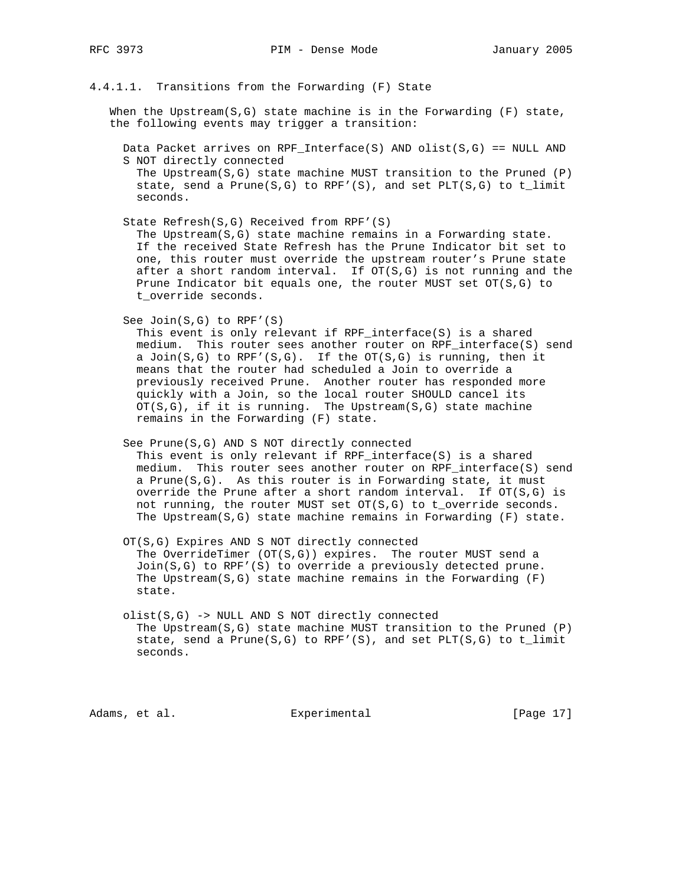#### 4.4.1.1. Transitions from the Forwarding (F) State

When the Upstream(S,G) state machine is in the Forwarding (F) state, the following events may trigger a transition:

Data Packet arrives on RPF_Interface(S) AND olist(S,G) == NULL AND S NOT directly connected

The Upstream(S,G) state machine MUST transition to the Pruned (P) state, send a Prune(S,G) to RPF'(S), and set PLT(S,G) to t_limit seconds.

State Refresh(S,G) Received from RPF'(S)

The Upstream(S,G) state machine remains in a Forwarding state. If the received State Refresh has the Prune Indicator bit set to one, this router must override the upstream router's Prune state after a short random interval. If OT(S,G) is not running and the Prune Indicator bit equals one, the router MUST set OT(S,G) to t_override seconds.

See Join(S,G) to RPF'(S)

This event is only relevant if RPF_interface(S) is a shared medium. This router sees another router on RPF_interface(S) send a Join(S,G) to RPF'(S,G). If the OT(S,G) is running, then it means that the router had scheduled a Join to override a previously received Prune. Another router has responded more quickly with a Join, so the local router SHOULD cancel its OT(S,G), if it is running. The Upstream(S,G) state machine remains in the Forwarding (F) state.

See Prune(S,G) AND S NOT directly connected

This event is only relevant if RPF_interface(S) is a shared medium. This router sees another router on RPF_interface(S) send a Prune(S,G). As this router is in Forwarding state, it must override the Prune after a short random interval. If OT(S,G) is not running, the router MUST set OT(S,G) to t_override seconds. The Upstream(S,G) state machine remains in Forwarding (F) state.

OT(S,G) Expires AND S NOT directly connected

The OverrideTimer (OT(S,G)) expires. The router MUST send a Join(S,G) to RPF'(S) to override a previously detected prune. The Upstream(S,G) state machine remains in the Forwarding (F) state.

olist(S,G) -> NULL AND S NOT directly connected

The Upstream(S,G) state machine MUST transition to the Pruned (P) state, send a Prune(S,G) to RPF'(S), and set PLT(S,G) to t_limit seconds.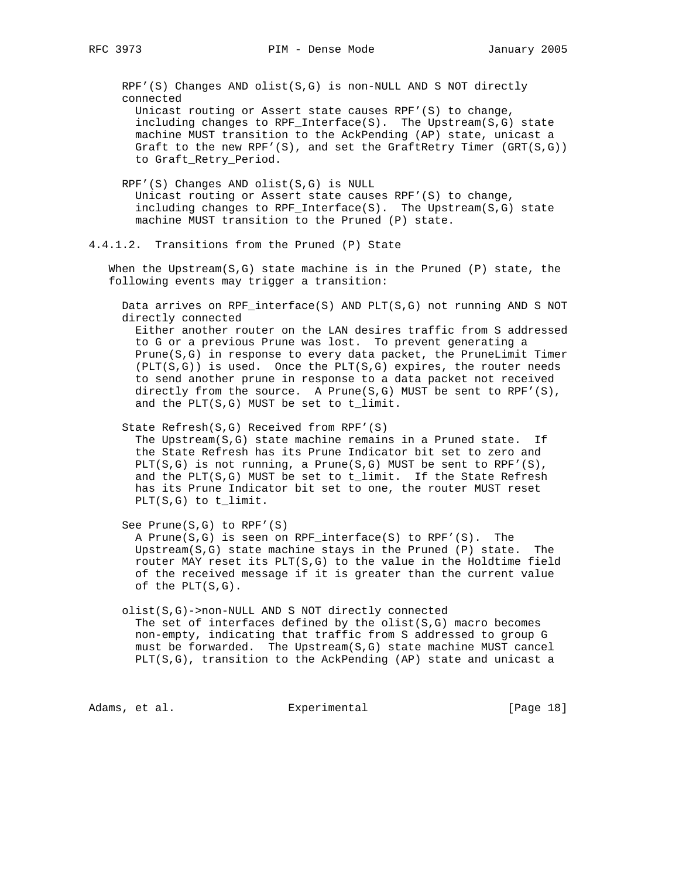RPF'(S) Changes AND olist(S,G) is non-NULL AND S NOT directly connected

Unicast routing or Assert state causes RPF'(S) to change, including changes to RPF_Interface(S). The Upstream(S,G) state machine MUST transition to the AckPending (AP) state, unicast a Graft to the new RPF'(S), and set the GraftRetry Timer (GRT(S,G)) to Graft_Retry_Period.

RPF'(S) Changes AND olist(S,G) is NULL

Unicast routing or Assert state causes RPF'(S) to change, including changes to RPF_Interface(S). The Upstream(S,G) state machine MUST transition to the Pruned (P) state.

#### 4.4.1.2. Transitions from the Pruned (P) State

When the Upstream(S,G) state machine is in the Pruned (P) state, the following events may trigger a transition:

Data arrives on RPF_interface(S) AND PLT(S,G) not running AND S NOT directly connected

Either another router on the LAN desires traffic from S addressed to G or a previous Prune was lost. To prevent generating a Prune(S,G) in response to every data packet, the PruneLimit Timer (PLT(S,G)) is used. Once the PLT(S,G) expires, the router needs to send another prune in response to a data packet not received directly from the source. A Prune(S,G) MUST be sent to RPF'(S), and the PLT(S,G) MUST be set to t_limit.

State Refresh(S,G) Received from RPF'(S)

The Upstream(S,G) state machine remains in a Pruned state. If the State Refresh has its Prune Indicator bit set to zero and PLT(S,G) is not running, a Prune(S,G) MUST be sent to RPF'(S), and the PLT(S,G) MUST be set to t_limit. If the State Refresh has its Prune Indicator bit set to one, the router MUST reset PLT(S,G) to t_limit.

See Prune(S,G) to RPF'(S)

A Prune(S,G) is seen on RPF_interface(S) to RPF'(S). The Upstream(S,G) state machine stays in the Pruned (P) state. The router MAY reset its PLT(S,G) to the value in the Holdtime field of the received message if it is greater than the current value of the PLT(S,G).

olist(S,G)->non-NULL AND S NOT directly connected

The set of interfaces defined by the olist(S,G) macro becomes non-empty, indicating that traffic from S addressed to group G must be forwarded. The Upstream(S,G) state machine MUST cancel PLT(S,G), transition to the AckPending (AP) state and unicast a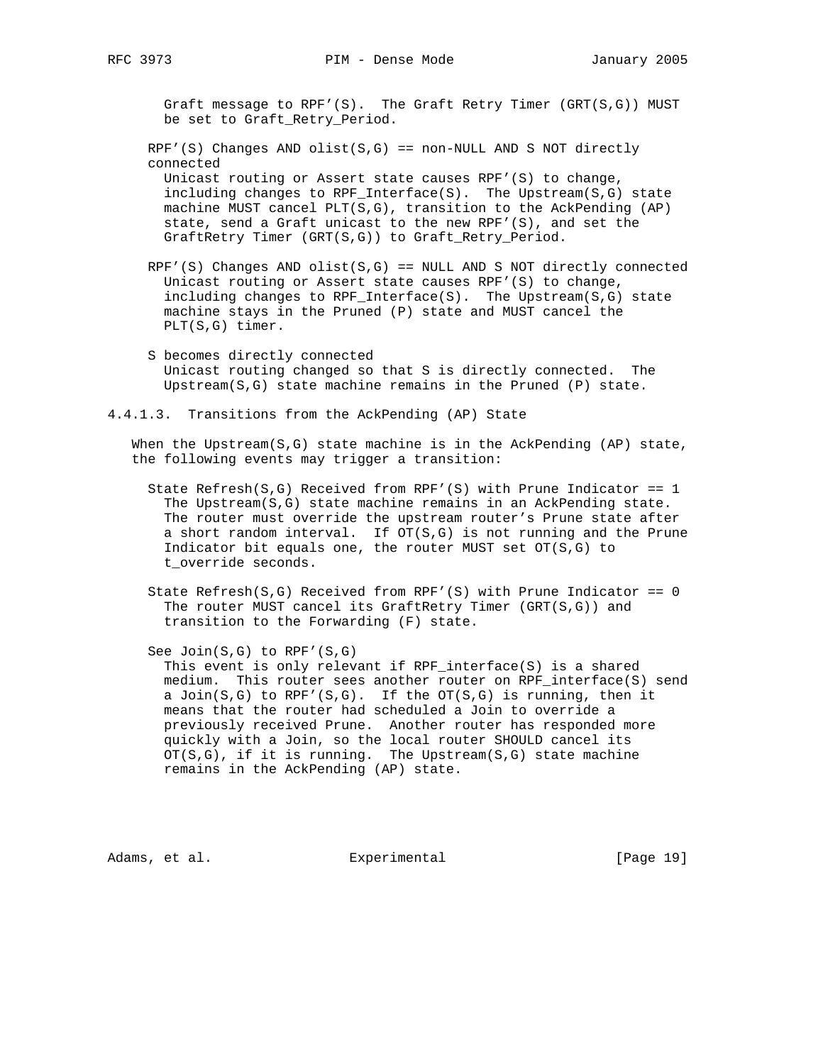Graft message to RPF'(S). The Graft Retry Timer (GRT(S,G)) MUST be set to Graft_Retry_Period.

RPF'(S) Changes AND olist(S,G) == non-NULL AND S NOT directly connected
Unicast routing or Assert state causes RPF'(S) to change, including changes to RPF_Interface(S). The Upstream(S,G) state machine MUST cancel PLT(S,G), transition to the AckPending (AP) state, send a Graft unicast to the new RPF'(S), and set the GraftRetry Timer (GRT(S,G)) to Graft_Retry_Period.

RPF'(S) Changes AND olist(S,G) == NULL AND S NOT directly connected
Unicast routing or Assert state causes RPF'(S) to change, including changes to RPF_Interface(S). The Upstream(S,G) state machine stays in the Pruned (P) state and MUST cancel the PLT(S,G) timer.

S becomes directly connected
Unicast routing changed so that S is directly connected. The Upstream(S,G) state machine remains in the Pruned (P) state.

#### 4.4.1.3. Transitions from the AckPending (AP) State

When the Upstream(S,G) state machine is in the AckPending (AP) state, the following events may trigger a transition:

State Refresh(S,G) Received from RPF'(S) with Prune Indicator == 1
The Upstream(S,G) state machine remains in an AckPending state. The router must override the upstream router's Prune state after a short random interval. If OT(S,G) is not running and the Prune Indicator bit equals one, the router MUST set OT(S,G) to t_override seconds.

State Refresh(S,G) Received from RPF'(S) with Prune Indicator == 0
The router MUST cancel its GraftRetry Timer (GRT(S,G)) and transition to the Forwarding (F) state.

See Join(S,G) to RPF'(S,G)
This event is only relevant if RPF_interface(S) is a shared medium. This router sees another router on RPF_interface(S) send a Join(S,G) to RPF'(S,G). If the OT(S,G) is running, then it means that the router had scheduled a Join to override a previously received Prune. Another router has responded more quickly with a Join, so the local router SHOULD cancel its OT(S,G), if it is running. The Upstream(S,G) state machine remains in the AckPending (AP) state.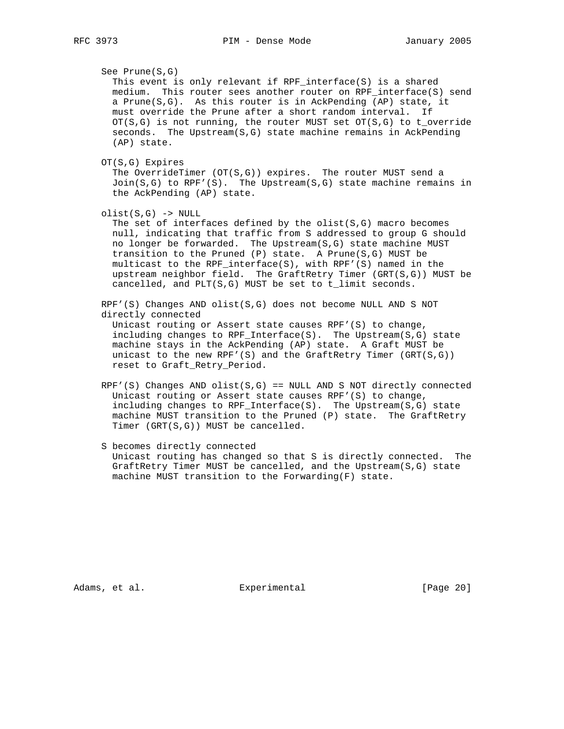See Prune(S,G)

This event is only relevant if RPF_interface(S) is a shared medium. This router sees another router on RPF_interface(S) send a Prune(S,G). As this router is in AckPending (AP) state, it must override the Prune after a short random interval. If OT(S,G) is not running, the router MUST set OT(S,G) to t_override seconds. The Upstream(S,G) state machine remains in AckPending (AP) state.

OT(S,G) Expires

The OverrideTimer (OT(S,G)) expires. The router MUST send a Join(S,G) to RPF'(S). The Upstream(S,G) state machine remains in the AckPending (AP) state.

olist(S,G) -> NULL

The set of interfaces defined by the olist(S,G) macro becomes null, indicating that traffic from S addressed to group G should no longer be forwarded. The Upstream(S,G) state machine MUST transition to the Pruned (P) state. A Prune(S,G) MUST be multicast to the RPF_interface(S), with RPF'(S) named in the upstream neighbor field. The GraftRetry Timer (GRT(S,G)) MUST be cancelled, and PLT(S,G) MUST be set to t_limit seconds.

RPF'(S) Changes AND olist(S,G) does not become NULL AND S NOT directly connected

Unicast routing or Assert state causes RPF'(S) to change, including changes to RPF_Interface(S). The Upstream(S,G) state machine stays in the AckPending (AP) state. A Graft MUST be unicast to the new RPF'(S) and the GraftRetry Timer (GRT(S,G)) reset to Graft_Retry_Period.

RPF'(S) Changes AND olist(S,G) == NULL AND S NOT directly connected

Unicast routing or Assert state causes RPF'(S) to change, including changes to RPF_Interface(S). The Upstream(S,G) state machine MUST transition to the Pruned (P) state. The GraftRetry Timer (GRT(S,G)) MUST be cancelled.

S becomes directly connected

Unicast routing has changed so that S is directly connected. The GraftRetry Timer MUST be cancelled, and the Upstream(S,G) state machine MUST transition to the Forwarding(F) state.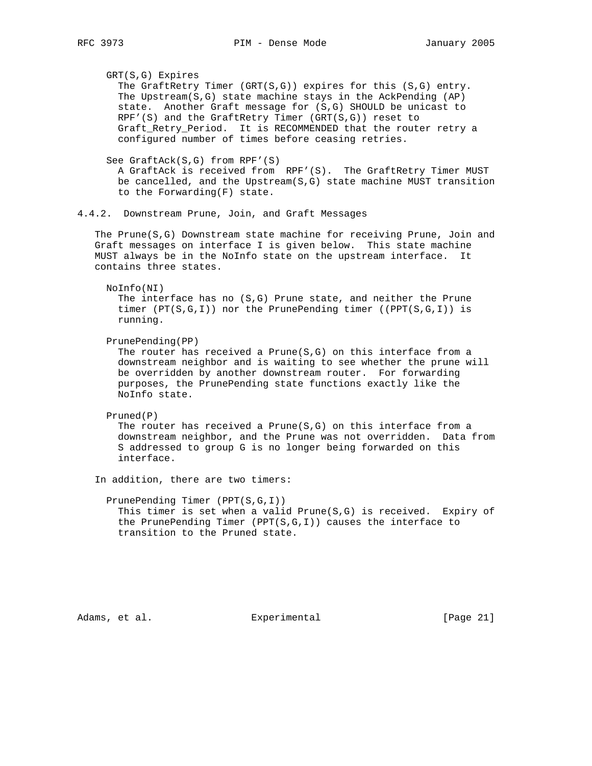GRT(S,G) Expires

The GraftRetry Timer (GRT(S,G)) expires for this (S,G) entry. The Upstream(S,G) state machine stays in the AckPending (AP) state. Another Graft message for (S,G) SHOULD be unicast to RPF'(S) and the GraftRetry Timer (GRT(S,G)) reset to Graft_Retry_Period. It is RECOMMENDED that the router retry a configured number of times before ceasing retries.

See GraftAck(S,G) from RPF'(S)

A GraftAck is received from RPF'(S). The GraftRetry Timer MUST be cancelled, and the Upstream(S,G) state machine MUST transition to the Forwarding(F) state.

### 4.4.2. Downstream Prune, Join, and Graft Messages

The Prune(S,G) Downstream state machine for receiving Prune, Join and Graft messages on interface I is given below. This state machine MUST always be in the NoInfo state on the upstream interface. It contains three states.

NoInfo(NI)

The interface has no (S,G) Prune state, and neither the Prune timer (PT(S,G,I)) nor the PrunePending timer ((PPT(S,G,I)) is running.

PrunePending(PP)

The router has received a Prune(S,G) on this interface from a downstream neighbor and is waiting to see whether the prune will be overridden by another downstream router. For forwarding purposes, the PrunePending state functions exactly like the NoInfo state.

Pruned(P)

The router has received a Prune(S,G) on this interface from a downstream neighbor, and the Prune was not overridden. Data from S addressed to group G is no longer being forwarded on this interface.

In addition, there are two timers:

PrunePending Timer (PPT(S,G,I))

This timer is set when a valid Prune(S,G) is received. Expiry of the PrunePending Timer (PPT(S,G,I)) causes the interface to transition to the Pruned state.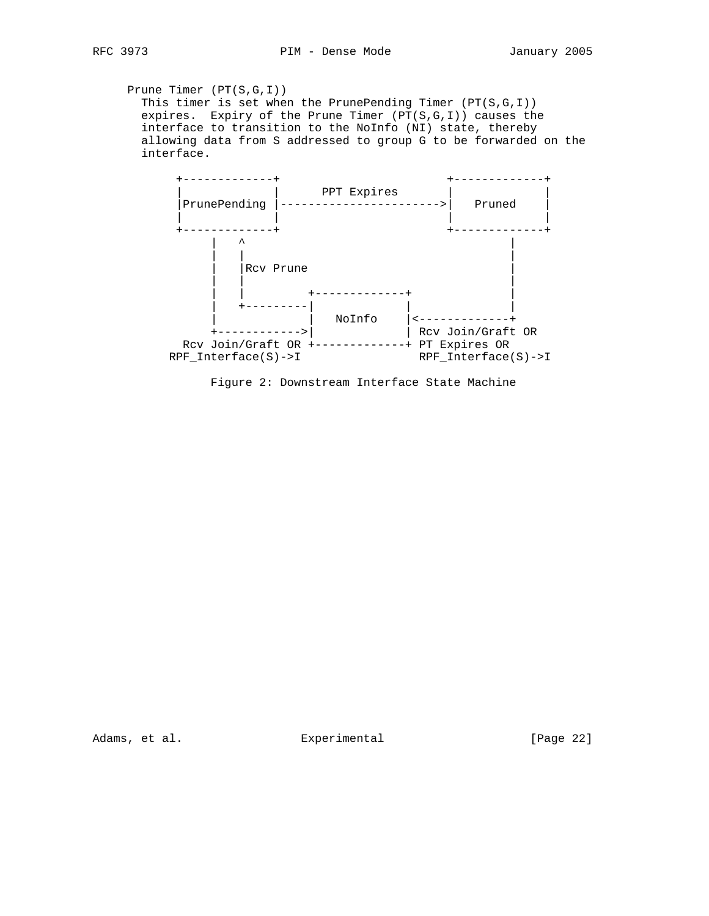Prune Timer (PT(S,G,I))

This timer is set when the PrunePending Timer (PT(S,G,I)) expires. Expiry of the Prune Timer (PT(S,G,I)) causes the interface to transition to the NoInfo (NI) state, thereby allowing data from S addressed to group G to be forwarded on the interface.

```
 +-------------+                          +-------------+
 |             |       PPT Expires        |             |
 |PrunePending |------------------------->|   Pruned    |
 |             |                          |             |
 +-------------+                          +-------------+
      |   ^                                     |
      |   |                                     |
      |   |Rcv Prune                            |
      |   |                                     |
      |   |         +-------------+             |
      |   +---------|             |             |
      |             |   NoInfo    |<------------+
      +------------>|             | Rcv Join/Graft OR
   Rcv Join/Graft OR +-------------+ PT Expires OR
  RPF_Interface(S)->I                RPF_Interface(S)->I
```

Figure 2: Downstream Interface State Machine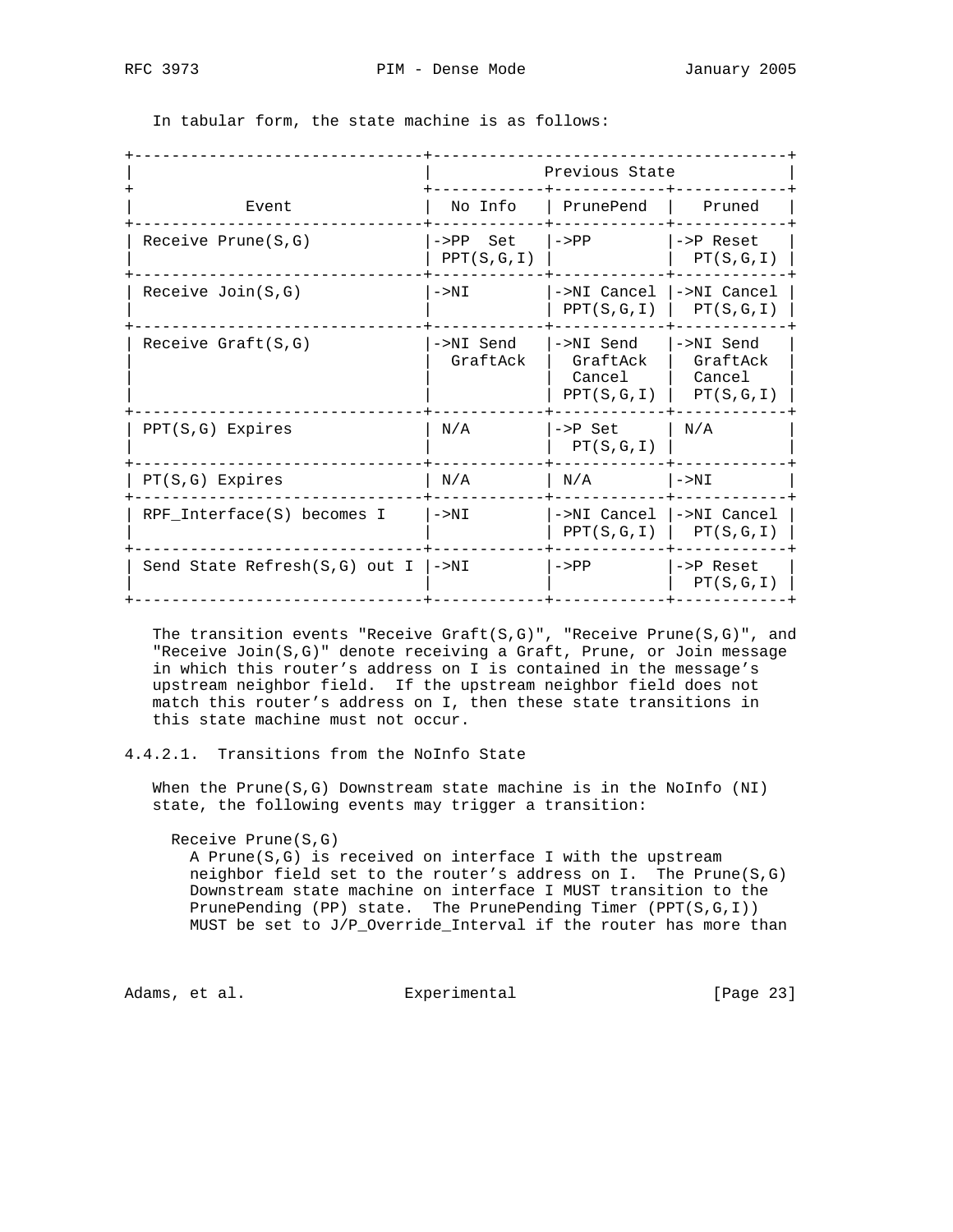In tabular form, the state machine is as follows:

| Event | Previous State | | |
|---|---|---|---|
| | No Info | PrunePend | Pruned |
| Receive Prune(S,G) | ->PP Set PPT(S,G,I) | ->PP | ->P Reset PT(S,G,I) |
| Receive Join(S,G) | ->NI | ->NI Cancel PPT(S,G,I) | ->NI Cancel PT(S,G,I) |
| Receive Graft(S,G) | ->NI Send GraftAck | ->NI Send GraftAck Cancel PPT(S,G,I) | ->NI Send GraftAck Cancel PT(S,G,I) |
| PPT(S,G) Expires | N/A | ->P Set PT(S,G,I) | N/A |
| PT(S,G) Expires | N/A | N/A | ->NI |
| RPF_Interface(S) becomes I | ->NI | ->NI Cancel PPT(S,G,I) | ->NI Cancel PT(S,G,I) |
| Send State Refresh(S,G) out I | ->NI | ->PP | ->P Reset PT(S,G,I) |

The transition events "Receive Graft(S,G)", "Receive Prune(S,G)", and "Receive Join(S,G)" denote receiving a Graft, Prune, or Join message in which this router's address on I is contained in the message's upstream neighbor field. If the upstream neighbor field does not match this router's address on I, then these state transitions in this state machine must not occur.

#### 4.4.2.1. Transitions from the NoInfo State

When the Prune(S,G) Downstream state machine is in the NoInfo (NI) state, the following events may trigger a transition:

Receive Prune(S,G)
A Prune(S,G) is received on interface I with the upstream neighbor field set to the router's address on I. The Prune(S,G) Downstream state machine on interface I MUST transition to the PrunePending (PP) state. The PrunePending Timer (PPT(S,G,I)) MUST be set to J/P_Override_Interval if the router has more than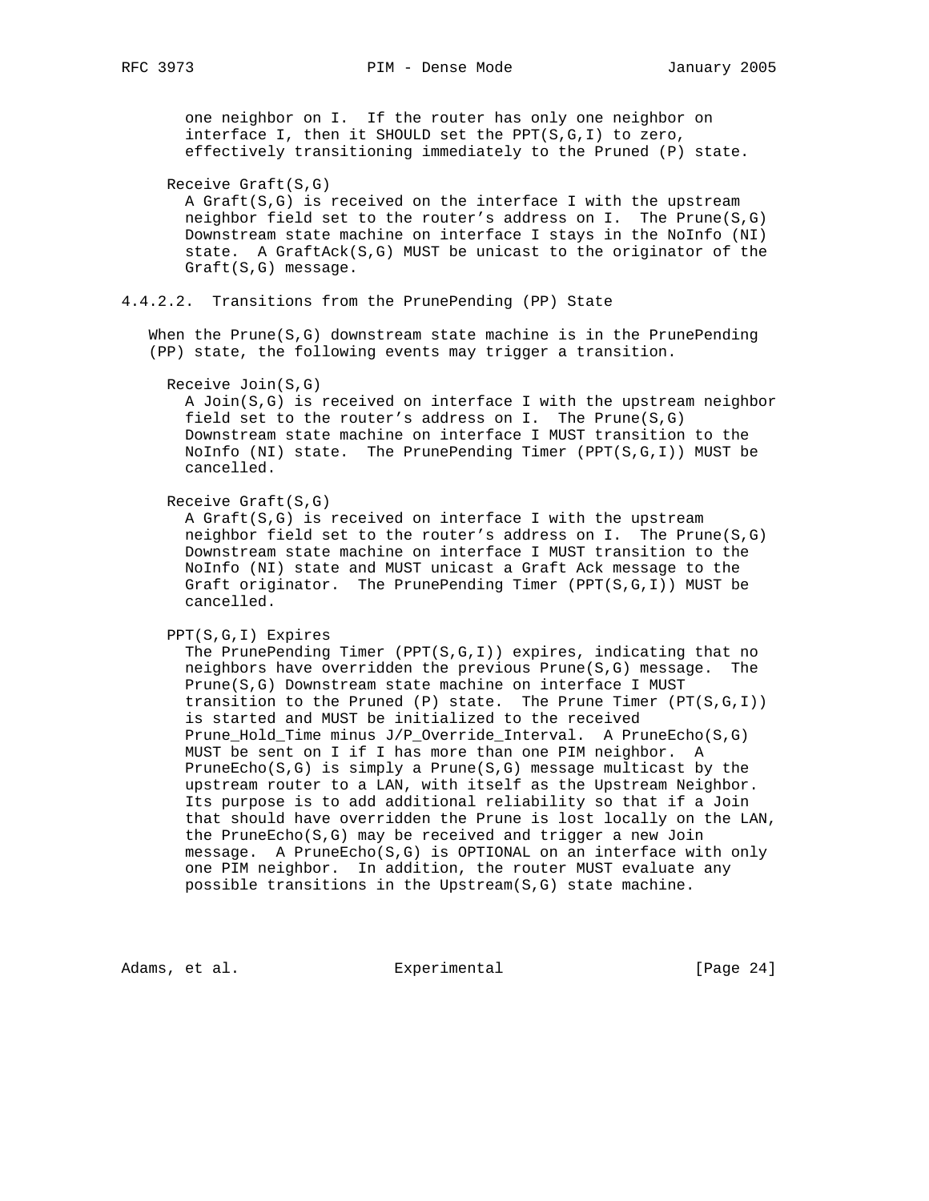one neighbor on I. If the router has only one neighbor on interface I, then it SHOULD set the PPT(S,G,I) to zero, effectively transitioning immediately to the Pruned (P) state.

Receive Graft(S,G)

A Graft(S,G) is received on the interface I with the upstream neighbor field set to the router's address on I. The Prune(S,G) Downstream state machine on interface I stays in the NoInfo (NI) state. A GraftAck(S,G) MUST be unicast to the originator of the Graft(S,G) message.

#### 4.4.2.2. Transitions from the PrunePending (PP) State

When the Prune(S,G) downstream state machine is in the PrunePending (PP) state, the following events may trigger a transition.

Receive Join(S,G)

A Join(S,G) is received on interface I with the upstream neighbor field set to the router's address on I. The Prune(S,G) Downstream state machine on interface I MUST transition to the NoInfo (NI) state. The PrunePending Timer (PPT(S,G,I)) MUST be cancelled.

Receive Graft(S,G)

A Graft(S,G) is received on interface I with the upstream neighbor field set to the router's address on I. The Prune(S,G) Downstream state machine on interface I MUST transition to the NoInfo (NI) state and MUST unicast a Graft Ack message to the Graft originator. The PrunePending Timer (PPT(S,G,I)) MUST be cancelled.

PPT(S,G,I) Expires

The PrunePending Timer (PPT(S,G,I)) expires, indicating that no neighbors have overridden the previous Prune(S,G) message. The Prune(S,G) Downstream state machine on interface I MUST transition to the Pruned (P) state. The Prune Timer (PT(S,G,I)) is started and MUST be initialized to the received Prune_Hold_Time minus J/P_Override_Interval. A PruneEcho(S,G) MUST be sent on I if I has more than one PIM neighbor. A PruneEcho(S,G) is simply a Prune(S,G) message multicast by the upstream router to a LAN, with itself as the Upstream Neighbor. Its purpose is to add additional reliability so that if a Join that should have overridden the Prune is lost locally on the LAN, the PruneEcho(S,G) may be received and trigger a new Join message. A PruneEcho(S,G) is OPTIONAL on an interface with only one PIM neighbor. In addition, the router MUST evaluate any possible transitions in the Upstream(S,G) state machine.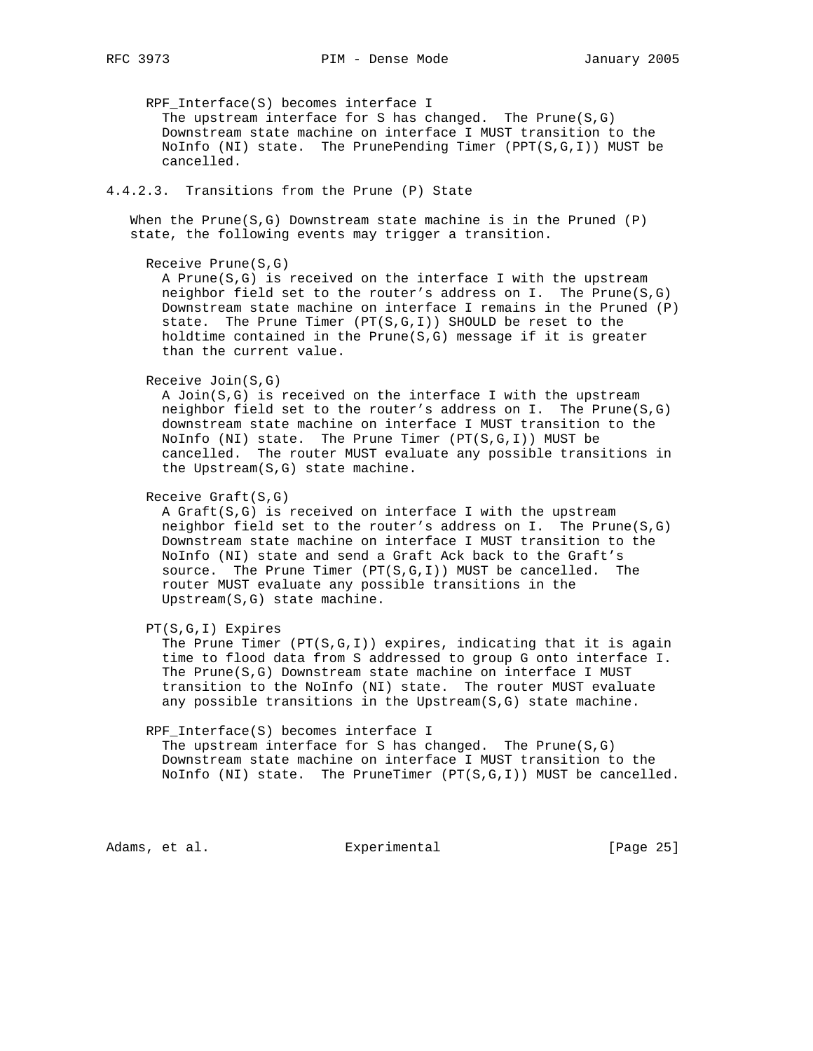RPF_Interface(S) becomes interface I
The upstream interface for S has changed. The Prune(S,G) Downstream state machine on interface I MUST transition to the NoInfo (NI) state. The PrunePending Timer (PPT(S,G,I)) MUST be cancelled.

#### 4.4.2.3. Transitions from the Prune (P) State

When the Prune(S,G) Downstream state machine is in the Pruned (P) state, the following events may trigger a transition.

Receive Prune(S,G)
A Prune(S,G) is received on the interface I with the upstream neighbor field set to the router's address on I. The Prune(S,G) Downstream state machine on interface I remains in the Pruned (P) state. The Prune Timer (PT(S,G,I)) SHOULD be reset to the holdtime contained in the Prune(S,G) message if it is greater than the current value.

Receive Join(S,G)
A Join(S,G) is received on the interface I with the upstream neighbor field set to the router's address on I. The Prune(S,G) downstream state machine on interface I MUST transition to the NoInfo (NI) state. The Prune Timer (PT(S,G,I)) MUST be cancelled. The router MUST evaluate any possible transitions in the Upstream(S,G) state machine.

Receive Graft(S,G)
A Graft(S,G) is received on interface I with the upstream neighbor field set to the router's address on I. The Prune(S,G) Downstream state machine on interface I MUST transition to the NoInfo (NI) state and send a Graft Ack back to the Graft's source. The Prune Timer (PT(S,G,I)) MUST be cancelled. The router MUST evaluate any possible transitions in the Upstream(S,G) state machine.

PT(S,G,I) Expires
The Prune Timer (PT(S,G,I)) expires, indicating that it is again time to flood data from S addressed to group G onto interface I. The Prune(S,G) Downstream state machine on interface I MUST transition to the NoInfo (NI) state. The router MUST evaluate any possible transitions in the Upstream(S,G) state machine.

RPF_Interface(S) becomes interface I
The upstream interface for S has changed. The Prune(S,G) Downstream state machine on interface I MUST transition to the NoInfo (NI) state. The PruneTimer (PT(S,G,I)) MUST be cancelled.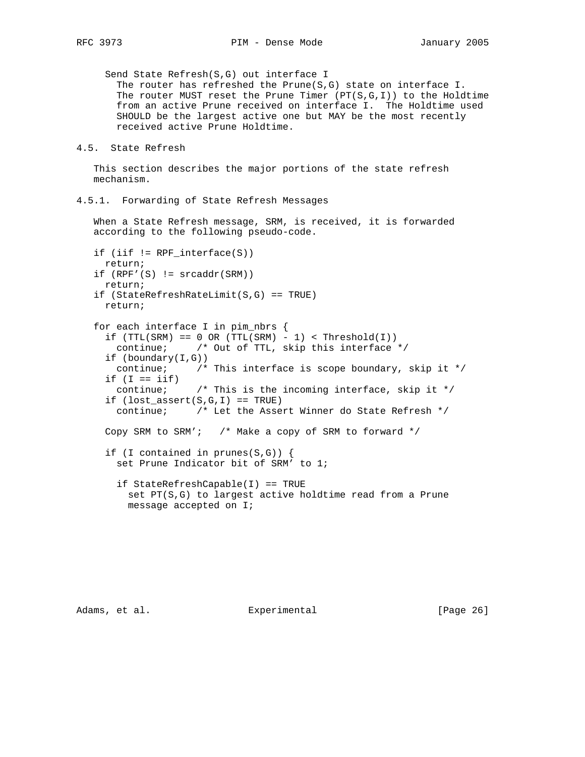Send State Refresh(S,G) out interface I
The router has refreshed the Prune(S,G) state on interface I. The router MUST reset the Prune Timer (PT(S,G,I)) to the Holdtime from an active Prune received on interface I. The Holdtime used SHOULD be the largest active one but MAY be the most recently received active Prune Holdtime.

## 4.5. State Refresh

This section describes the major portions of the state refresh mechanism.

### 4.5.1. Forwarding of State Refresh Messages

When a State Refresh message, SRM, is received, it is forwarded according to the following pseudo-code.

```
if (iif != RPF_interface(S))
  return;
if (RPF'(S) != srcaddr(SRM))
  return;
if (StateRefreshRateLimit(S,G) == TRUE)
  return;

for each interface I in pim_nbrs {
  if (TTL(SRM) == 0 OR (TTL(SRM) - 1) < Threshold(I))
    continue;     /* Out of TTL, skip this interface */
  if (boundary(I,G))
    continue;     /* This interface is scope boundary, skip it */
  if (I == iif)
    continue;     /* This is the incoming interface, skip it */
  if (lost_assert(S,G,I) == TRUE)
    continue;     /* Let the Assert Winner do State Refresh */

  Copy SRM to SRM';   /* Make a copy of SRM to forward */

  if (I contained in prunes(S,G)) {
    set Prune Indicator bit of SRM' to 1;

    if StateRefreshCapable(I) == TRUE
      set PT(S,G) to largest active holdtime read from a Prune
      message accepted on I;
```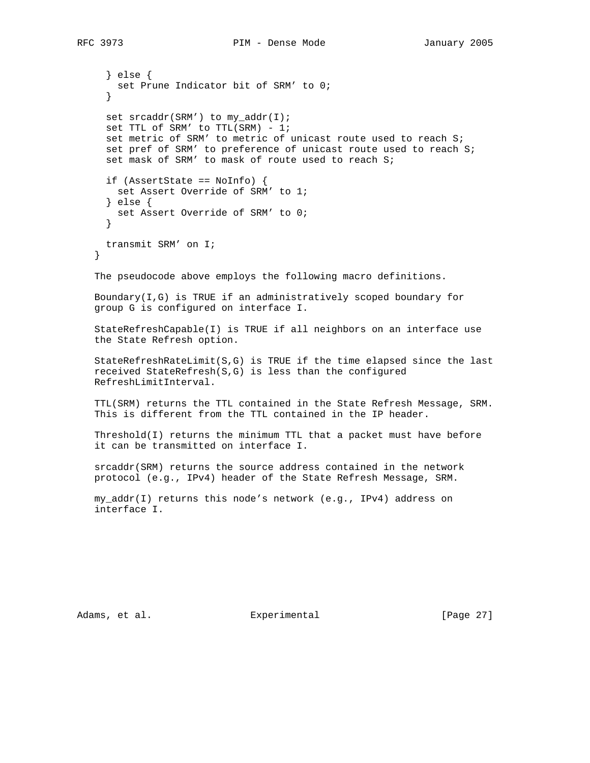```
  } else {
    set Prune Indicator bit of SRM' to 0;
  }

  set srcaddr(SRM') to my_addr(I);
  set TTL of SRM' to TTL(SRM) - 1;
  set metric of SRM' to metric of unicast route used to reach S;
  set pref of SRM' to preference of unicast route used to reach S;
  set mask of SRM' to mask of route used to reach S;

  if (AssertState == NoInfo) {
    set Assert Override of SRM' to 1;
  } else {
    set Assert Override of SRM' to 0;
  }

  transmit SRM' on I;
}
```

The pseudocode above employs the following macro definitions.

Boundary(I,G) is TRUE if an administratively scoped boundary for group G is configured on interface I.

StateRefreshCapable(I) is TRUE if all neighbors on an interface use the State Refresh option.

StateRefreshRateLimit(S,G) is TRUE if the time elapsed since the last received StateRefresh(S,G) is less than the configured RefreshLimitInterval.

TTL(SRM) returns the TTL contained in the State Refresh Message, SRM. This is different from the TTL contained in the IP header.

Threshold(I) returns the minimum TTL that a packet must have before it can be transmitted on interface I.

srcaddr(SRM) returns the source address contained in the network protocol (e.g., IPv4) header of the State Refresh Message, SRM.

my_addr(I) returns this node's network (e.g., IPv4) address on interface I.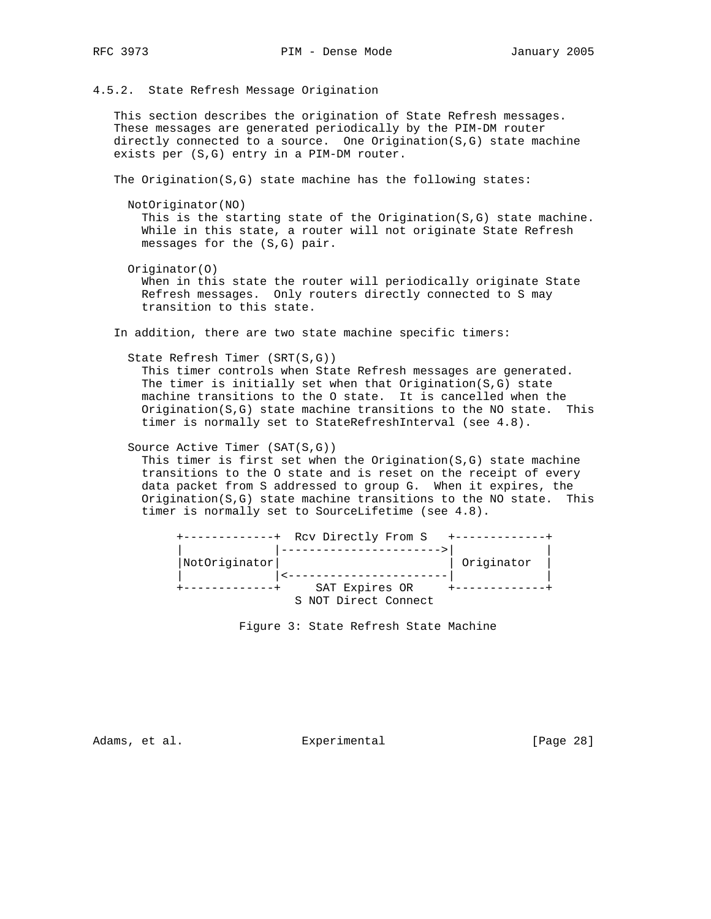### 4.5.2. State Refresh Message Origination

This section describes the origination of State Refresh messages. These messages are generated periodically by the PIM-DM router directly connected to a source. One Origination(S,G) state machine exists per (S,G) entry in a PIM-DM router.

The Origination(S,G) state machine has the following states:

NotOriginator(NO)
: This is the starting state of the Origination(S,G) state machine. While in this state, a router will not originate State Refresh messages for the (S,G) pair.

Originator(O)
: When in this state the router will periodically originate State Refresh messages. Only routers directly connected to S may transition to this state.

In addition, there are two state machine specific timers:

State Refresh Timer (SRT(S,G))
: This timer controls when State Refresh messages are generated. The timer is initially set when that Origination(S,G) state machine transitions to the O state. It is cancelled when the Origination(S,G) state machine transitions to the NO state. This timer is normally set to StateRefreshInterval (see 4.8).

Source Active Timer (SAT(S,G))
: This timer is first set when the Origination(S,G) state machine transitions to the O state and is reset on the receipt of every data packet from S addressed to group G. When it expires, the Origination(S,G) state machine transitions to the NO state. This timer is normally set to SourceLifetime (see 4.8).

```
+-------------+  Rcv Directly From S   +-------------+
|             |----------------------->|             |
|NotOriginator|                        | Originator  |
|             |<-----------------------|             |
+-------------+     SAT Expires OR     +-------------+
                  S NOT Direct Connect
```

Figure 3: State Refresh State Machine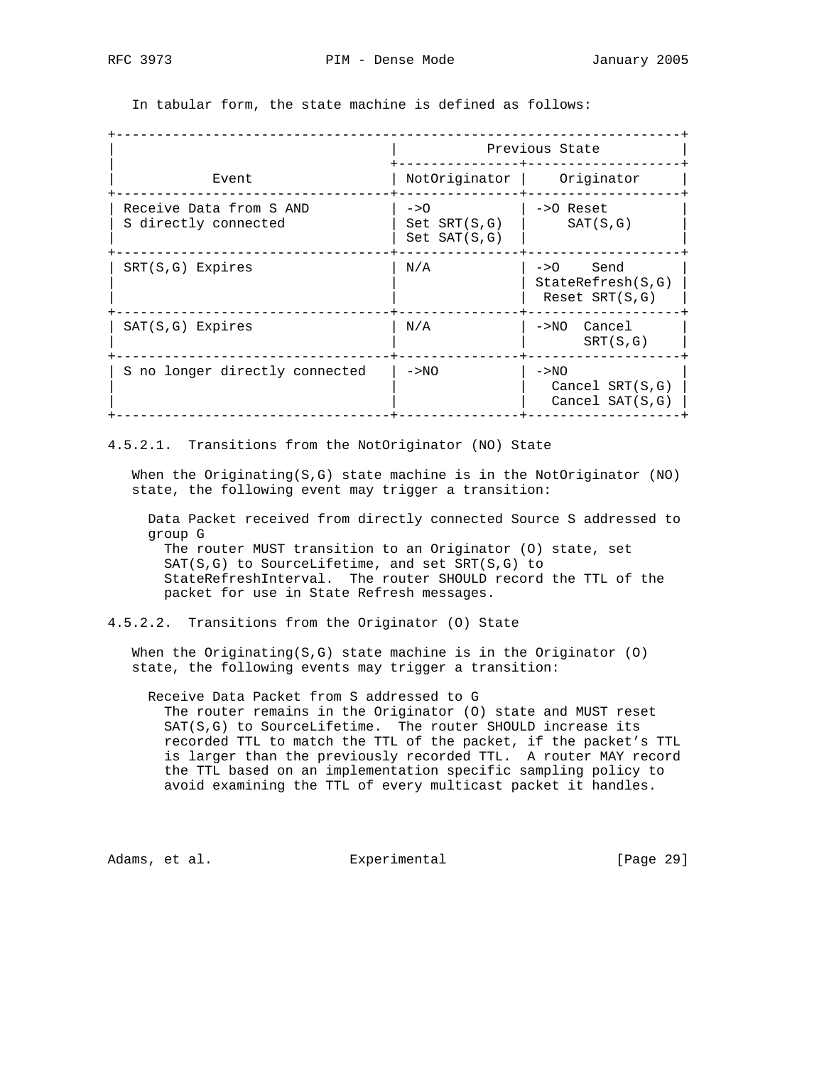In tabular form, the state machine is defined as follows:

| Event | Previous State: NotOriginator | Previous State: Originator |
|---|---|---|
| Receive Data from S AND S directly connected | ->O Set SRT(S,G) Set SAT(S,G) | ->O Reset SAT(S,G) |
| SRT(S,G) Expires | N/A | ->O Send StateRefresh(S,G) Reset SRT(S,G) |
| SAT(S,G) Expires | N/A | ->NO Cancel SRT(S,G) |
| S no longer directly connected | ->NO | ->NO Cancel SRT(S,G) Cancel SAT(S,G) |

#### 4.5.2.1. Transitions from the NotOriginator (NO) State

When the Originating(S,G) state machine is in the NotOriginator (NO) state, the following event may trigger a transition:

Data Packet received from directly connected Source S addressed to group G
: The router MUST transition to an Originator (O) state, set SAT(S,G) to SourceLifetime, and set SRT(S,G) to StateRefreshInterval. The router SHOULD record the TTL of the packet for use in State Refresh messages.

#### 4.5.2.2. Transitions from the Originator (O) State

When the Originating(S,G) state machine is in the Originator (O) state, the following events may trigger a transition:

Receive Data Packet from S addressed to G
: The router remains in the Originator (O) state and MUST reset SAT(S,G) to SourceLifetime. The router SHOULD increase its recorded TTL to match the TTL of the packet, if the packet's TTL is larger than the previously recorded TTL. A router MAY record the TTL based on an implementation specific sampling policy to avoid examining the TTL of every multicast packet it handles.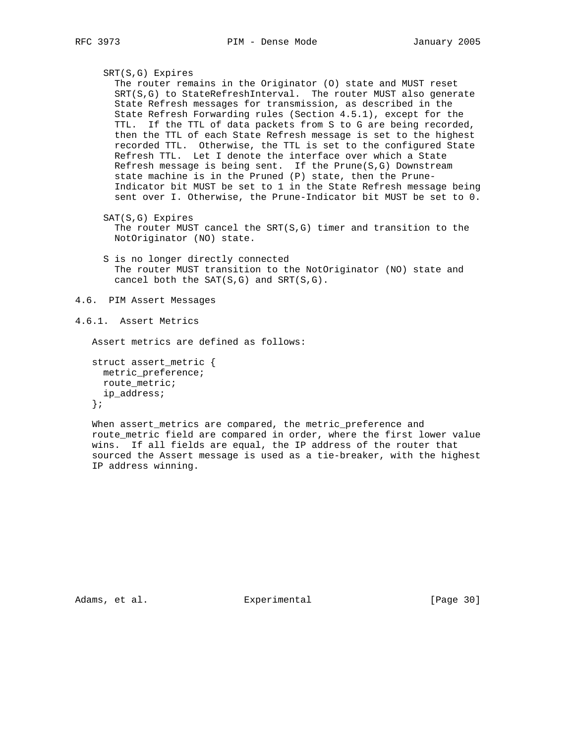SRT(S,G) Expires

The router remains in the Originator (O) state and MUST reset SRT(S,G) to StateRefreshInterval. The router MUST also generate State Refresh messages for transmission, as described in the State Refresh Forwarding rules (Section 4.5.1), except for the TTL. If the TTL of data packets from S to G are being recorded, then the TTL of each State Refresh message is set to the highest recorded TTL. Otherwise, the TTL is set to the configured State Refresh TTL. Let I denote the interface over which a State Refresh message is being sent. If the Prune(S,G) Downstream state machine is in the Pruned (P) state, then the Prune-Indicator bit MUST be set to 1 in the State Refresh message being sent over I. Otherwise, the Prune-Indicator bit MUST be set to 0.

SAT(S,G) Expires

The router MUST cancel the SRT(S,G) timer and transition to the NotOriginator (NO) state.

S is no longer directly connected

The router MUST transition to the NotOriginator (NO) state and cancel both the SAT(S,G) and SRT(S,G).

## 4.6. PIM Assert Messages

### 4.6.1. Assert Metrics

Assert metrics are defined as follows:

```
struct assert_metric {
  metric_preference;
  route_metric;
  ip_address;
};
```

When assert_metrics are compared, the metric_preference and route_metric field are compared in order, where the first lower value wins. If all fields are equal, the IP address of the router that sourced the Assert message is used as a tie-breaker, with the highest IP address winning.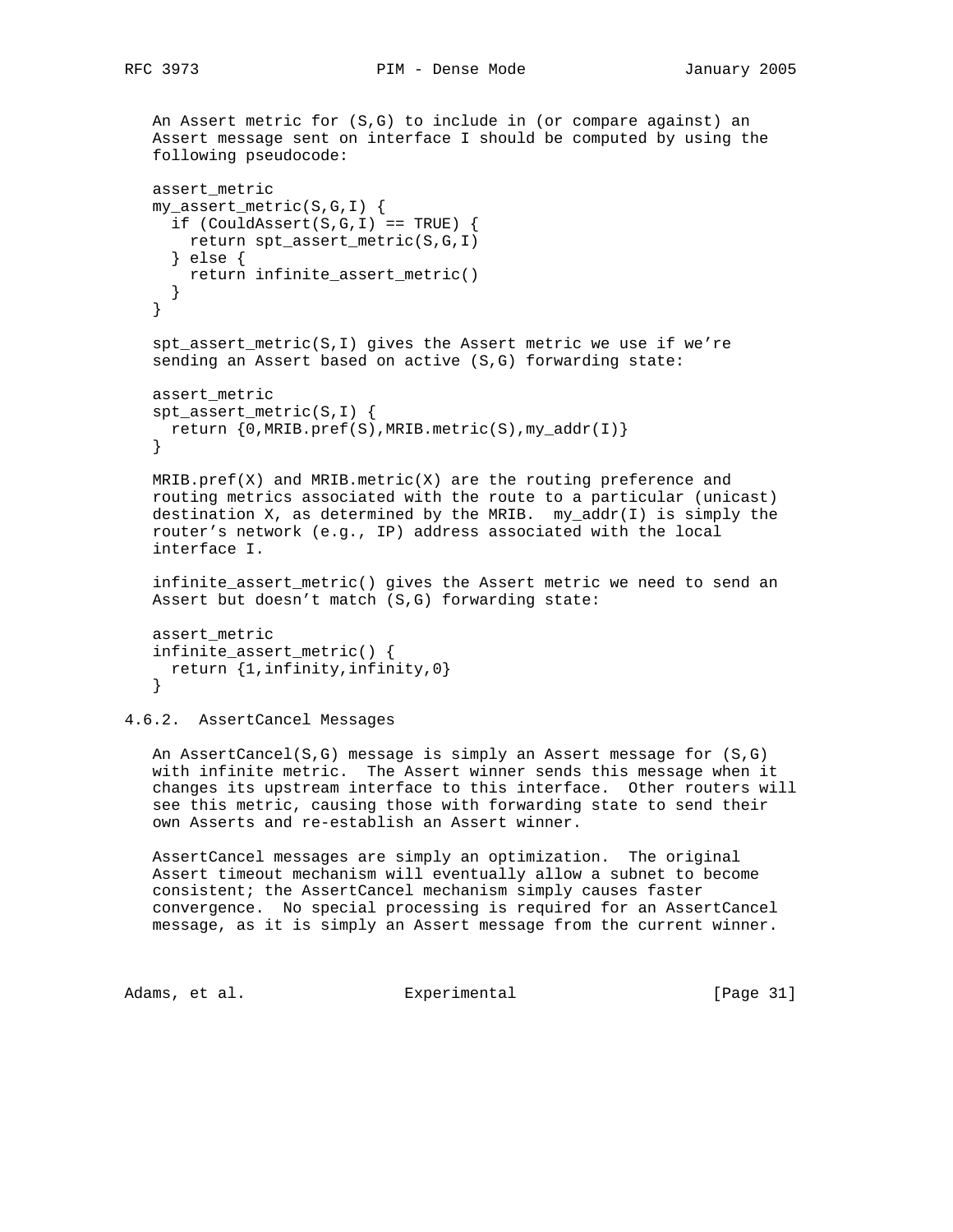An Assert metric for (S,G) to include in (or compare against) an Assert message sent on interface I should be computed by using the following pseudocode:

```
assert_metric
my_assert_metric(S,G,I) {
  if (CouldAssert(S,G,I) == TRUE) {
    return spt_assert_metric(S,G,I)
  } else {
    return infinite_assert_metric()
  }
}
```

spt_assert_metric(S,I) gives the Assert metric we use if we're sending an Assert based on active (S,G) forwarding state:

```
assert_metric
spt_assert_metric(S,I) {
  return {0,MRIB.pref(S),MRIB.metric(S),my_addr(I)}
}
```

MRIB.pref(X) and MRIB.metric(X) are the routing preference and routing metrics associated with the route to a particular (unicast) destination X, as determined by the MRIB. my_addr(I) is simply the router's network (e.g., IP) address associated with the local interface I.

infinite_assert_metric() gives the Assert metric we need to send an Assert but doesn't match (S,G) forwarding state:

```
assert_metric
infinite_assert_metric() {
  return {1,infinity,infinity,0}
}
```

### 4.6.2. AssertCancel Messages

An AssertCancel(S,G) message is simply an Assert message for (S,G) with infinite metric. The Assert winner sends this message when it changes its upstream interface to this interface. Other routers will see this metric, causing those with forwarding state to send their own Asserts and re-establish an Assert winner.

AssertCancel messages are simply an optimization. The original Assert timeout mechanism will eventually allow a subnet to become consistent; the AssertCancel mechanism simply causes faster convergence. No special processing is required for an AssertCancel message, as it is simply an Assert message from the current winner.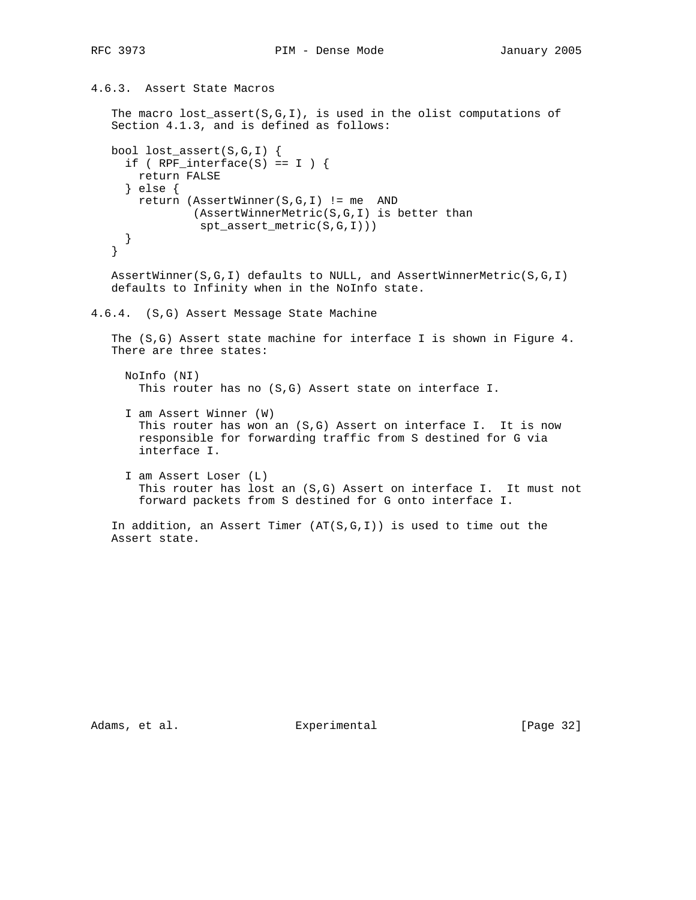### 4.6.3. Assert State Macros

The macro lost_assert(S,G,I), is used in the olist computations of Section 4.1.3, and is defined as follows:

```
bool lost_assert(S,G,I) {
  if ( RPF_interface(S) == I ) {
    return FALSE
  } else {
    return (AssertWinner(S,G,I) != me  AND
           (AssertWinnerMetric(S,G,I) is better than
            spt_assert_metric(S,G,I)))
  }
}
```

AssertWinner(S,G,I) defaults to NULL, and AssertWinnerMetric(S,G,I) defaults to Infinity when in the NoInfo state.

### 4.6.4. (S,G) Assert Message State Machine

The (S,G) Assert state machine for interface I is shown in Figure 4. There are three states:

NoInfo (NI)
  This router has no (S,G) Assert state on interface I.

I am Assert Winner (W)
  This router has won an (S,G) Assert on interface I. It is now responsible for forwarding traffic from S destined for G via interface I.

I am Assert Loser (L)
  This router has lost an (S,G) Assert on interface I. It must not forward packets from S destined for G onto interface I.

In addition, an Assert Timer (AT(S,G,I)) is used to time out the Assert state.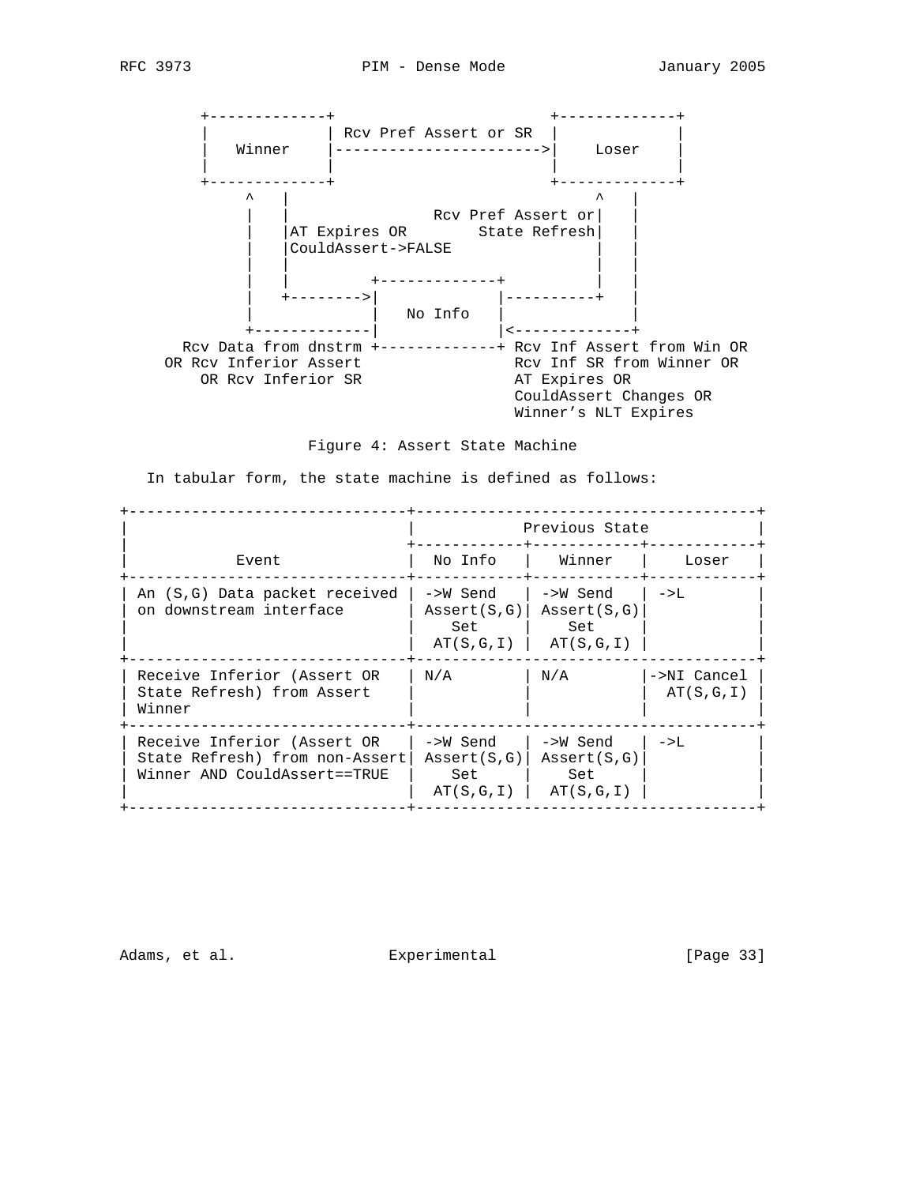```
        +-------------+                         +-------------+
        |             | Rcv Pref Assert or SR  |             |
        |   Winner    |------------------------>|    Loser    |
        |             |                         |             |
        +-------------+                         +-------------+
             ^   |                                   ^   |
             |   |                Rcv Pref Assert or|   |
             |   |AT Expires OR       State Refresh|   |
             |   |CouldAssert->FALSE                |   |
             |   |                                   |   |
             |   |         +-------------+           |   |
             |   +-------->|             |-----------+   |
             |             |   No Info   |               |
             +-------------|             |<--------------+
   Rcv Data from dnstrm +-------------+ Rcv Inf Assert from Win OR
 OR Rcv Inferior Assert                 Rcv Inf SR from Winner OR
     OR Rcv Inferior SR                 AT Expires OR
                                        CouldAssert Changes OR
                                        Winner's NLT Expires
```

Figure 4: Assert State Machine

In tabular form, the state machine is defined as follows:

| Event | Previous State: No Info | Previous State: Winner | Previous State: Loser |
|---|---|---|---|
| An (S,G) Data packet received on downstream interface | ->W Send Assert(S,G) Set AT(S,G,I) | ->W Send Assert(S,G) Set AT(S,G,I) | ->L |
| Receive Inferior (Assert OR State Refresh) from Assert Winner | N/A | N/A | ->NI Cancel AT(S,G,I) |
| Receive Inferior (Assert OR State Refresh) from non-Assert Winner AND CouldAssert==TRUE | ->W Send Assert(S,G) Set AT(S,G,I) | ->W Send Assert(S,G) Set AT(S,G,I) | ->L |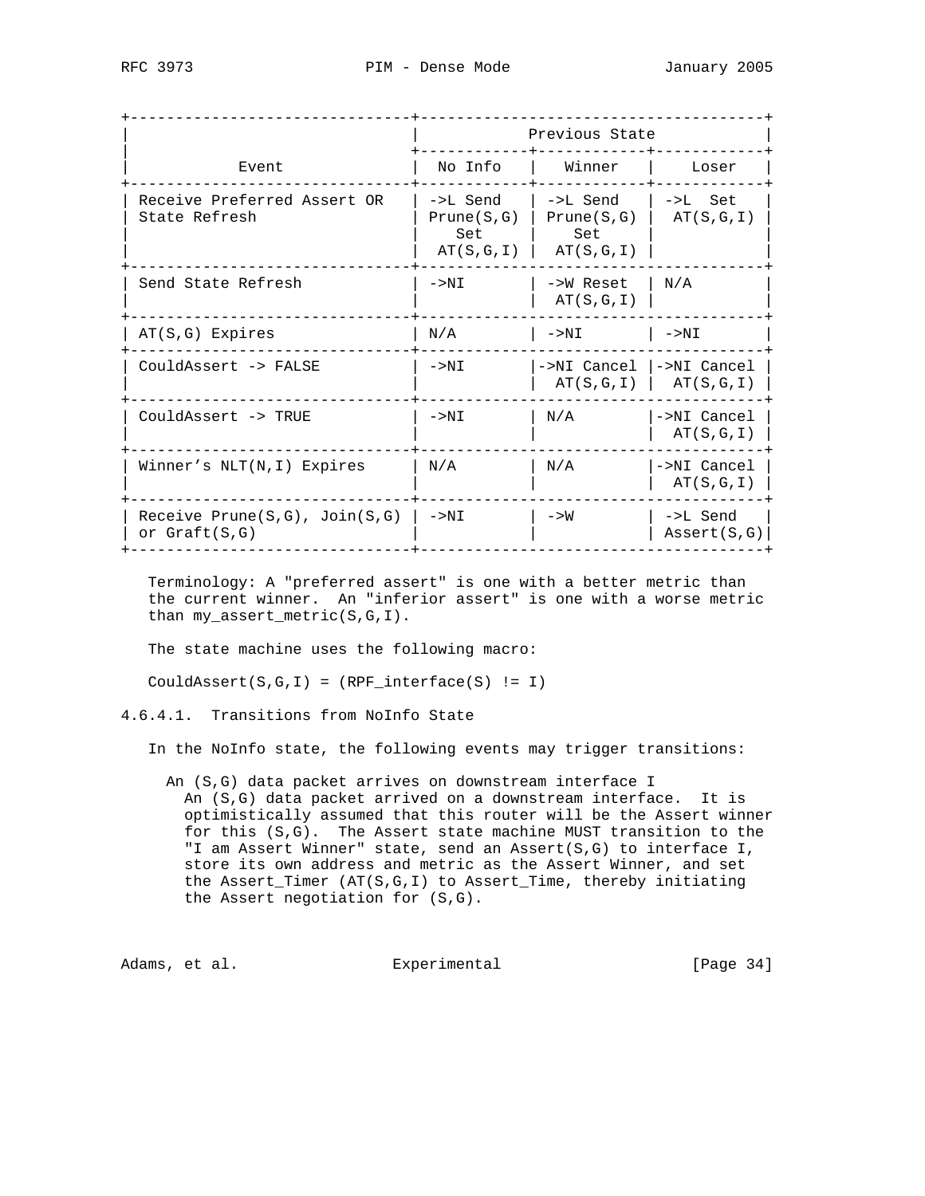| Event | Previous State | | |
|---|---|---|---|
| | No Info | Winner | Loser |
| Receive Preferred Assert OR State Refresh | ->L Send Prune(S,G) Set AT(S,G,I) | ->L Send Prune(S,G) Set AT(S,G,I) | ->L Set AT(S,G,I) |
| Send State Refresh | ->NI | ->W Reset AT(S,G,I) | N/A |
| AT(S,G) Expires | N/A | ->NI | ->NI |
| CouldAssert -> FALSE | ->NI | ->NI Cancel AT(S,G,I) | ->NI Cancel AT(S,G,I) |
| CouldAssert -> TRUE | ->NI | N/A | ->NI Cancel AT(S,G,I) |
| Winner’s NLT(N,I) Expires | N/A | N/A | ->NI Cancel AT(S,G,I) |
| Receive Prune(S,G), Join(S,G) or Graft(S,G) | ->NI | ->W | ->L Send Assert(S,G) |

Terminology: A "preferred assert" is one with a better metric than the current winner. An "inferior assert" is one with a worse metric than my_assert_metric(S,G,I).

The state machine uses the following macro:

CouldAssert(S,G,I) = (RPF_interface(S) != I)

#### 4.6.4.1. Transitions from NoInfo State

In the NoInfo state, the following events may trigger transitions:

An (S,G) data packet arrives on downstream interface I
: An (S,G) data packet arrived on a downstream interface. It is optimistically assumed that this router will be the Assert winner for this (S,G). The Assert state machine MUST transition to the "I am Assert Winner" state, send an Assert(S,G) to interface I, store its own address and metric as the Assert Winner, and set the Assert_Timer (AT(S,G,I) to Assert_Time, thereby initiating the Assert negotiation for (S,G).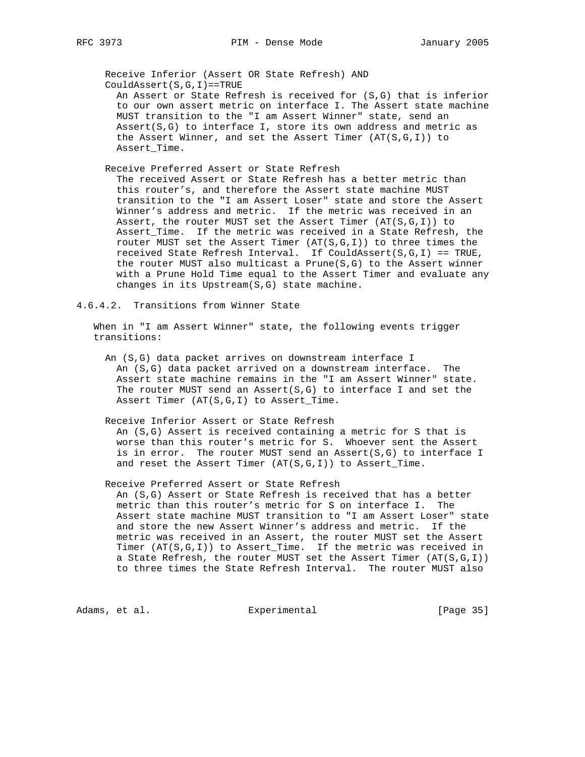Receive Inferior (Assert OR State Refresh) AND CouldAssert(S,G,I)==TRUE

An Assert or State Refresh is received for (S,G) that is inferior to our own assert metric on interface I. The Assert state machine MUST transition to the "I am Assert Winner" state, send an Assert(S,G) to interface I, store its own address and metric as the Assert Winner, and set the Assert Timer (AT(S,G,I)) to Assert_Time.

Receive Preferred Assert or State Refresh

The received Assert or State Refresh has a better metric than this router's, and therefore the Assert state machine MUST transition to the "I am Assert Loser" state and store the Assert Winner's address and metric. If the metric was received in an Assert, the router MUST set the Assert Timer (AT(S,G,I)) to Assert_Time. If the metric was received in a State Refresh, the router MUST set the Assert Timer (AT(S,G,I)) to three times the received State Refresh Interval. If CouldAssert(S,G,I) == TRUE, the router MUST also multicast a Prune(S,G) to the Assert winner with a Prune Hold Time equal to the Assert Timer and evaluate any changes in its Upstream(S,G) state machine.

#### 4.6.4.2. Transitions from Winner State

When in "I am Assert Winner" state, the following events trigger transitions:

An (S,G) data packet arrives on downstream interface I

An (S,G) data packet arrived on a downstream interface. The Assert state machine remains in the "I am Assert Winner" state. The router MUST send an Assert(S,G) to interface I and set the Assert Timer (AT(S,G,I) to Assert_Time.

Receive Inferior Assert or State Refresh

An (S,G) Assert is received containing a metric for S that is worse than this router's metric for S. Whoever sent the Assert is in error. The router MUST send an Assert(S,G) to interface I and reset the Assert Timer (AT(S,G,I)) to Assert_Time.

Receive Preferred Assert or State Refresh

An (S,G) Assert or State Refresh is received that has a better metric than this router's metric for S on interface I. The Assert state machine MUST transition to "I am Assert Loser" state and store the new Assert Winner's address and metric. If the metric was received in an Assert, the router MUST set the Assert Timer (AT(S,G,I)) to Assert_Time. If the metric was received in a State Refresh, the router MUST set the Assert Timer (AT(S,G,I)) to three times the State Refresh Interval. The router MUST also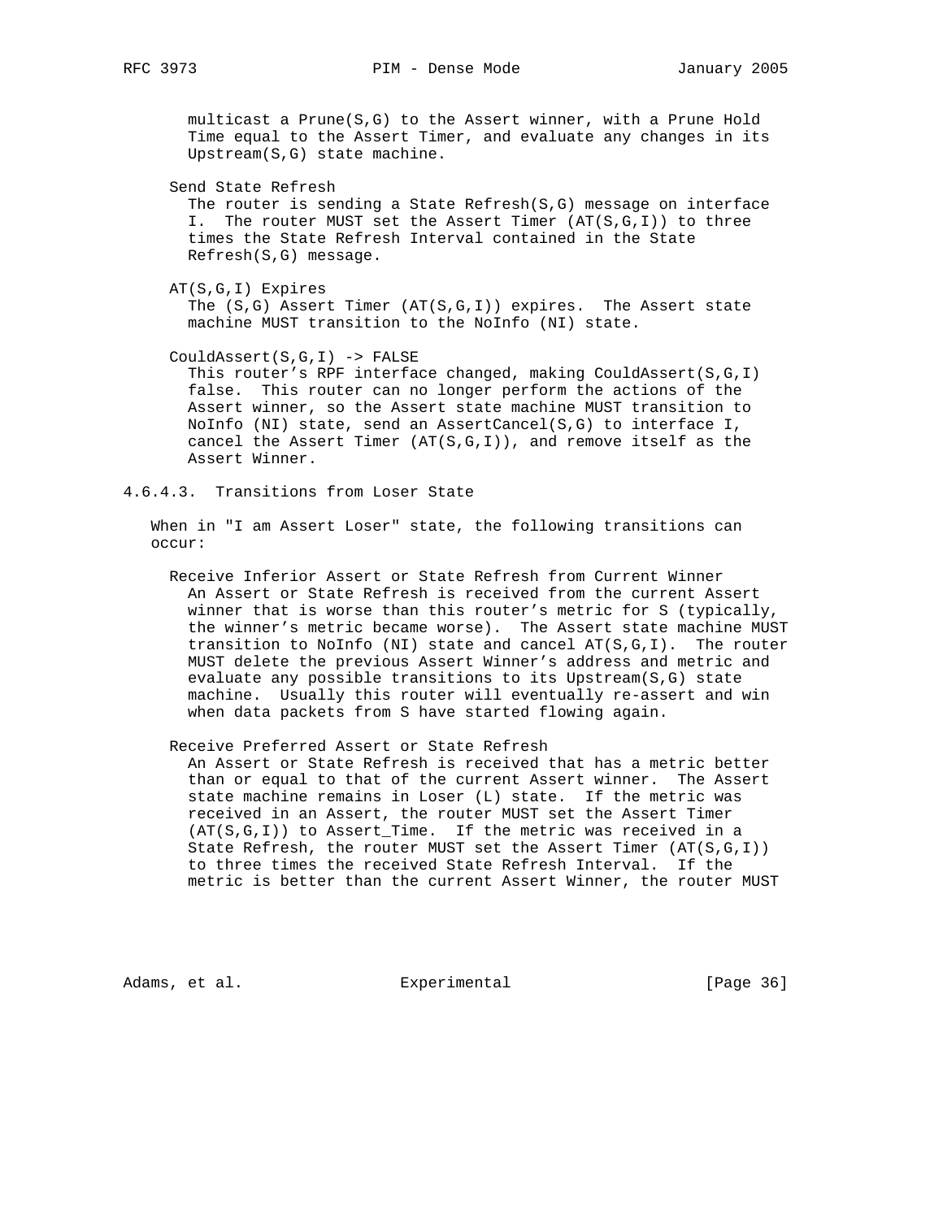multicast a Prune(S,G) to the Assert winner, with a Prune Hold Time equal to the Assert Timer, and evaluate any changes in its Upstream(S,G) state machine.

Send State Refresh
The router is sending a State Refresh(S,G) message on interface I. The router MUST set the Assert Timer (AT(S,G,I)) to three times the State Refresh Interval contained in the State Refresh(S,G) message.

AT(S,G,I) Expires
The (S,G) Assert Timer (AT(S,G,I)) expires. The Assert state machine MUST transition to the NoInfo (NI) state.

CouldAssert(S,G,I) -> FALSE
This router's RPF interface changed, making CouldAssert(S,G,I) false. This router can no longer perform the actions of the Assert winner, so the Assert state machine MUST transition to NoInfo (NI) state, send an AssertCancel(S,G) to interface I, cancel the Assert Timer (AT(S,G,I)), and remove itself as the Assert Winner.

#### 4.6.4.3. Transitions from Loser State

When in "I am Assert Loser" state, the following transitions can occur:

Receive Inferior Assert or State Refresh from Current Winner
An Assert or State Refresh is received from the current Assert winner that is worse than this router's metric for S (typically, the winner's metric became worse). The Assert state machine MUST transition to NoInfo (NI) state and cancel AT(S,G,I). The router MUST delete the previous Assert Winner's address and metric and evaluate any possible transitions to its Upstream(S,G) state machine. Usually this router will eventually re-assert and win when data packets from S have started flowing again.

Receive Preferred Assert or State Refresh
An Assert or State Refresh is received that has a metric better than or equal to that of the current Assert winner. The Assert state machine remains in Loser (L) state. If the metric was received in an Assert, the router MUST set the Assert Timer (AT(S,G,I)) to Assert_Time. If the metric was received in a State Refresh, the router MUST set the Assert Timer (AT(S,G,I)) to three times the received State Refresh Interval. If the metric is better than the current Assert Winner, the router MUST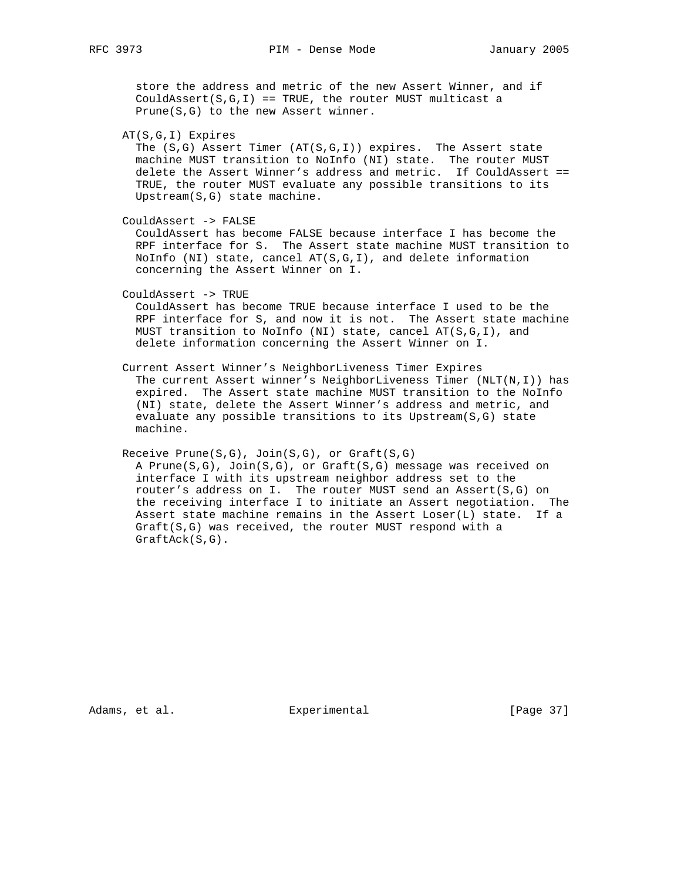store the address and metric of the new Assert Winner, and if CouldAssert(S,G,I) == TRUE, the router MUST multicast a Prune(S,G) to the new Assert winner.

AT(S,G,I) Expires

The (S,G) Assert Timer (AT(S,G,I)) expires. The Assert state machine MUST transition to NoInfo (NI) state. The router MUST delete the Assert Winner's address and metric. If CouldAssert == TRUE, the router MUST evaluate any possible transitions to its Upstream(S,G) state machine.

CouldAssert -> FALSE

CouldAssert has become FALSE because interface I has become the RPF interface for S. The Assert state machine MUST transition to NoInfo (NI) state, cancel AT(S,G,I), and delete information concerning the Assert Winner on I.

CouldAssert -> TRUE

CouldAssert has become TRUE because interface I used to be the RPF interface for S, and now it is not. The Assert state machine MUST transition to NoInfo (NI) state, cancel AT(S,G,I), and delete information concerning the Assert Winner on I.

Current Assert Winner's NeighborLiveness Timer Expires

The current Assert winner's NeighborLiveness Timer (NLT(N,I)) has expired. The Assert state machine MUST transition to the NoInfo (NI) state, delete the Assert Winner's address and metric, and evaluate any possible transitions to its Upstream(S,G) state machine.

Receive Prune(S,G), Join(S,G), or Graft(S,G)

A Prune(S,G), Join(S,G), or Graft(S,G) message was received on interface I with its upstream neighbor address set to the router's address on I. The router MUST send an Assert(S,G) on the receiving interface I to initiate an Assert negotiation. The Assert state machine remains in the Assert Loser(L) state. If a Graft(S,G) was received, the router MUST respond with a GraftAck(S,G).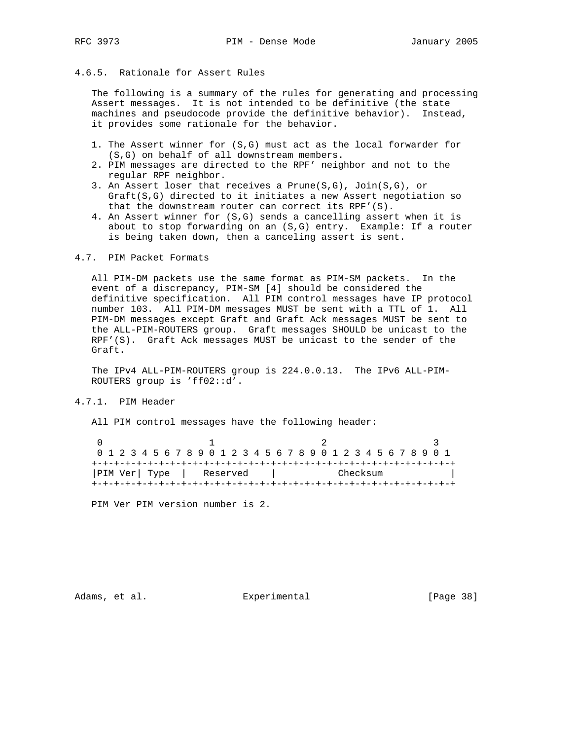### 4.6.5. Rationale for Assert Rules

The following is a summary of the rules for generating and processing Assert messages. It is not intended to be definitive (the state machines and pseudocode provide the definitive behavior). Instead, it provides some rationale for the behavior.

1. The Assert winner for (S,G) must act as the local forwarder for (S,G) on behalf of all downstream members.
2. PIM messages are directed to the RPF' neighbor and not to the regular RPF neighbor.
3. An Assert loser that receives a Prune(S,G), Join(S,G), or Graft(S,G) directed to it initiates a new Assert negotiation so that the downstream router can correct its RPF'(S).
4. An Assert winner for (S,G) sends a cancelling assert when it is about to stop forwarding on an (S,G) entry. Example: If a router is being taken down, then a canceling assert is sent.

## 4.7. PIM Packet Formats

All PIM-DM packets use the same format as PIM-SM packets. In the event of a discrepancy, PIM-SM [4] should be considered the definitive specification. All PIM control messages have IP protocol number 103. All PIM-DM messages MUST be sent with a TTL of 1. All PIM-DM messages except Graft and Graft Ack messages MUST be sent to the ALL-PIM-ROUTERS group. Graft messages SHOULD be unicast to the RPF'(S). Graft Ack messages MUST be unicast to the sender of the Graft.

The IPv4 ALL-PIM-ROUTERS group is 224.0.0.13. The IPv6 ALL-PIM-ROUTERS group is 'ff02::d'.

### 4.7.1. PIM Header

All PIM control messages have the following header:

```
 0                   1                   2                   3
 0 1 2 3 4 5 6 7 8 9 0 1 2 3 4 5 6 7 8 9 0 1 2 3 4 5 6 7 8 9 0 1
+-+-+-+-+-+-+-+-+-+-+-+-+-+-+-+-+-+-+-+-+-+-+-+-+-+-+-+-+-+-+-+-+
|PIM Ver| Type  |   Reserved    |           Checksum            |
+-+-+-+-+-+-+-+-+-+-+-+-+-+-+-+-+-+-+-+-+-+-+-+-+-+-+-+-+-+-+-+-+
```

PIM Ver PIM version number is 2.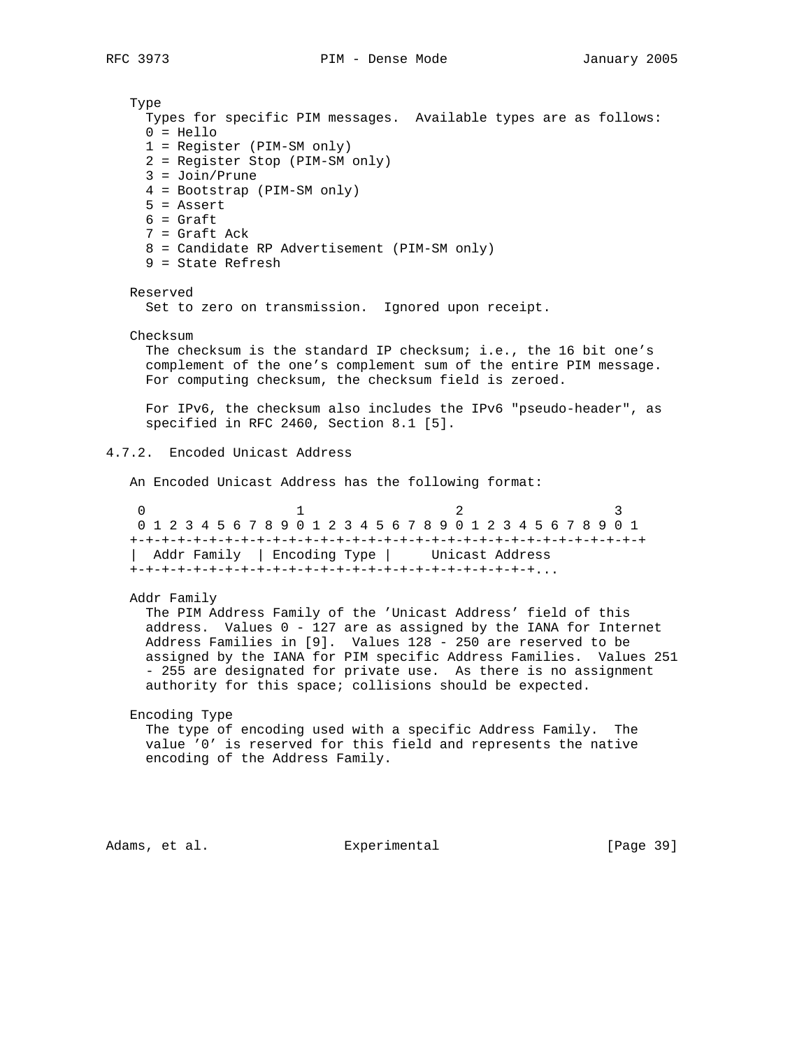Type
: Types for specific PIM messages. Available types are as follows:

- 0 = Hello
- 1 = Register (PIM-SM only)
- 2 = Register Stop (PIM-SM only)
- 3 = Join/Prune
- 4 = Bootstrap (PIM-SM only)
- 5 = Assert
- 6 = Graft
- 7 = Graft Ack
- 8 = Candidate RP Advertisement (PIM-SM only)
- 9 = State Refresh

Reserved
: Set to zero on transmission. Ignored upon receipt.

Checksum
: The checksum is the standard IP checksum; i.e., the 16 bit one's complement of the one's complement sum of the entire PIM message. For computing checksum, the checksum field is zeroed.

  For IPv6, the checksum also includes the IPv6 "pseudo-header", as specified in RFC 2460, Section 8.1 [5].

### 4.7.2. Encoded Unicast Address

An Encoded Unicast Address has the following format:

```
 0                   1                   2                   3
 0 1 2 3 4 5 6 7 8 9 0 1 2 3 4 5 6 7 8 9 0 1 2 3 4 5 6 7 8 9 0 1
+-+-+-+-+-+-+-+-+-+-+-+-+-+-+-+-+-+-+-+-+-+-+-+-+-+-+-+-+-+-+-+-+
|  Addr Family  | Encoding Type |     Unicast Address
+-+-+-+-+-+-+-+-+-+-+-+-+-+-+-+-+-+-+-+-+-+-+-+-+-+-+-+...
```

Addr Family
: The PIM Address Family of the 'Unicast Address' field of this address. Values 0 - 127 are as assigned by the IANA for Internet Address Families in [9]. Values 128 - 250 are reserved to be assigned by the IANA for PIM specific Address Families. Values 251 - 255 are designated for private use. As there is no assignment authority for this space; collisions should be expected.

Encoding Type
: The type of encoding used with a specific Address Family. The value '0' is reserved for this field and represents the native encoding of the Address Family.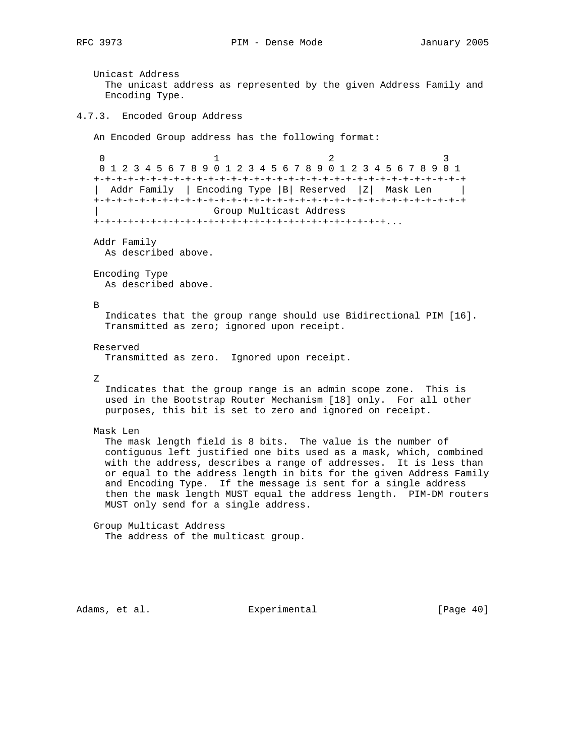Unicast Address
  The unicast address as represented by the given Address Family and Encoding Type.

### 4.7.3. Encoded Group Address

An Encoded Group address has the following format:

```
 0                   1                   2                   3
 0 1 2 3 4 5 6 7 8 9 0 1 2 3 4 5 6 7 8 9 0 1 2 3 4 5 6 7 8 9 0 1
+-+-+-+-+-+-+-+-+-+-+-+-+-+-+-+-+-+-+-+-+-+-+-+-+-+-+-+-+-+-+-+-+
|  Addr Family  | Encoding Type |B| Reserved  |Z|  Mask Len     |
+-+-+-+-+-+-+-+-+-+-+-+-+-+-+-+-+-+-+-+-+-+-+-+-+-+-+-+-+-+-+-+-+
|                Group Multicast Address
+-+-+-+-+-+-+-+-+-+-+-+-+-+-+-+-+-+-+-+-+-+-+-+-+-+-+-+-+...
```

Addr Family
  As described above.

Encoding Type
  As described above.

B
  Indicates that the group range should use Bidirectional PIM [16]. Transmitted as zero; ignored upon receipt.

Reserved
  Transmitted as zero. Ignored upon receipt.

Z
  Indicates that the group range is an admin scope zone. This is used in the Bootstrap Router Mechanism [18] only. For all other purposes, this bit is set to zero and ignored on receipt.

Mask Len
  The mask length field is 8 bits. The value is the number of contiguous left justified one bits used as a mask, which, combined with the address, describes a range of addresses. It is less than or equal to the address length in bits for the given Address Family and Encoding Type. If the message is sent for a single address then the mask length MUST equal the address length. PIM-DM routers MUST only send for a single address.

Group Multicast Address
  The address of the multicast group.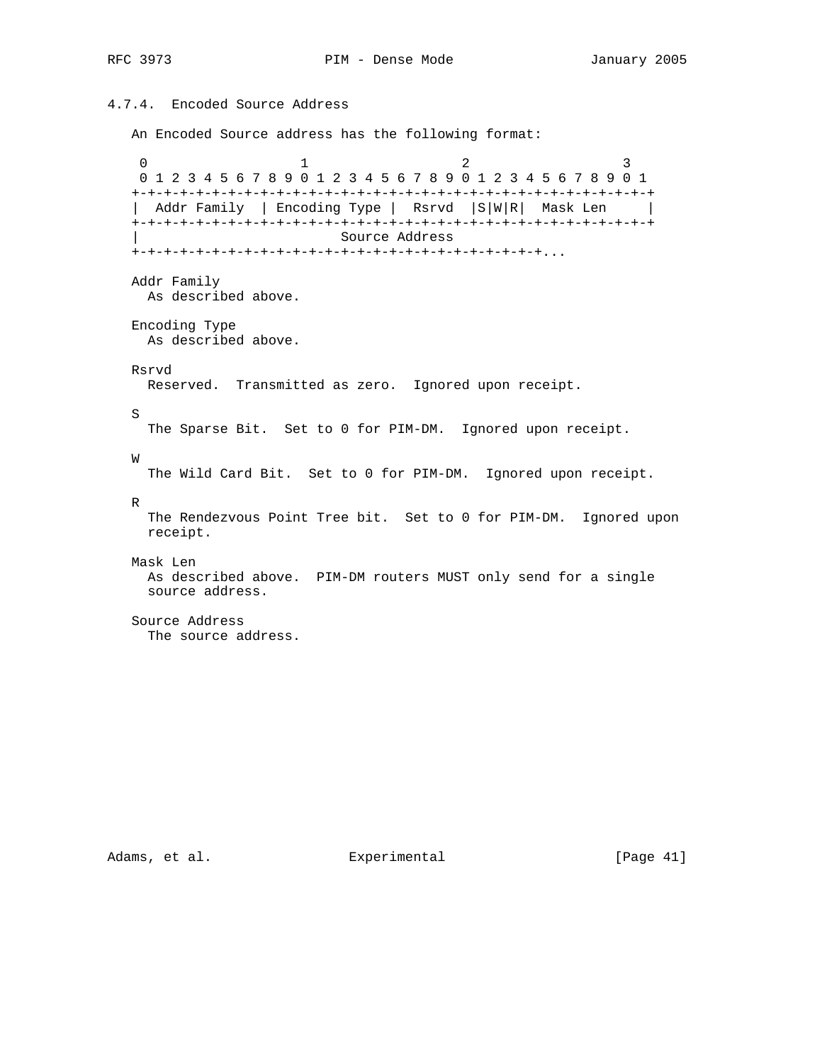#### 4.7.4. Encoded Source Address

An Encoded Source address has the following format:

```
 0                   1                   2                   3
 0 1 2 3 4 5 6 7 8 9 0 1 2 3 4 5 6 7 8 9 0 1 2 3 4 5 6 7 8 9 0 1
+-+-+-+-+-+-+-+-+-+-+-+-+-+-+-+-+-+-+-+-+-+-+-+-+-+-+-+-+-+-+-+-+
|  Addr Family  | Encoding Type |  Rsrvd  |S|W|R|  Mask Len     |
+-+-+-+-+-+-+-+-+-+-+-+-+-+-+-+-+-+-+-+-+-+-+-+-+-+-+-+-+-+-+-+-+
|                        Source Address
+-+-+-+-+-+-+-+-+-+-+-+-+-+-+-+-+-+-+-+-+-+-+-+-+-+-+-+-+...
```

Addr Family
  As described above.

Encoding Type
  As described above.

Rsrvd
  Reserved. Transmitted as zero. Ignored upon receipt.

S
  The Sparse Bit. Set to 0 for PIM-DM. Ignored upon receipt.

W
  The Wild Card Bit. Set to 0 for PIM-DM. Ignored upon receipt.

R
  The Rendezvous Point Tree bit. Set to 0 for PIM-DM. Ignored upon receipt.

Mask Len
  As described above. PIM-DM routers MUST only send for a single source address.

Source Address
  The source address.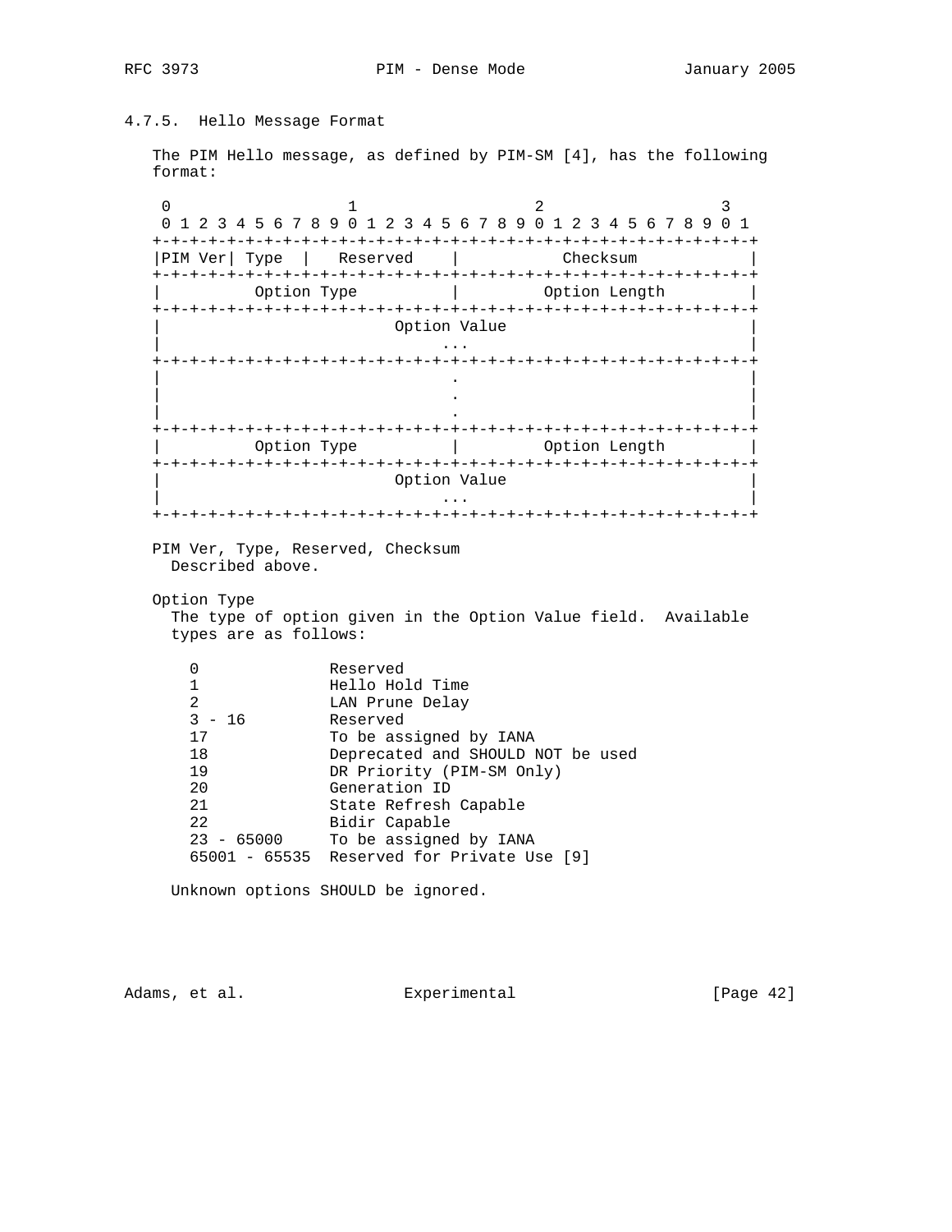### 4.7.5. Hello Message Format

The PIM Hello message, as defined by PIM-SM [4], has the following format:

```
 0                   1                   2                   3
 0 1 2 3 4 5 6 7 8 9 0 1 2 3 4 5 6 7 8 9 0 1 2 3 4 5 6 7 8 9 0 1
+-+-+-+-+-+-+-+-+-+-+-+-+-+-+-+-+-+-+-+-+-+-+-+-+-+-+-+-+-+-+-+-+
|PIM Ver| Type  |   Reserved    |           Checksum            |
+-+-+-+-+-+-+-+-+-+-+-+-+-+-+-+-+-+-+-+-+-+-+-+-+-+-+-+-+-+-+-+-+
|          Option Type          |         Option Length         |
+-+-+-+-+-+-+-+-+-+-+-+-+-+-+-+-+-+-+-+-+-+-+-+-+-+-+-+-+-+-+-+-+
|                         Option Value                          |
|                              ...                              |
+-+-+-+-+-+-+-+-+-+-+-+-+-+-+-+-+-+-+-+-+-+-+-+-+-+-+-+-+-+-+-+-+
|                               .                               |
|                               .                               |
|                               .                               |
+-+-+-+-+-+-+-+-+-+-+-+-+-+-+-+-+-+-+-+-+-+-+-+-+-+-+-+-+-+-+-+-+
|          Option Type          |         Option Length         |
+-+-+-+-+-+-+-+-+-+-+-+-+-+-+-+-+-+-+-+-+-+-+-+-+-+-+-+-+-+-+-+-+
|                         Option Value                          |
|                              ...                              |
+-+-+-+-+-+-+-+-+-+-+-+-+-+-+-+-+-+-+-+-+-+-+-+-+-+-+-+-+-+-+-+-+
```

PIM Ver, Type, Reserved, Checksum
  Described above.

Option Type
  The type of option given in the Option Value field. Available types are as follows:

```
0              Reserved
1              Hello Hold Time
2              LAN Prune Delay
3 - 16         Reserved
17             To be assigned by IANA
18             Deprecated and SHOULD NOT be used
19             DR Priority (PIM-SM Only)
20             Generation ID
21             State Refresh Capable
22             Bidir Capable
23 - 65000     To be assigned by IANA
65001 - 65535  Reserved for Private Use [9]
```

  Unknown options SHOULD be ignored.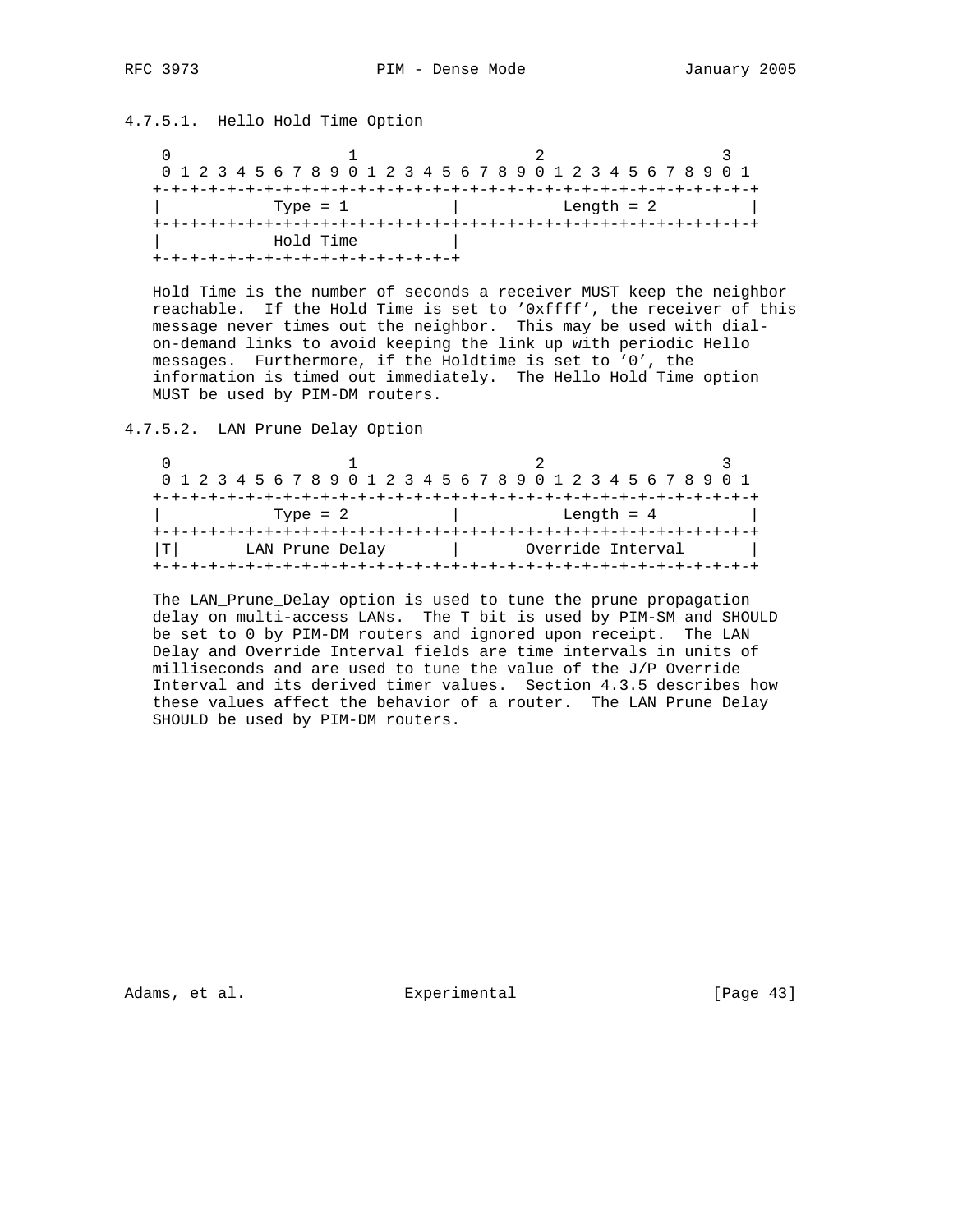#### 4.7.5.1. Hello Hold Time Option

```
 0                   1                   2                   3
 0 1 2 3 4 5 6 7 8 9 0 1 2 3 4 5 6 7 8 9 0 1 2 3 4 5 6 7 8 9 0 1
+-+-+-+-+-+-+-+-+-+-+-+-+-+-+-+-+-+-+-+-+-+-+-+-+-+-+-+-+-+-+-+-+
|           Type = 1            |          Length = 2           |
+-+-+-+-+-+-+-+-+-+-+-+-+-+-+-+-+-+-+-+-+-+-+-+-+-+-+-+-+-+-+-+-+
|           Hold Time           |
+-+-+-+-+-+-+-+-+-+-+-+-+-+-+-+-+
```

Hold Time is the number of seconds a receiver MUST keep the neighbor reachable. If the Hold Time is set to '0xffff', the receiver of this message never times out the neighbor. This may be used with dial-on-demand links to avoid keeping the link up with periodic Hello messages. Furthermore, if the Holdtime is set to '0', the information is timed out immediately. The Hello Hold Time option MUST be used by PIM-DM routers.

#### 4.7.5.2. LAN Prune Delay Option

```
 0                   1                   2                   3
 0 1 2 3 4 5 6 7 8 9 0 1 2 3 4 5 6 7 8 9 0 1 2 3 4 5 6 7 8 9 0 1
+-+-+-+-+-+-+-+-+-+-+-+-+-+-+-+-+-+-+-+-+-+-+-+-+-+-+-+-+-+-+-+-+
|           Type = 2            |          Length = 4           |
+-+-+-+-+-+-+-+-+-+-+-+-+-+-+-+-+-+-+-+-+-+-+-+-+-+-+-+-+-+-+-+-+
|T|       LAN Prune Delay       |       Override Interval       |
+-+-+-+-+-+-+-+-+-+-+-+-+-+-+-+-+-+-+-+-+-+-+-+-+-+-+-+-+-+-+-+-+
```

The LAN_Prune_Delay option is used to tune the prune propagation delay on multi-access LANs. The T bit is used by PIM-SM and SHOULD be set to 0 by PIM-DM routers and ignored upon receipt. The LAN Delay and Override Interval fields are time intervals in units of milliseconds and are used to tune the value of the J/P Override Interval and its derived timer values. Section 4.3.5 describes how these values affect the behavior of a router. The LAN Prune Delay SHOULD be used by PIM-DM routers.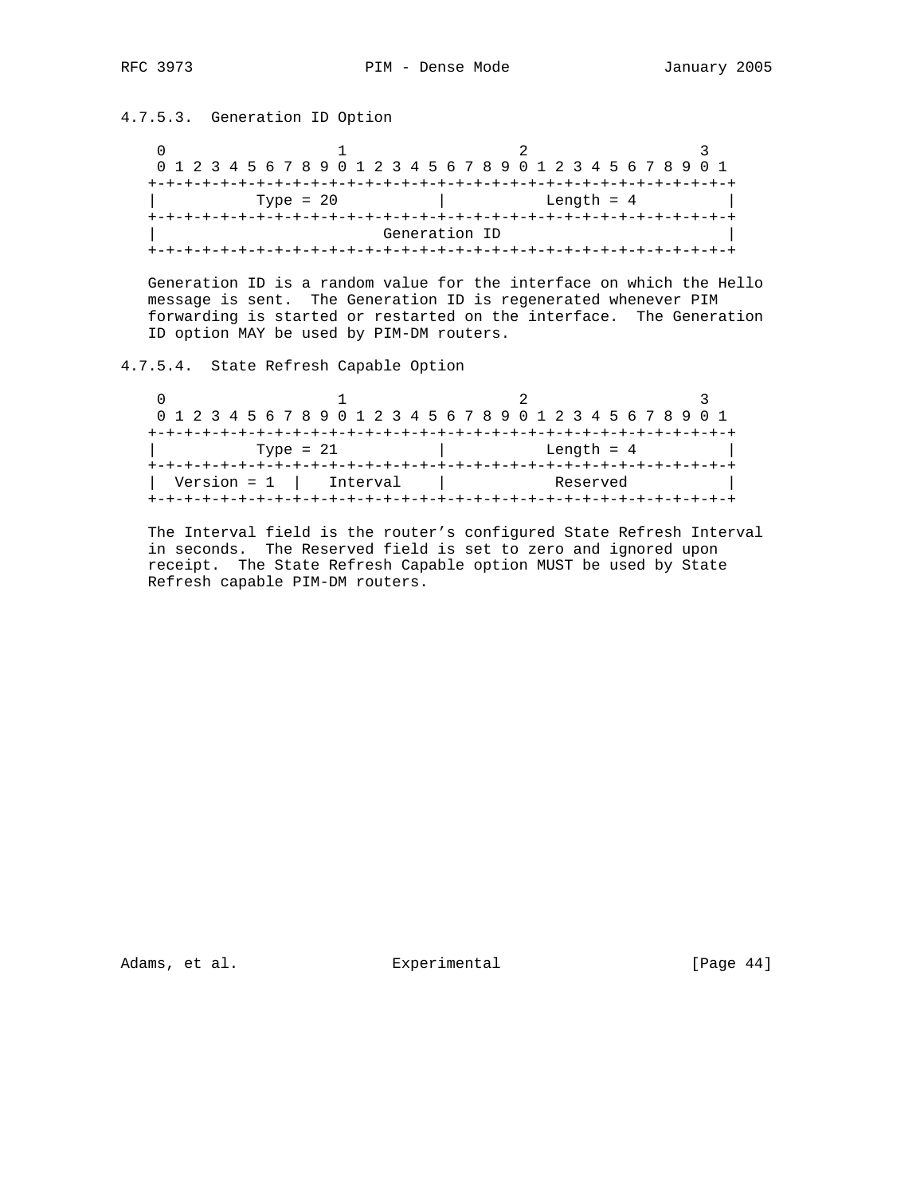#### 4.7.5.3. Generation ID Option

```
 0                   1                   2                   3
 0 1 2 3 4 5 6 7 8 9 0 1 2 3 4 5 6 7 8 9 0 1 2 3 4 5 6 7 8 9 0 1
+-+-+-+-+-+-+-+-+-+-+-+-+-+-+-+-+-+-+-+-+-+-+-+-+-+-+-+-+-+-+-+-+
|          Type = 20            |           Length = 4          |
+-+-+-+-+-+-+-+-+-+-+-+-+-+-+-+-+-+-+-+-+-+-+-+-+-+-+-+-+-+-+-+-+
|                         Generation ID                         |
+-+-+-+-+-+-+-+-+-+-+-+-+-+-+-+-+-+-+-+-+-+-+-+-+-+-+-+-+-+-+-+-+
```

Generation ID is a random value for the interface on which the Hello message is sent. The Generation ID is regenerated whenever PIM forwarding is started or restarted on the interface. The Generation ID option MAY be used by PIM-DM routers.

#### 4.7.5.4. State Refresh Capable Option

```
 0                   1                   2                   3
 0 1 2 3 4 5 6 7 8 9 0 1 2 3 4 5 6 7 8 9 0 1 2 3 4 5 6 7 8 9 0 1
+-+-+-+-+-+-+-+-+-+-+-+-+-+-+-+-+-+-+-+-+-+-+-+-+-+-+-+-+-+-+-+-+
|          Type = 21            |           Length = 4          |
+-+-+-+-+-+-+-+-+-+-+-+-+-+-+-+-+-+-+-+-+-+-+-+-+-+-+-+-+-+-+-+-+
|  Version = 1  |   Interval    |            Reserved           |
+-+-+-+-+-+-+-+-+-+-+-+-+-+-+-+-+-+-+-+-+-+-+-+-+-+-+-+-+-+-+-+-+
```

The Interval field is the router's configured State Refresh Interval in seconds. The Reserved field is set to zero and ignored upon receipt. The State Refresh Capable option MUST be used by State Refresh capable PIM-DM routers.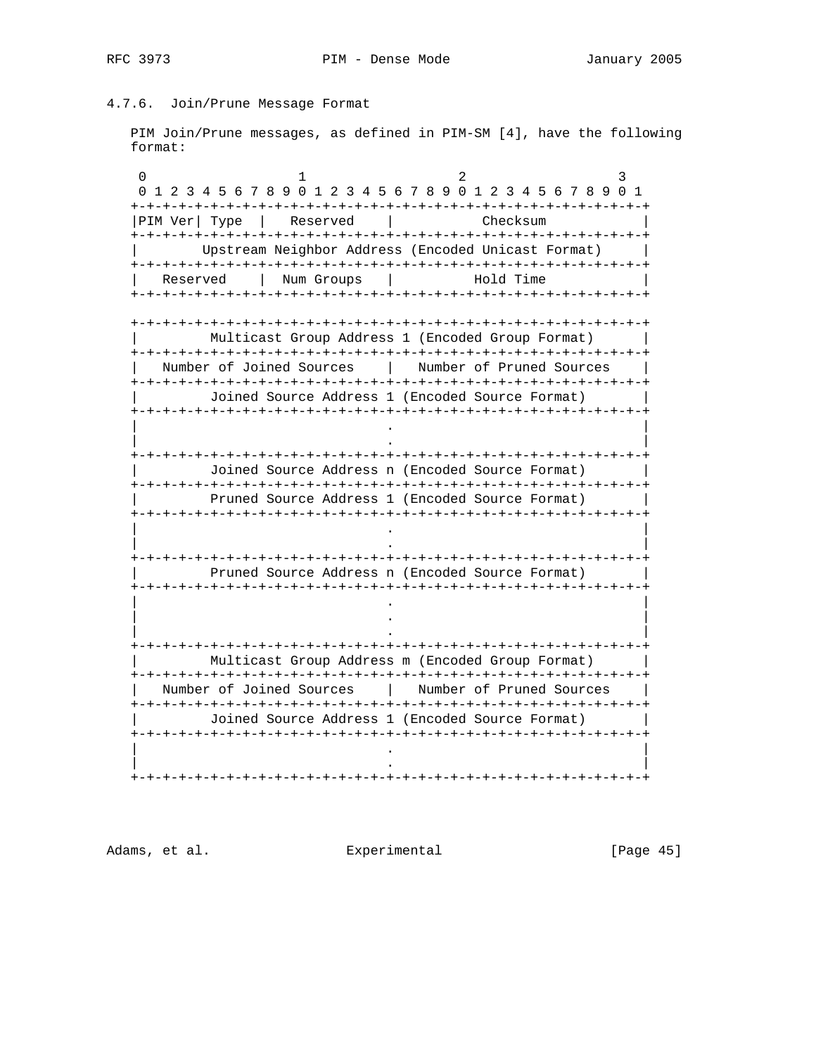### 4.7.6. Join/Prune Message Format

PIM Join/Prune messages, as defined in PIM-SM [4], have the following format:

```
 0                   1                   2                   3
 0 1 2 3 4 5 6 7 8 9 0 1 2 3 4 5 6 7 8 9 0 1 2 3 4 5 6 7 8 9 0 1
+-+-+-+-+-+-+-+-+-+-+-+-+-+-+-+-+-+-+-+-+-+-+-+-+-+-+-+-+-+-+-+-+
|PIM Ver| Type  |   Reserved    |           Checksum            |
+-+-+-+-+-+-+-+-+-+-+-+-+-+-+-+-+-+-+-+-+-+-+-+-+-+-+-+-+-+-+-+-+
|        Upstream Neighbor Address (Encoded Unicast Format)     |
+-+-+-+-+-+-+-+-+-+-+-+-+-+-+-+-+-+-+-+-+-+-+-+-+-+-+-+-+-+-+-+-+
|   Reserved    |  Num Groups   |          Hold Time            |
+-+-+-+-+-+-+-+-+-+-+-+-+-+-+-+-+-+-+-+-+-+-+-+-+-+-+-+-+-+-+-+-+

+-+-+-+-+-+-+-+-+-+-+-+-+-+-+-+-+-+-+-+-+-+-+-+-+-+-+-+-+-+-+-+-+
|         Multicast Group Address 1 (Encoded Group Format)      |
+-+-+-+-+-+-+-+-+-+-+-+-+-+-+-+-+-+-+-+-+-+-+-+-+-+-+-+-+-+-+-+-+
|   Number of Joined Sources    |   Number of Pruned Sources    |
+-+-+-+-+-+-+-+-+-+-+-+-+-+-+-+-+-+-+-+-+-+-+-+-+-+-+-+-+-+-+-+-+
|         Joined Source Address 1 (Encoded Source Format)       |
+-+-+-+-+-+-+-+-+-+-+-+-+-+-+-+-+-+-+-+-+-+-+-+-+-+-+-+-+-+-+-+-+
|                             .                                 |
|                             .                                 |
+-+-+-+-+-+-+-+-+-+-+-+-+-+-+-+-+-+-+-+-+-+-+-+-+-+-+-+-+-+-+-+-+
|         Joined Source Address n (Encoded Source Format)       |
+-+-+-+-+-+-+-+-+-+-+-+-+-+-+-+-+-+-+-+-+-+-+-+-+-+-+-+-+-+-+-+-+
|         Pruned Source Address 1 (Encoded Source Format)       |
+-+-+-+-+-+-+-+-+-+-+-+-+-+-+-+-+-+-+-+-+-+-+-+-+-+-+-+-+-+-+-+-+
|                             .                                 |
|                             .                                 |
+-+-+-+-+-+-+-+-+-+-+-+-+-+-+-+-+-+-+-+-+-+-+-+-+-+-+-+-+-+-+-+-+
|         Pruned Source Address n (Encoded Source Format)       |
+-+-+-+-+-+-+-+-+-+-+-+-+-+-+-+-+-+-+-+-+-+-+-+-+-+-+-+-+-+-+-+-+
|                             .                                 |
|                             .                                 |
|                             .                                 |
+-+-+-+-+-+-+-+-+-+-+-+-+-+-+-+-+-+-+-+-+-+-+-+-+-+-+-+-+-+-+-+-+
|         Multicast Group Address m (Encoded Group Format)      |
+-+-+-+-+-+-+-+-+-+-+-+-+-+-+-+-+-+-+-+-+-+-+-+-+-+-+-+-+-+-+-+-+
|   Number of Joined Sources    |   Number of Pruned Sources    |
+-+-+-+-+-+-+-+-+-+-+-+-+-+-+-+-+-+-+-+-+-+-+-+-+-+-+-+-+-+-+-+-+
|         Joined Source Address 1 (Encoded Source Format)       |
+-+-+-+-+-+-+-+-+-+-+-+-+-+-+-+-+-+-+-+-+-+-+-+-+-+-+-+-+-+-+-+-+
|                             .                                 |
|                             .                                 |
+-+-+-+-+-+-+-+-+-+-+-+-+-+-+-+-+-+-+-+-+-+-+-+-+-+-+-+-+-+-+-+-+
```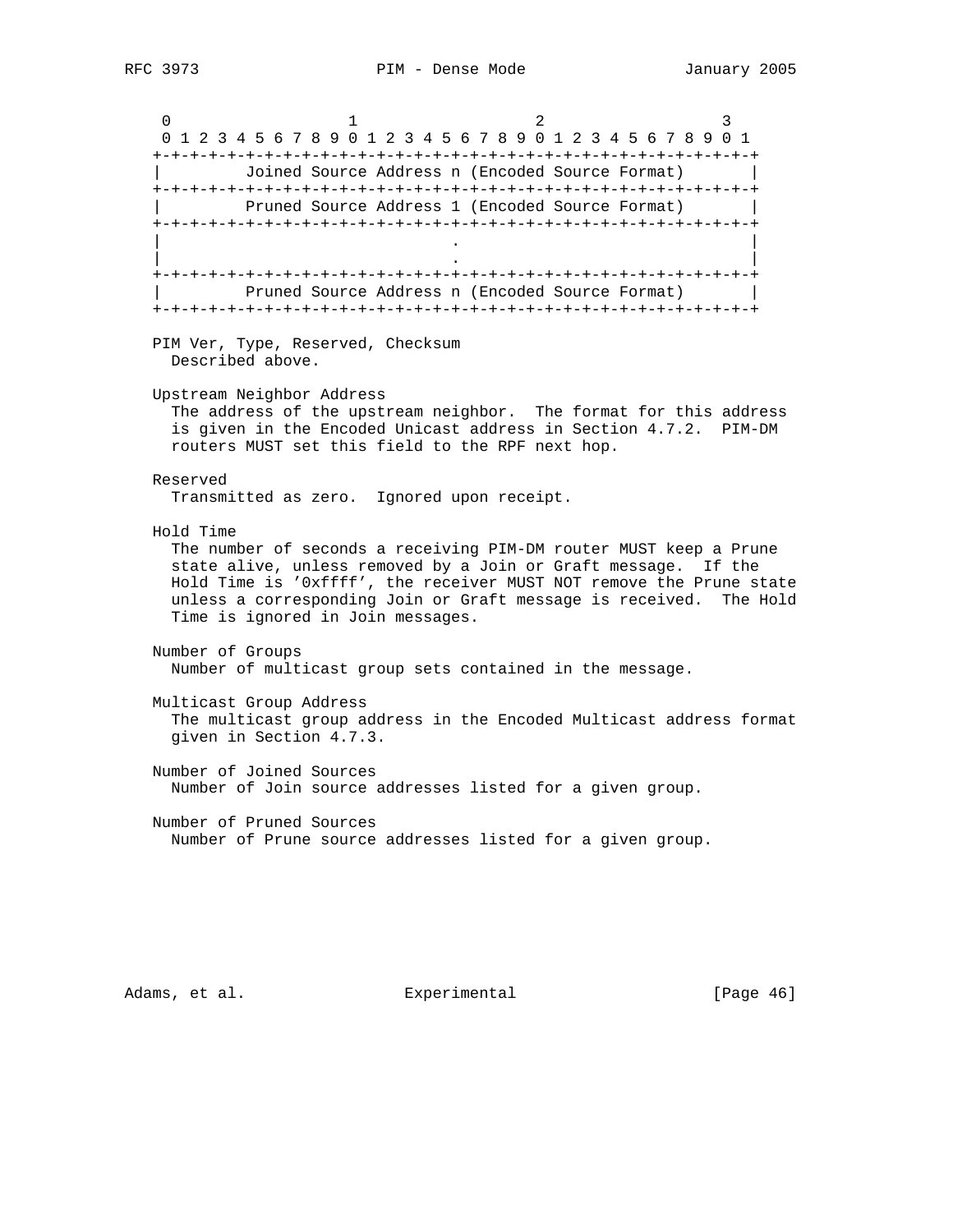```
 0                   1                   2                   3
 0 1 2 3 4 5 6 7 8 9 0 1 2 3 4 5 6 7 8 9 0 1 2 3 4 5 6 7 8 9 0 1
+-+-+-+-+-+-+-+-+-+-+-+-+-+-+-+-+-+-+-+-+-+-+-+-+-+-+-+-+-+-+-+-+
|         Joined Source Address n (Encoded Source Format)       |
+-+-+-+-+-+-+-+-+-+-+-+-+-+-+-+-+-+-+-+-+-+-+-+-+-+-+-+-+-+-+-+-+
|         Pruned Source Address 1 (Encoded Source Format)       |
+-+-+-+-+-+-+-+-+-+-+-+-+-+-+-+-+-+-+-+-+-+-+-+-+-+-+-+-+-+-+-+-+
|                               .                               |
|                               .                               |
+-+-+-+-+-+-+-+-+-+-+-+-+-+-+-+-+-+-+-+-+-+-+-+-+-+-+-+-+-+-+-+-+
|         Pruned Source Address n (Encoded Source Format)       |
+-+-+-+-+-+-+-+-+-+-+-+-+-+-+-+-+-+-+-+-+-+-+-+-+-+-+-+-+-+-+-+-+
```

PIM Ver, Type, Reserved, Checksum
  Described above.

Upstream Neighbor Address
  The address of the upstream neighbor. The format for this address is given in the Encoded Unicast address in Section 4.7.2. PIM-DM routers MUST set this field to the RPF next hop.

Reserved
  Transmitted as zero. Ignored upon receipt.

Hold Time
  The number of seconds a receiving PIM-DM router MUST keep a Prune state alive, unless removed by a Join or Graft message. If the Hold Time is '0xffff', the receiver MUST NOT remove the Prune state unless a corresponding Join or Graft message is received. The Hold Time is ignored in Join messages.

Number of Groups
  Number of multicast group sets contained in the message.

Multicast Group Address
  The multicast group address in the Encoded Multicast address format given in Section 4.7.3.

Number of Joined Sources
  Number of Join source addresses listed for a given group.

Number of Pruned Sources
  Number of Prune source addresses listed for a given group.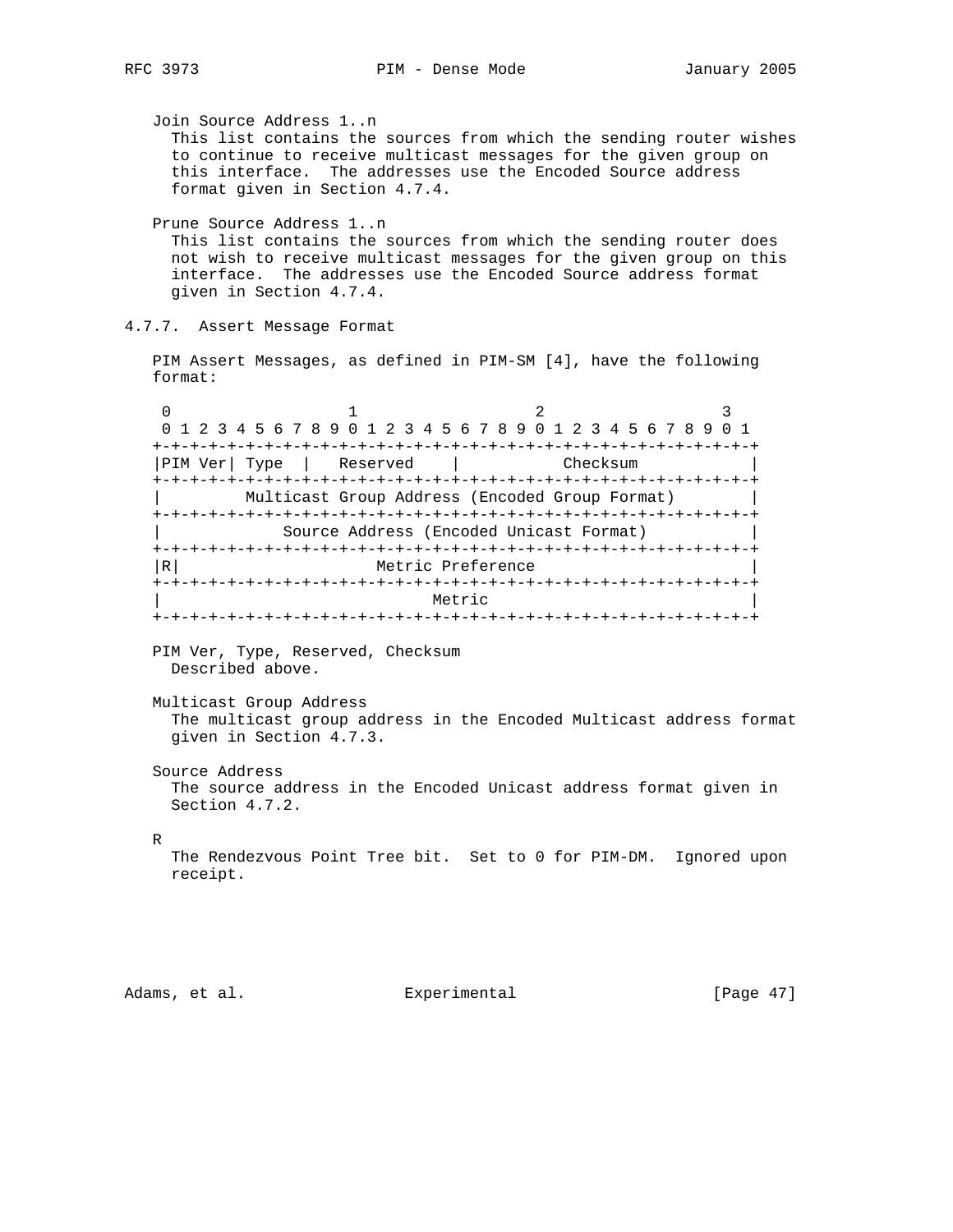Join Source Address 1..n
  This list contains the sources from which the sending router wishes to continue to receive multicast messages for the given group on this interface. The addresses use the Encoded Source address format given in Section 4.7.4.

Prune Source Address 1..n
  This list contains the sources from which the sending router does not wish to receive multicast messages for the given group on this interface. The addresses use the Encoded Source address format given in Section 4.7.4.

### 4.7.7. Assert Message Format

PIM Assert Messages, as defined in PIM-SM [4], have the following format:

```
 0                   1                   2                   3
 0 1 2 3 4 5 6 7 8 9 0 1 2 3 4 5 6 7 8 9 0 1 2 3 4 5 6 7 8 9 0 1
+-+-+-+-+-+-+-+-+-+-+-+-+-+-+-+-+-+-+-+-+-+-+-+-+-+-+-+-+-+-+-+-+
|PIM Ver| Type  |   Reserved    |           Checksum            |
+-+-+-+-+-+-+-+-+-+-+-+-+-+-+-+-+-+-+-+-+-+-+-+-+-+-+-+-+-+-+-+-+
|         Multicast Group Address (Encoded Group Format)        |
+-+-+-+-+-+-+-+-+-+-+-+-+-+-+-+-+-+-+-+-+-+-+-+-+-+-+-+-+-+-+-+-+
|            Source Address (Encoded Unicast Format)            |
+-+-+-+-+-+-+-+-+-+-+-+-+-+-+-+-+-+-+-+-+-+-+-+-+-+-+-+-+-+-+-+-+
|R|                     Metric Preference                       |
+-+-+-+-+-+-+-+-+-+-+-+-+-+-+-+-+-+-+-+-+-+-+-+-+-+-+-+-+-+-+-+-+
|                             Metric                            |
+-+-+-+-+-+-+-+-+-+-+-+-+-+-+-+-+-+-+-+-+-+-+-+-+-+-+-+-+-+-+-+-+
```

PIM Ver, Type, Reserved, Checksum
  Described above.

Multicast Group Address
  The multicast group address in the Encoded Multicast address format given in Section 4.7.3.

Source Address
  The source address in the Encoded Unicast address format given in Section 4.7.2.

R
  The Rendezvous Point Tree bit. Set to 0 for PIM-DM. Ignored upon receipt.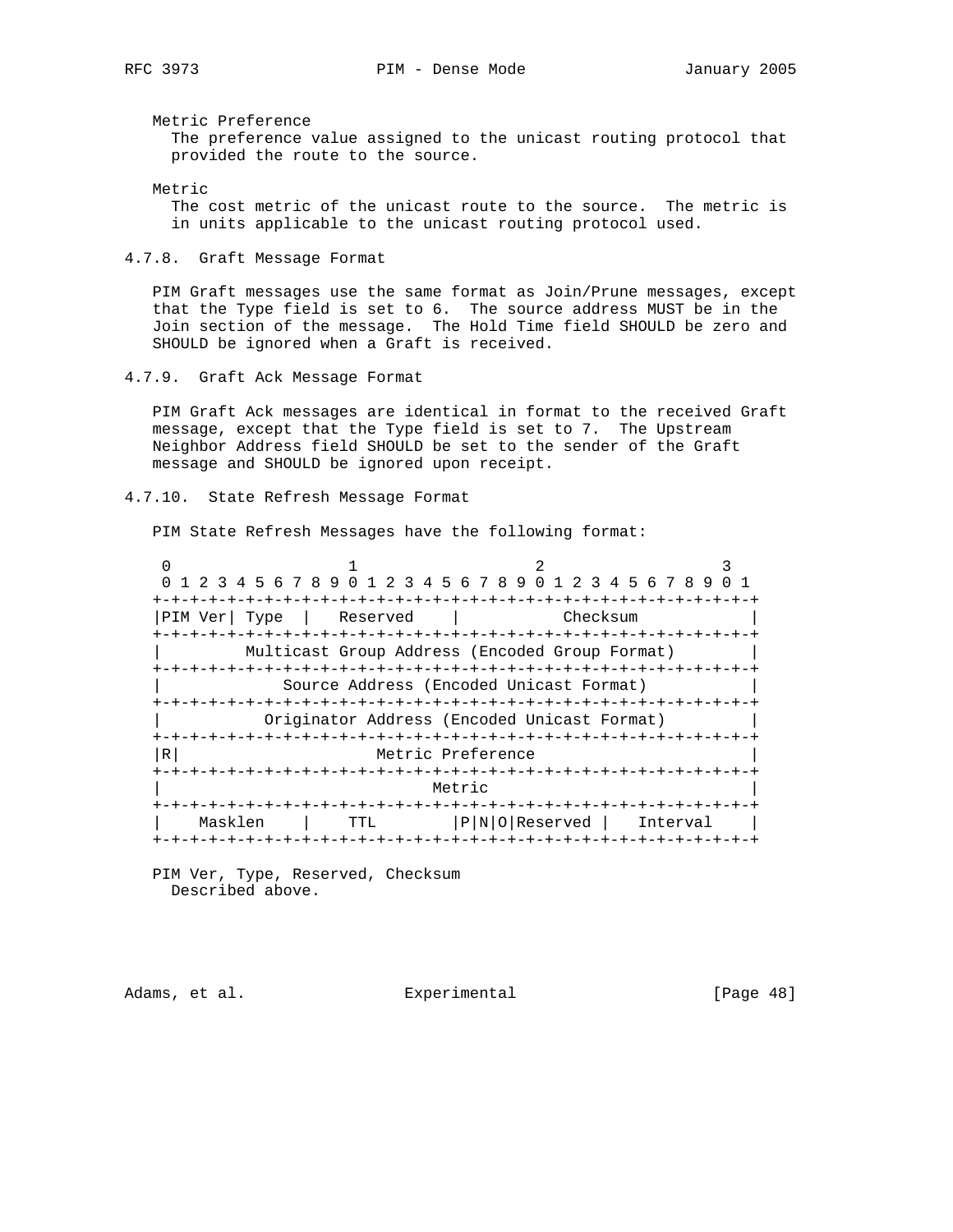Metric Preference
The preference value assigned to the unicast routing protocol that provided the route to the source.

Metric
The cost metric of the unicast route to the source. The metric is in units applicable to the unicast routing protocol used.

#### 4.7.8. Graft Message Format

PIM Graft messages use the same format as Join/Prune messages, except that the Type field is set to 6. The source address MUST be in the Join section of the message. The Hold Time field SHOULD be zero and SHOULD be ignored when a Graft is received.

#### 4.7.9. Graft Ack Message Format

PIM Graft Ack messages are identical in format to the received Graft message, except that the Type field is set to 7. The Upstream Neighbor Address field SHOULD be set to the sender of the Graft message and SHOULD be ignored upon receipt.

#### 4.7.10. State Refresh Message Format

PIM State Refresh Messages have the following format:

```
 0                   1                   2                   3
 0 1 2 3 4 5 6 7 8 9 0 1 2 3 4 5 6 7 8 9 0 1 2 3 4 5 6 7 8 9 0 1
+-+-+-+-+-+-+-+-+-+-+-+-+-+-+-+-+-+-+-+-+-+-+-+-+-+-+-+-+-+-+-+-+
|PIM Ver| Type  |   Reserved    |           Checksum            |
+-+-+-+-+-+-+-+-+-+-+-+-+-+-+-+-+-+-+-+-+-+-+-+-+-+-+-+-+-+-+-+-+
|         Multicast Group Address (Encoded Group Format)        |
+-+-+-+-+-+-+-+-+-+-+-+-+-+-+-+-+-+-+-+-+-+-+-+-+-+-+-+-+-+-+-+-+
|             Source Address (Encoded Unicast Format)           |
+-+-+-+-+-+-+-+-+-+-+-+-+-+-+-+-+-+-+-+-+-+-+-+-+-+-+-+-+-+-+-+-+
|           Originator Address (Encoded Unicast Format)         |
+-+-+-+-+-+-+-+-+-+-+-+-+-+-+-+-+-+-+-+-+-+-+-+-+-+-+-+-+-+-+-+-+
|R|                     Metric Preference                       |
+-+-+-+-+-+-+-+-+-+-+-+-+-+-+-+-+-+-+-+-+-+-+-+-+-+-+-+-+-+-+-+-+
|                             Metric                            |
+-+-+-+-+-+-+-+-+-+-+-+-+-+-+-+-+-+-+-+-+-+-+-+-+-+-+-+-+-+-+-+-+
|    Masklen    |    TTL        |P|N|O|Reserved |   Interval    |
+-+-+-+-+-+-+-+-+-+-+-+-+-+-+-+-+-+-+-+-+-+-+-+-+-+-+-+-+-+-+-+-+
```

PIM Ver, Type, Reserved, Checksum
Described above.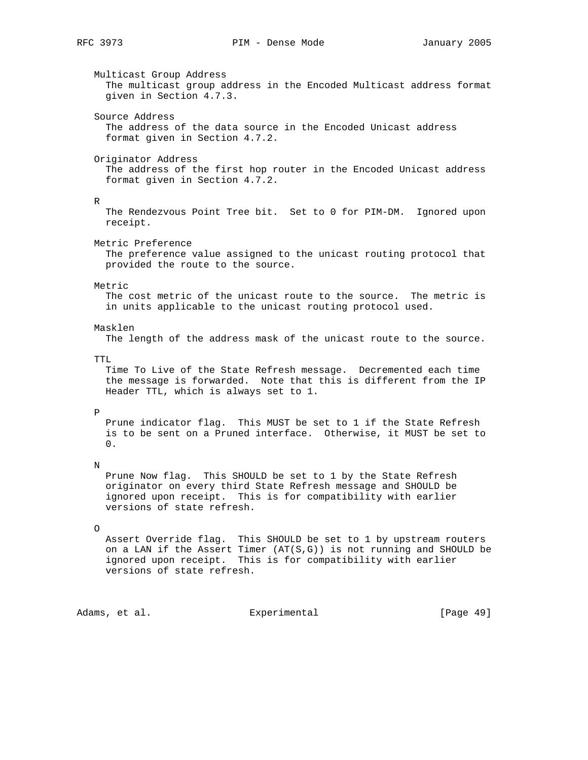Multicast Group Address
  The multicast group address in the Encoded Multicast address format given in Section 4.7.3.

Source Address
  The address of the data source in the Encoded Unicast address format given in Section 4.7.2.

Originator Address
  The address of the first hop router in the Encoded Unicast address format given in Section 4.7.2.

R
  The Rendezvous Point Tree bit. Set to 0 for PIM-DM. Ignored upon receipt.

Metric Preference
  The preference value assigned to the unicast routing protocol that provided the route to the source.

Metric
  The cost metric of the unicast route to the source. The metric is in units applicable to the unicast routing protocol used.

Masklen
  The length of the address mask of the unicast route to the source.

TTL
  Time To Live of the State Refresh message. Decremented each time the message is forwarded. Note that this is different from the IP Header TTL, which is always set to 1.

P
  Prune indicator flag. This MUST be set to 1 if the State Refresh is to be sent on a Pruned interface. Otherwise, it MUST be set to 0.

N
  Prune Now flag. This SHOULD be set to 1 by the State Refresh originator on every third State Refresh message and SHOULD be ignored upon receipt. This is for compatibility with earlier versions of state refresh.

O
  Assert Override flag. This SHOULD be set to 1 by upstream routers on a LAN if the Assert Timer (AT(S,G)) is not running and SHOULD be ignored upon receipt. This is for compatibility with earlier versions of state refresh.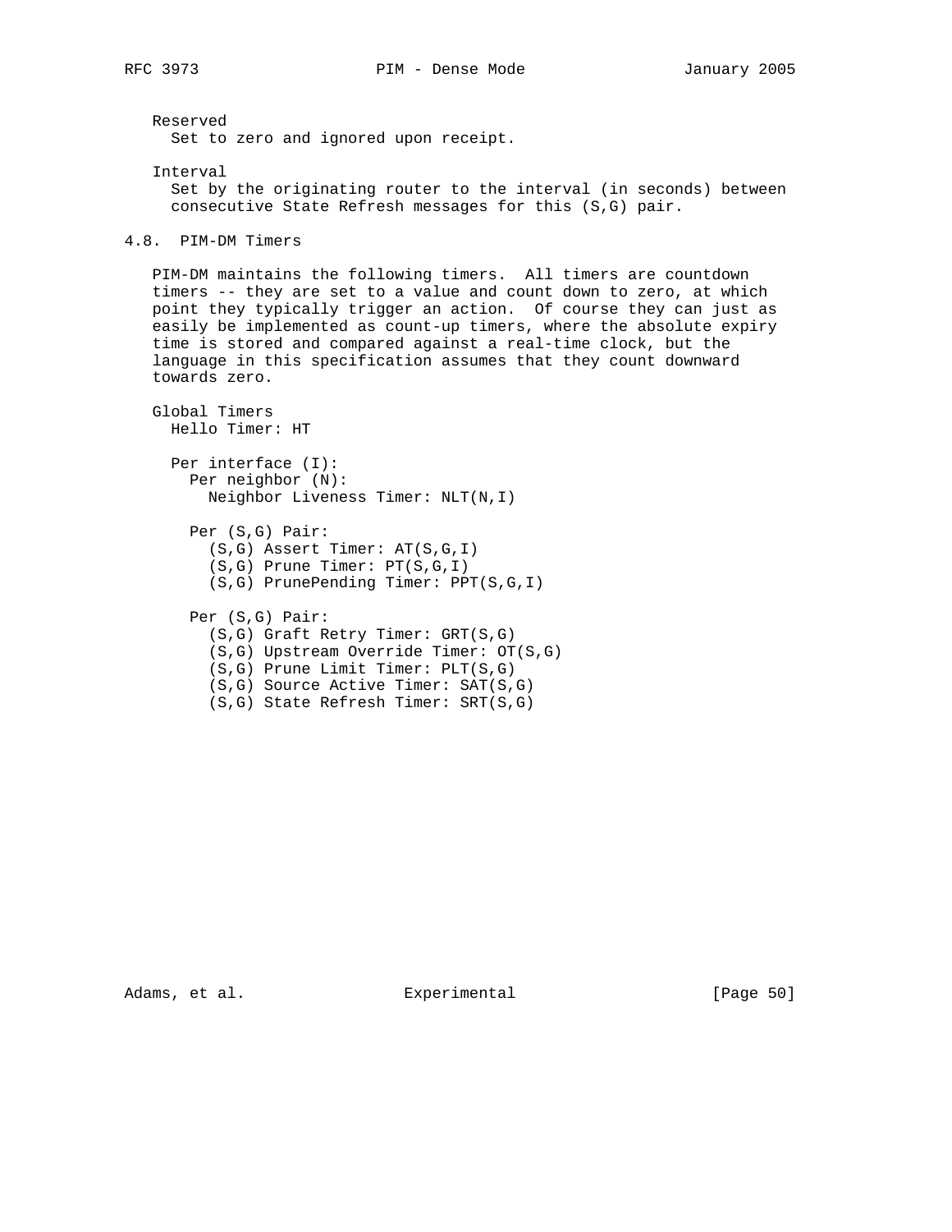Reserved
  Set to zero and ignored upon receipt.

Interval
  Set by the originating router to the interval (in seconds) between consecutive State Refresh messages for this (S,G) pair.

### 4.8. PIM-DM Timers

PIM-DM maintains the following timers. All timers are countdown timers -- they are set to a value and count down to zero, at which point they typically trigger an action. Of course they can just as easily be implemented as count-up timers, where the absolute expiry time is stored and compared against a real-time clock, but the language in this specification assumes that they count downward towards zero.

```
Global Timers
  Hello Timer: HT

  Per interface (I):
    Per neighbor (N):
      Neighbor Liveness Timer: NLT(N,I)

    Per (S,G) Pair:
      (S,G) Assert Timer: AT(S,G,I)
      (S,G) Prune Timer: PT(S,G,I)
      (S,G) PrunePending Timer: PPT(S,G,I)

    Per (S,G) Pair:
      (S,G) Graft Retry Timer: GRT(S,G)
      (S,G) Upstream Override Timer: OT(S,G)
      (S,G) Prune Limit Timer: PLT(S,G)
      (S,G) Source Active Timer: SAT(S,G)
      (S,G) State Refresh Timer: SRT(S,G)
```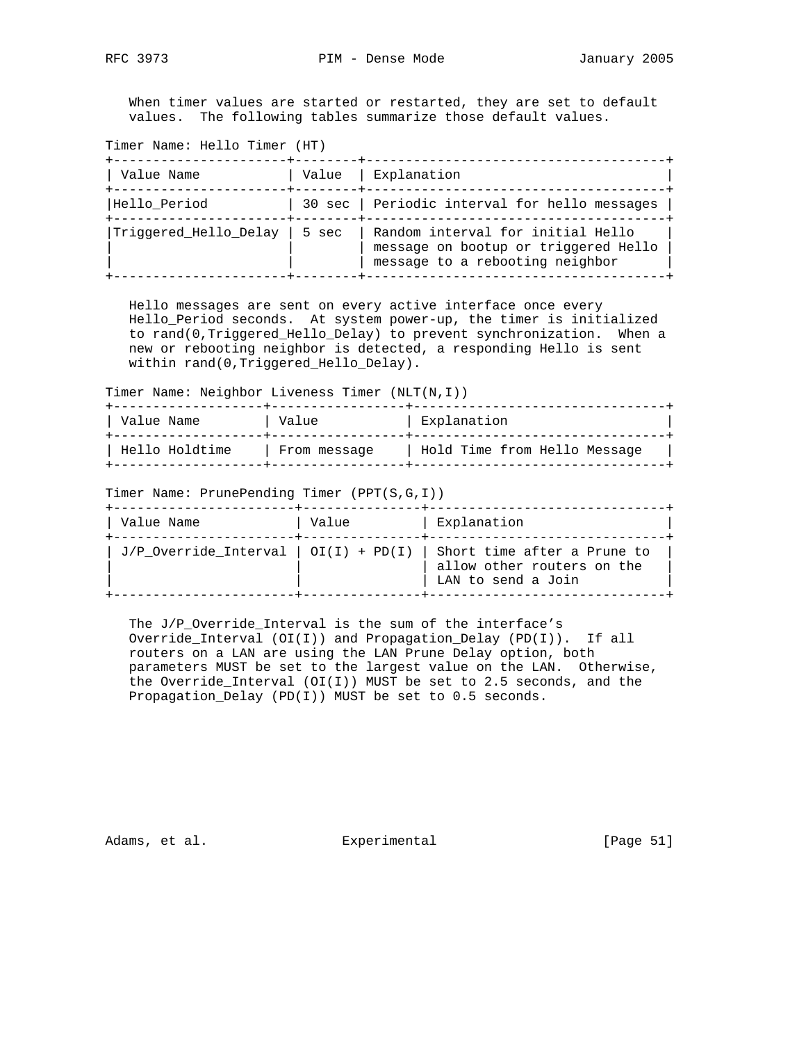When timer values are started or restarted, they are set to default values. The following tables summarize those default values.

Timer Name: Hello Timer (HT)

| Value Name | Value | Explanation |
| --- | --- | --- |
| Hello_Period | 30 sec | Periodic interval for hello messages |
| Triggered_Hello_Delay | 5 sec | Random interval for initial Hello message on bootup or triggered Hello message to a rebooting neighbor |

Hello messages are sent on every active interface once every Hello_Period seconds. At system power-up, the timer is initialized to rand(0,Triggered_Hello_Delay) to prevent synchronization. When a new or rebooting neighbor is detected, a responding Hello is sent within rand(0,Triggered_Hello_Delay).

Timer Name: Neighbor Liveness Timer (NLT(N,I))

| Value Name | Value | Explanation |
| --- | --- | --- |
| Hello Holdtime | From message | Hold Time from Hello Message |

Timer Name: PrunePending Timer (PPT(S,G,I))

| Value Name | Value | Explanation |
| --- | --- | --- |
| J/P_Override_Interval | OI(I) + PD(I) | Short time after a Prune to allow other routers on the LAN to send a Join |

The J/P_Override_Interval is the sum of the interface's Override_Interval (OI(I)) and Propagation_Delay (PD(I)). If all routers on a LAN are using the LAN Prune Delay option, both parameters MUST be set to the largest value on the LAN. Otherwise, the Override_Interval (OI(I)) MUST be set to 2.5 seconds, and the Propagation_Delay (PD(I)) MUST be set to 0.5 seconds.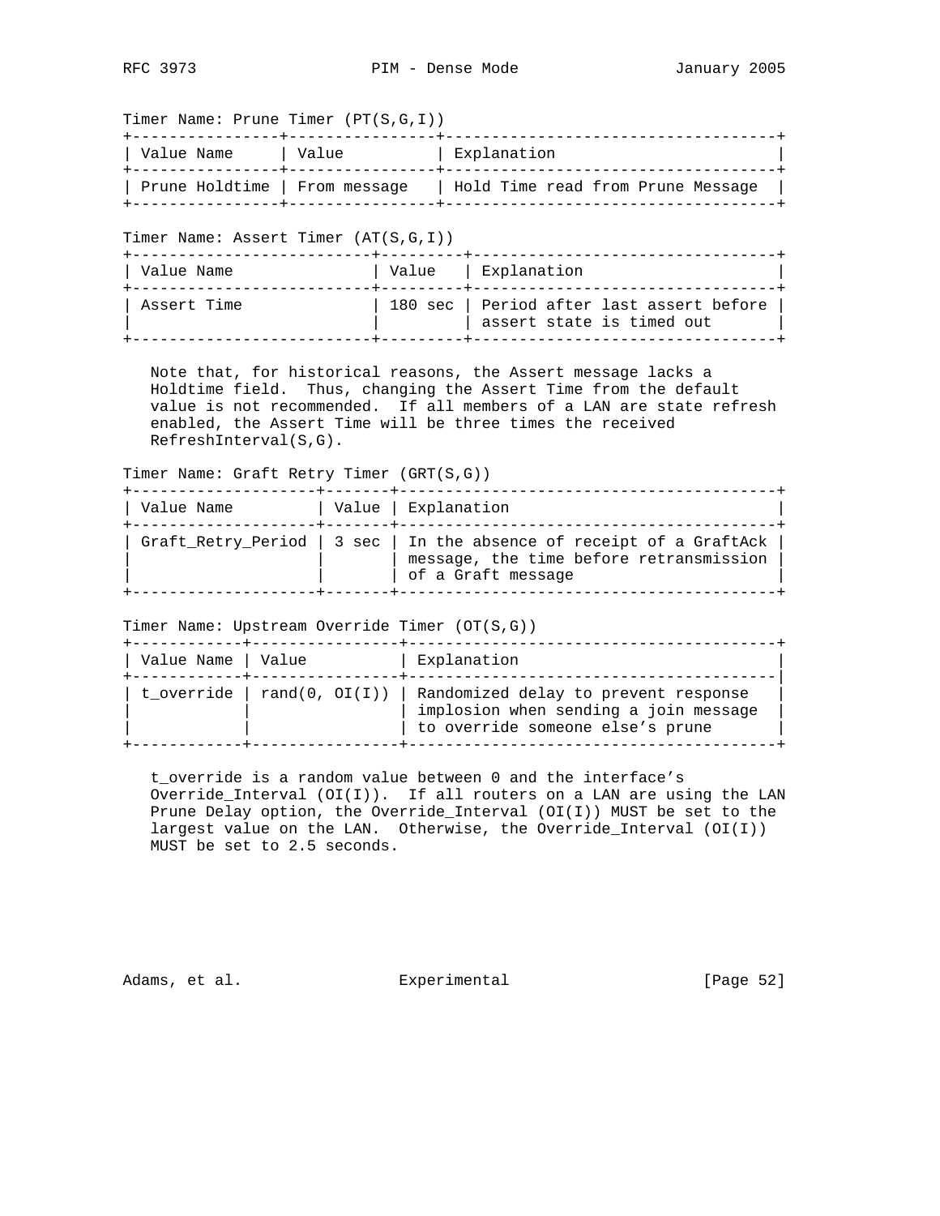Timer Name: Prune Timer (PT(S,G,I))

| Value Name | Value | Explanation |
|---|---|---|
| Prune Holdtime | From message | Hold Time read from Prune Message |

Timer Name: Assert Timer (AT(S,G,I))

| Value Name | Value | Explanation |
|---|---|---|
| Assert Time | 180 sec | Period after last assert before assert state is timed out |

Note that, for historical reasons, the Assert message lacks a Holdtime field. Thus, changing the Assert Time from the default value is not recommended. If all members of a LAN are state refresh enabled, the Assert Time will be three times the received RefreshInterval(S,G).

Timer Name: Graft Retry Timer (GRT(S,G))

| Value Name | Value | Explanation |
|---|---|---|
| Graft_Retry_Period | 3 sec | In the absence of receipt of a GraftAck message, the time before retransmission of a Graft message |

Timer Name: Upstream Override Timer (OT(S,G))

| Value Name | Value | Explanation |
|---|---|---|
| t_override | rand(0, OI(I)) | Randomized delay to prevent response implosion when sending a join message to override someone else's prune |

t_override is a random value between 0 and the interface's Override_Interval (OI(I)). If all routers on a LAN are using the LAN Prune Delay option, the Override_Interval (OI(I)) MUST be set to the largest value on the LAN. Otherwise, the Override_Interval (OI(I)) MUST be set to 2.5 seconds.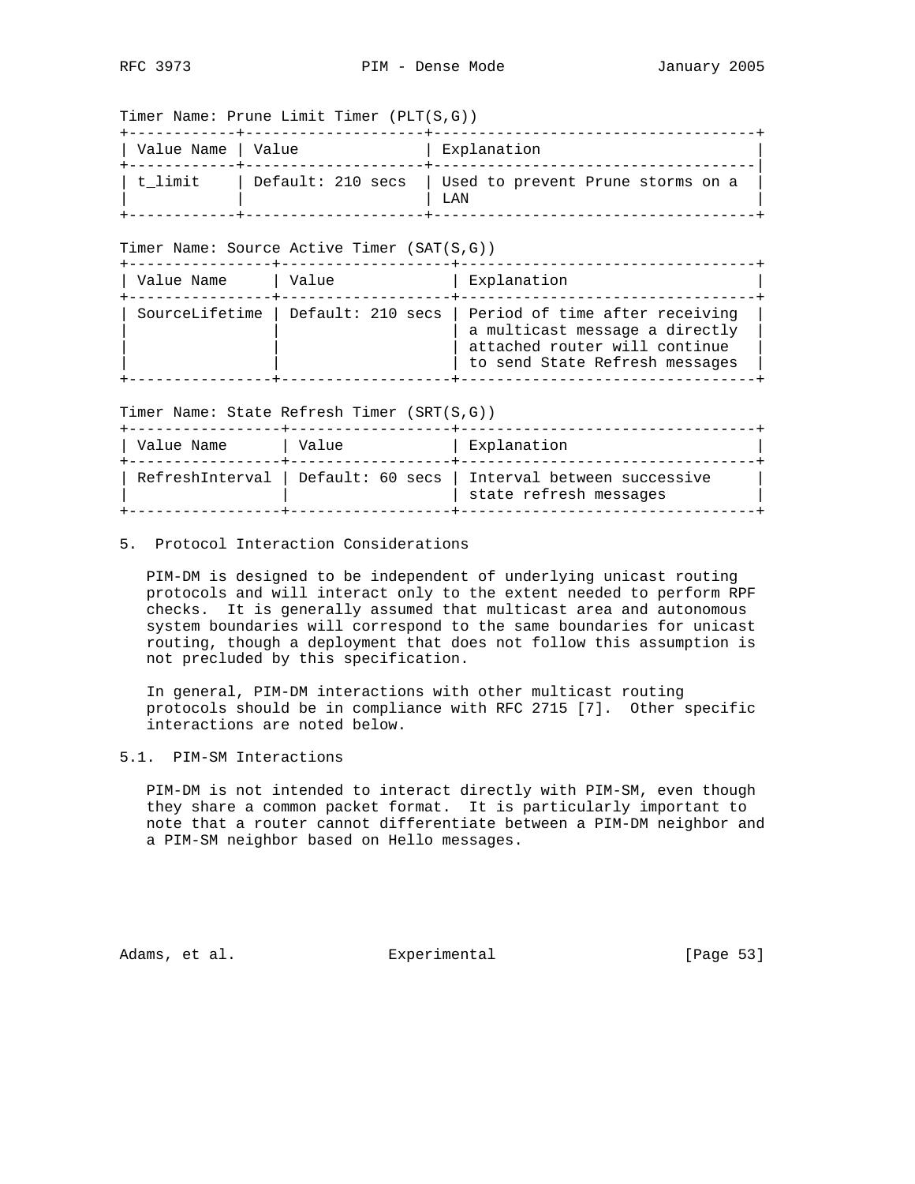Timer Name: Prune Limit Timer (PLT(S,G))

| Value Name | Value | Explanation |
|---|---|---|
| t_limit | Default: 210 secs | Used to prevent Prune storms on a LAN |

Timer Name: Source Active Timer (SAT(S,G))

| Value Name | Value | Explanation |
|---|---|---|
| SourceLifetime | Default: 210 secs | Period of time after receiving a multicast message a directly attached router will continue to send State Refresh messages |

Timer Name: State Refresh Timer (SRT(S,G))

| Value Name | Value | Explanation |
|---|---|---|
| RefreshInterval | Default: 60 secs | Interval between successive state refresh messages |

## 5. Protocol Interaction Considerations

PIM-DM is designed to be independent of underlying unicast routing protocols and will interact only to the extent needed to perform RPF checks. It is generally assumed that multicast area and autonomous system boundaries will correspond to the same boundaries for unicast routing, though a deployment that does not follow this assumption is not precluded by this specification.

In general, PIM-DM interactions with other multicast routing protocols should be in compliance with RFC 2715 [7]. Other specific interactions are noted below.

### 5.1. PIM-SM Interactions

PIM-DM is not intended to interact directly with PIM-SM, even though they share a common packet format. It is particularly important to note that a router cannot differentiate between a PIM-DM neighbor and a PIM-SM neighbor based on Hello messages.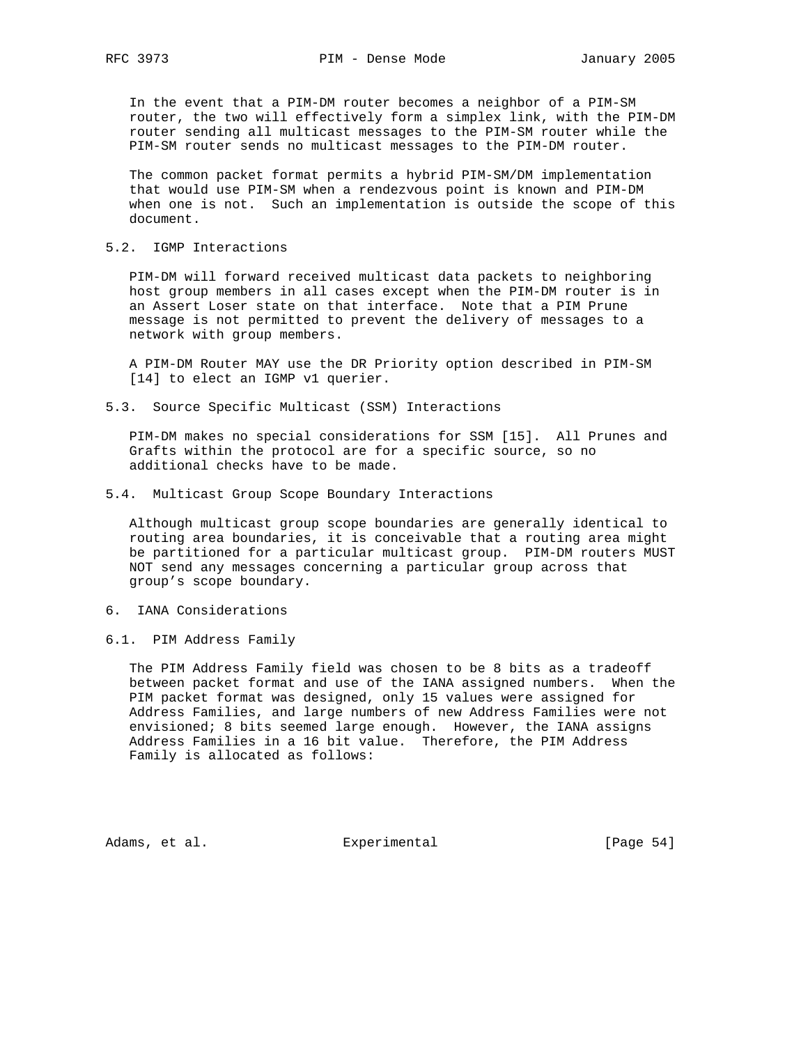In the event that a PIM-DM router becomes a neighbor of a PIM-SM router, the two will effectively form a simplex link, with the PIM-DM router sending all multicast messages to the PIM-SM router while the PIM-SM router sends no multicast messages to the PIM-DM router.

The common packet format permits a hybrid PIM-SM/DM implementation that would use PIM-SM when a rendezvous point is known and PIM-DM when one is not. Such an implementation is outside the scope of this document.

### 5.2. IGMP Interactions

PIM-DM will forward received multicast data packets to neighboring host group members in all cases except when the PIM-DM router is in an Assert Loser state on that interface. Note that a PIM Prune message is not permitted to prevent the delivery of messages to a network with group members.

A PIM-DM Router MAY use the DR Priority option described in PIM-SM [14] to elect an IGMP v1 querier.

### 5.3. Source Specific Multicast (SSM) Interactions

PIM-DM makes no special considerations for SSM [15]. All Prunes and Grafts within the protocol are for a specific source, so no additional checks have to be made.

### 5.4. Multicast Group Scope Boundary Interactions

Although multicast group scope boundaries are generally identical to routing area boundaries, it is conceivable that a routing area might be partitioned for a particular multicast group. PIM-DM routers MUST NOT send any messages concerning a particular group across that group's scope boundary.

## 6. IANA Considerations

### 6.1. PIM Address Family

The PIM Address Family field was chosen to be 8 bits as a tradeoff between packet format and use of the IANA assigned numbers. When the PIM packet format was designed, only 15 values were assigned for Address Families, and large numbers of new Address Families were not envisioned; 8 bits seemed large enough. However, the IANA assigns Address Families in a 16 bit value. Therefore, the PIM Address Family is allocated as follows: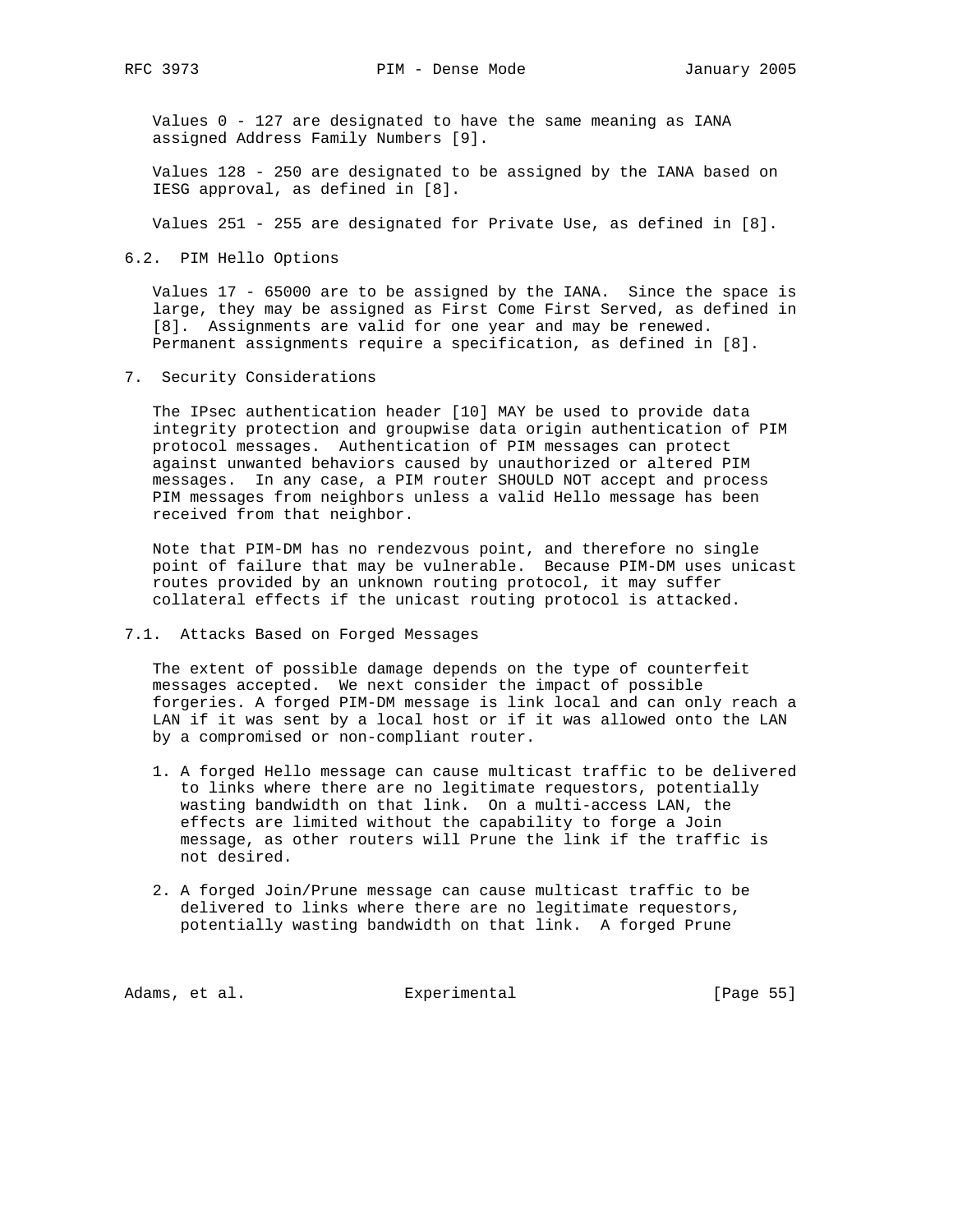Values 0 - 127 are designated to have the same meaning as IANA assigned Address Family Numbers [9].

Values 128 - 250 are designated to be assigned by the IANA based on IESG approval, as defined in [8].

Values 251 - 255 are designated for Private Use, as defined in [8].

### 6.2. PIM Hello Options

Values 17 - 65000 are to be assigned by the IANA. Since the space is large, they may be assigned as First Come First Served, as defined in [8]. Assignments are valid for one year and may be renewed. Permanent assignments require a specification, as defined in [8].

## 7. Security Considerations

The IPsec authentication header [10] MAY be used to provide data integrity protection and groupwise data origin authentication of PIM protocol messages. Authentication of PIM messages can protect against unwanted behaviors caused by unauthorized or altered PIM messages. In any case, a PIM router SHOULD NOT accept and process PIM messages from neighbors unless a valid Hello message has been received from that neighbor.

Note that PIM-DM has no rendezvous point, and therefore no single point of failure that may be vulnerable. Because PIM-DM uses unicast routes provided by an unknown routing protocol, it may suffer collateral effects if the unicast routing protocol is attacked.

### 7.1. Attacks Based on Forged Messages

The extent of possible damage depends on the type of counterfeit messages accepted. We next consider the impact of possible forgeries. A forged PIM-DM message is link local and can only reach a LAN if it was sent by a local host or if it was allowed onto the LAN by a compromised or non-compliant router.

1. A forged Hello message can cause multicast traffic to be delivered to links where there are no legitimate requestors, potentially wasting bandwidth on that link. On a multi-access LAN, the effects are limited without the capability to forge a Join message, as other routers will Prune the link if the traffic is not desired.

2. A forged Join/Prune message can cause multicast traffic to be delivered to links where there are no legitimate requestors, potentially wasting bandwidth on that link. A forged Prune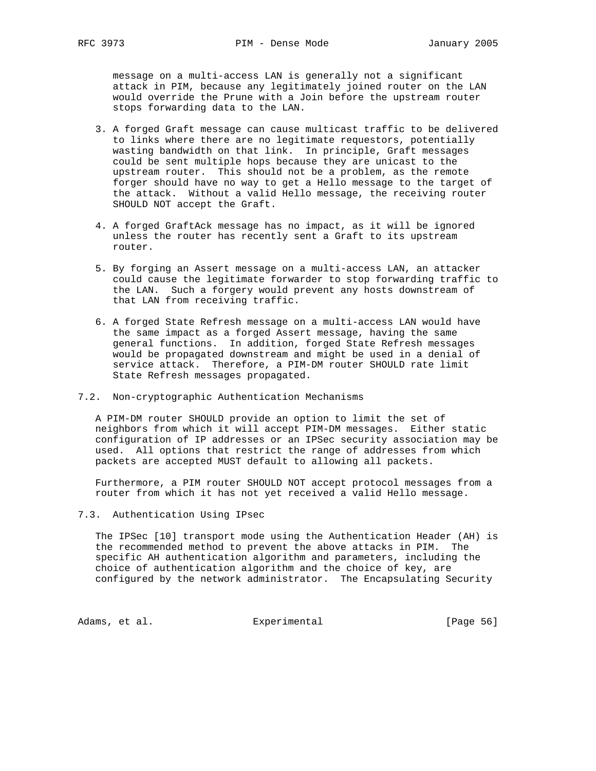message on a multi-access LAN is generally not a significant attack in PIM, because any legitimately joined router on the LAN would override the Prune with a Join before the upstream router stops forwarding data to the LAN.

3. A forged Graft message can cause multicast traffic to be delivered to links where there are no legitimate requestors, potentially wasting bandwidth on that link. In principle, Graft messages could be sent multiple hops because they are unicast to the upstream router. This should not be a problem, as the remote forger should have no way to get a Hello message to the target of the attack. Without a valid Hello message, the receiving router SHOULD NOT accept the Graft.

4. A forged GraftAck message has no impact, as it will be ignored unless the router has recently sent a Graft to its upstream router.

5. By forging an Assert message on a multi-access LAN, an attacker could cause the legitimate forwarder to stop forwarding traffic to the LAN. Such a forgery would prevent any hosts downstream of that LAN from receiving traffic.

6. A forged State Refresh message on a multi-access LAN would have the same impact as a forged Assert message, having the same general functions. In addition, forged State Refresh messages would be propagated downstream and might be used in a denial of service attack. Therefore, a PIM-DM router SHOULD rate limit State Refresh messages propagated.

## 7.2. Non-cryptographic Authentication Mechanisms

A PIM-DM router SHOULD provide an option to limit the set of neighbors from which it will accept PIM-DM messages. Either static configuration of IP addresses or an IPSec security association may be used. All options that restrict the range of addresses from which packets are accepted MUST default to allowing all packets.

Furthermore, a PIM router SHOULD NOT accept protocol messages from a router from which it has not yet received a valid Hello message.

## 7.3. Authentication Using IPsec

The IPSec [10] transport mode using the Authentication Header (AH) is the recommended method to prevent the above attacks in PIM. The specific AH authentication algorithm and parameters, including the choice of authentication algorithm and the choice of key, are configured by the network administrator. The Encapsulating Security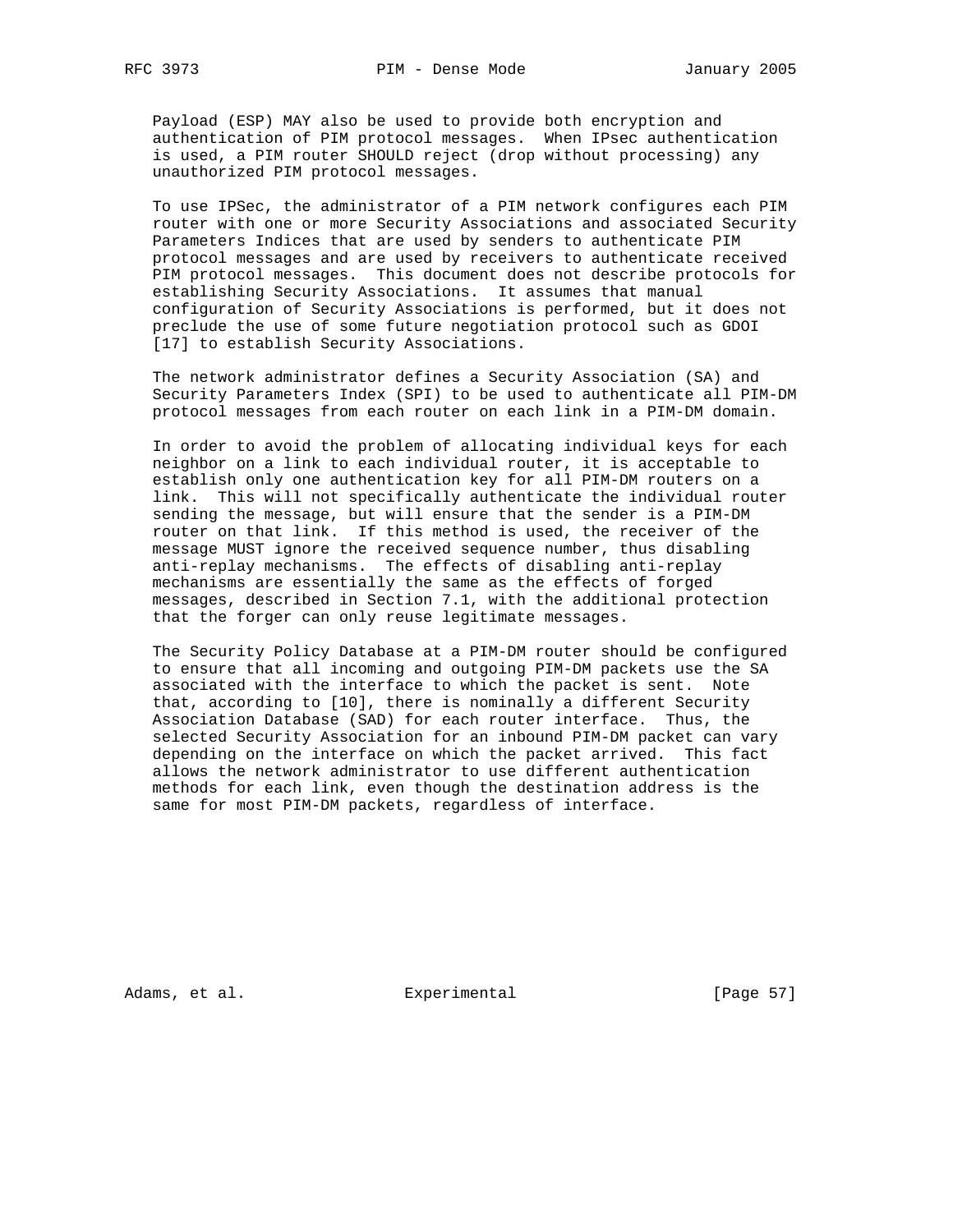Payload (ESP) MAY also be used to provide both encryption and authentication of PIM protocol messages. When IPsec authentication is used, a PIM router SHOULD reject (drop without processing) any unauthorized PIM protocol messages.

To use IPSec, the administrator of a PIM network configures each PIM router with one or more Security Associations and associated Security Parameters Indices that are used by senders to authenticate PIM protocol messages and are used by receivers to authenticate received PIM protocol messages. This document does not describe protocols for establishing Security Associations. It assumes that manual configuration of Security Associations is performed, but it does not preclude the use of some future negotiation protocol such as GDOI [17] to establish Security Associations.

The network administrator defines a Security Association (SA) and Security Parameters Index (SPI) to be used to authenticate all PIM-DM protocol messages from each router on each link in a PIM-DM domain.

In order to avoid the problem of allocating individual keys for each neighbor on a link to each individual router, it is acceptable to establish only one authentication key for all PIM-DM routers on a link. This will not specifically authenticate the individual router sending the message, but will ensure that the sender is a PIM-DM router on that link. If this method is used, the receiver of the message MUST ignore the received sequence number, thus disabling anti-replay mechanisms. The effects of disabling anti-replay mechanisms are essentially the same as the effects of forged messages, described in Section 7.1, with the additional protection that the forger can only reuse legitimate messages.

The Security Policy Database at a PIM-DM router should be configured to ensure that all incoming and outgoing PIM-DM packets use the SA associated with the interface to which the packet is sent. Note that, according to [10], there is nominally a different Security Association Database (SAD) for each router interface. Thus, the selected Security Association for an inbound PIM-DM packet can vary depending on the interface on which the packet arrived. This fact allows the network administrator to use different authentication methods for each link, even though the destination address is the same for most PIM-DM packets, regardless of interface.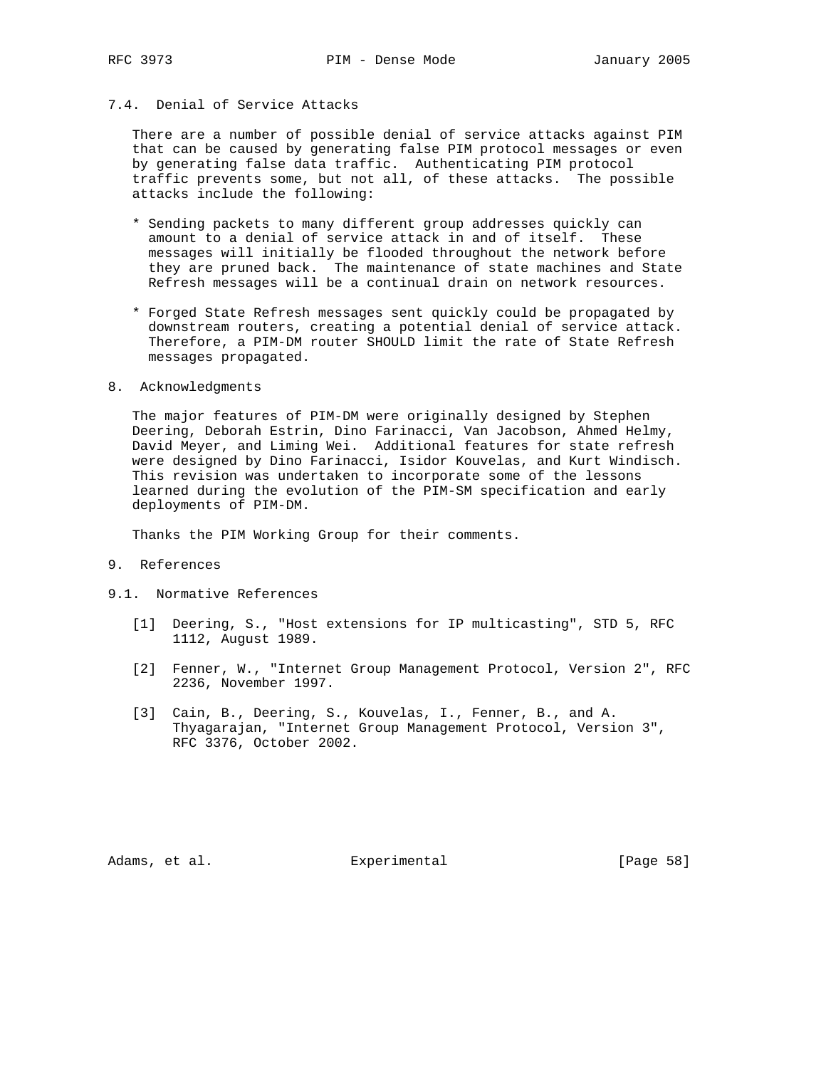### 7.4. Denial of Service Attacks

There are a number of possible denial of service attacks against PIM that can be caused by generating false PIM protocol messages or even by generating false data traffic. Authenticating PIM protocol traffic prevents some, but not all, of these attacks. The possible attacks include the following:

* Sending packets to many different group addresses quickly can amount to a denial of service attack in and of itself. These messages will initially be flooded throughout the network before they are pruned back. The maintenance of state machines and State Refresh messages will be a continual drain on network resources.

* Forged State Refresh messages sent quickly could be propagated by downstream routers, creating a potential denial of service attack. Therefore, a PIM-DM router SHOULD limit the rate of State Refresh messages propagated.

## 8. Acknowledgments

The major features of PIM-DM were originally designed by Stephen Deering, Deborah Estrin, Dino Farinacci, Van Jacobson, Ahmed Helmy, David Meyer, and Liming Wei. Additional features for state refresh were designed by Dino Farinacci, Isidor Kouvelas, and Kurt Windisch. This revision was undertaken to incorporate some of the lessons learned during the evolution of the PIM-SM specification and early deployments of PIM-DM.

Thanks the PIM Working Group for their comments.

## 9. References

### 9.1. Normative References

[1] Deering, S., "Host extensions for IP multicasting", STD 5, RFC 1112, August 1989.

[2] Fenner, W., "Internet Group Management Protocol, Version 2", RFC 2236, November 1997.

[3] Cain, B., Deering, S., Kouvelas, I., Fenner, B., and A. Thyagarajan, "Internet Group Management Protocol, Version 3", RFC 3376, October 2002.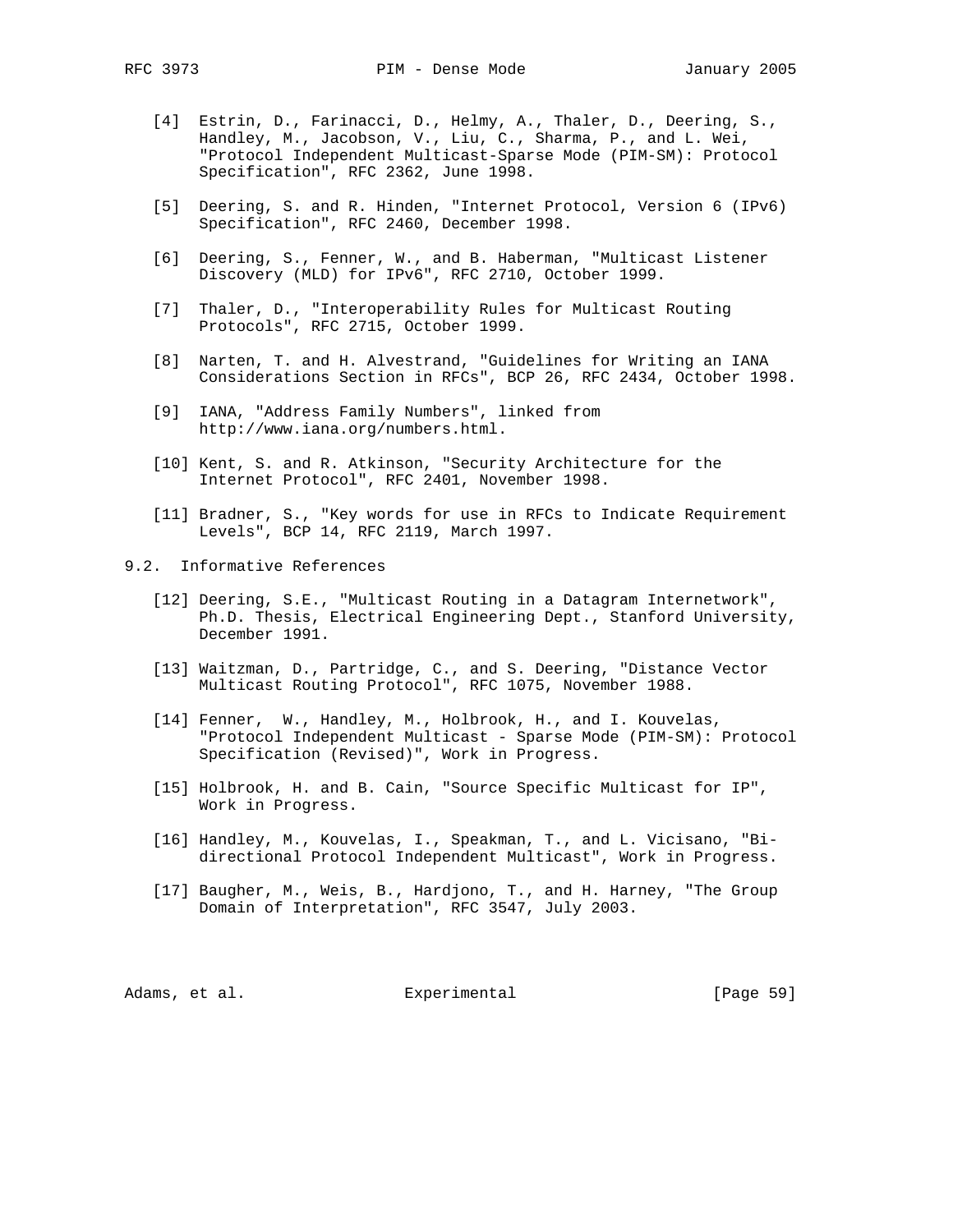[4] Estrin, D., Farinacci, D., Helmy, A., Thaler, D., Deering, S., Handley, M., Jacobson, V., Liu, C., Sharma, P., and L. Wei, "Protocol Independent Multicast-Sparse Mode (PIM-SM): Protocol Specification", RFC 2362, June 1998.

[5] Deering, S. and R. Hinden, "Internet Protocol, Version 6 (IPv6) Specification", RFC 2460, December 1998.

[6] Deering, S., Fenner, W., and B. Haberman, "Multicast Listener Discovery (MLD) for IPv6", RFC 2710, October 1999.

[7] Thaler, D., "Interoperability Rules for Multicast Routing Protocols", RFC 2715, October 1999.

[8] Narten, T. and H. Alvestrand, "Guidelines for Writing an IANA Considerations Section in RFCs", BCP 26, RFC 2434, October 1998.

[9] IANA, "Address Family Numbers", linked from http://www.iana.org/numbers.html.

[10] Kent, S. and R. Atkinson, "Security Architecture for the Internet Protocol", RFC 2401, November 1998.

[11] Bradner, S., "Key words for use in RFCs to Indicate Requirement Levels", BCP 14, RFC 2119, March 1997.

## 9.2. Informative References

[12] Deering, S.E., "Multicast Routing in a Datagram Internetwork", Ph.D. Thesis, Electrical Engineering Dept., Stanford University, December 1991.

[13] Waitzman, D., Partridge, C., and S. Deering, "Distance Vector Multicast Routing Protocol", RFC 1075, November 1988.

[14] Fenner, W., Handley, M., Holbrook, H., and I. Kouvelas, "Protocol Independent Multicast - Sparse Mode (PIM-SM): Protocol Specification (Revised)", Work in Progress.

[15] Holbrook, H. and B. Cain, "Source Specific Multicast for IP", Work in Progress.

[16] Handley, M., Kouvelas, I., Speakman, T., and L. Vicisano, "Bi-directional Protocol Independent Multicast", Work in Progress.

[17] Baugher, M., Weis, B., Hardjono, T., and H. Harney, "The Group Domain of Interpretation", RFC 3547, July 2003.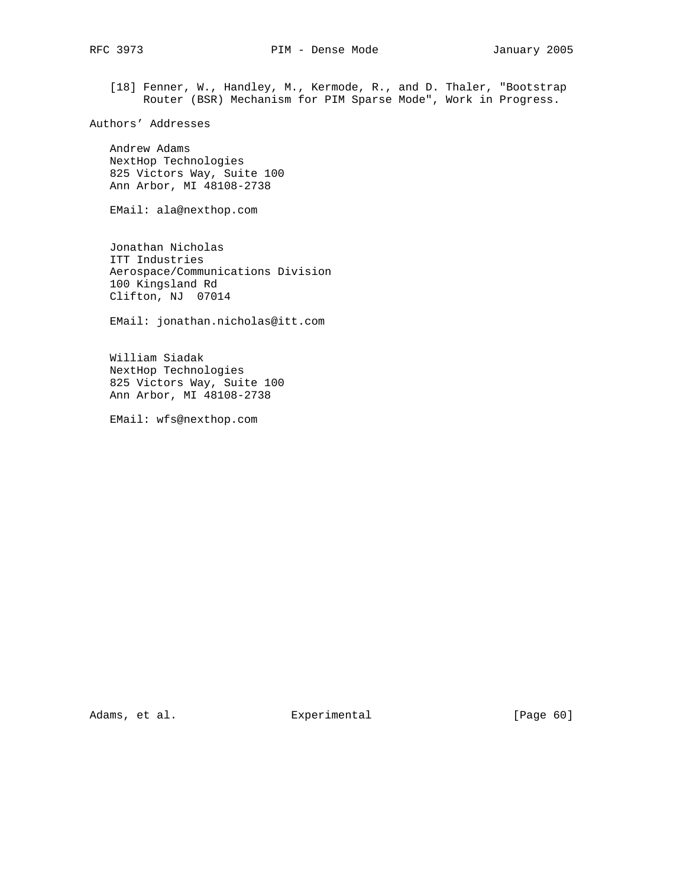[18] Fenner, W., Handley, M., Kermode, R., and D. Thaler, "Bootstrap Router (BSR) Mechanism for PIM Sparse Mode", Work in Progress.

## Authors' Addresses

Andrew Adams
NextHop Technologies
825 Victors Way, Suite 100
Ann Arbor, MI 48108-2738

EMail: ala@nexthop.com

Jonathan Nicholas
ITT Industries
Aerospace/Communications Division
100 Kingsland Rd
Clifton, NJ  07014

EMail: jonathan.nicholas@itt.com

William Siadak
NextHop Technologies
825 Victors Way, Suite 100
Ann Arbor, MI 48108-2738

EMail: wfs@nexthop.com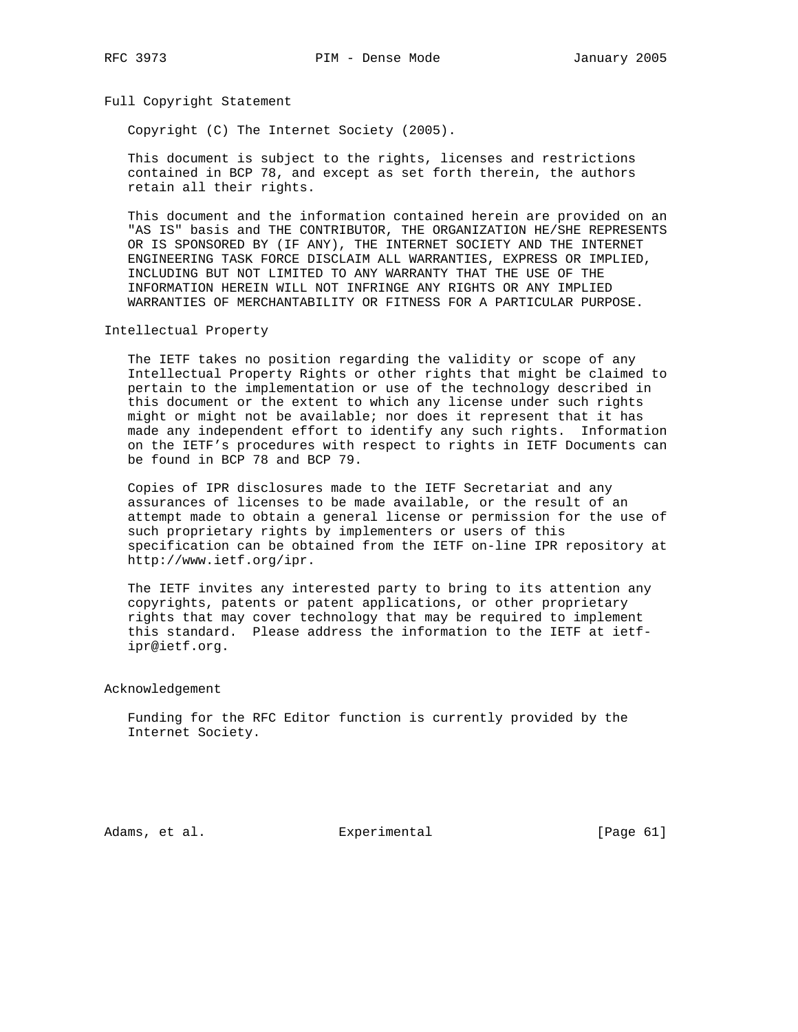## Full Copyright Statement

Copyright (C) The Internet Society (2005).

This document is subject to the rights, licenses and restrictions contained in BCP 78, and except as set forth therein, the authors retain all their rights.

This document and the information contained herein are provided on an "AS IS" basis and THE CONTRIBUTOR, THE ORGANIZATION HE/SHE REPRESENTS OR IS SPONSORED BY (IF ANY), THE INTERNET SOCIETY AND THE INTERNET ENGINEERING TASK FORCE DISCLAIM ALL WARRANTIES, EXPRESS OR IMPLIED, INCLUDING BUT NOT LIMITED TO ANY WARRANTY THAT THE USE OF THE INFORMATION HEREIN WILL NOT INFRINGE ANY RIGHTS OR ANY IMPLIED WARRANTIES OF MERCHANTABILITY OR FITNESS FOR A PARTICULAR PURPOSE.

## Intellectual Property

The IETF takes no position regarding the validity or scope of any Intellectual Property Rights or other rights that might be claimed to pertain to the implementation or use of the technology described in this document or the extent to which any license under such rights might or might not be available; nor does it represent that it has made any independent effort to identify any such rights. Information on the IETF's procedures with respect to rights in IETF Documents can be found in BCP 78 and BCP 79.

Copies of IPR disclosures made to the IETF Secretariat and any assurances of licenses to be made available, or the result of an attempt made to obtain a general license or permission for the use of such proprietary rights by implementers or users of this specification can be obtained from the IETF on-line IPR repository at http://www.ietf.org/ipr.

The IETF invites any interested party to bring to its attention any copyrights, patents or patent applications, or other proprietary rights that may cover technology that may be required to implement this standard. Please address the information to the IETF at ietf-ipr@ietf.org.

## Acknowledgement

Funding for the RFC Editor function is currently provided by the Internet Society.